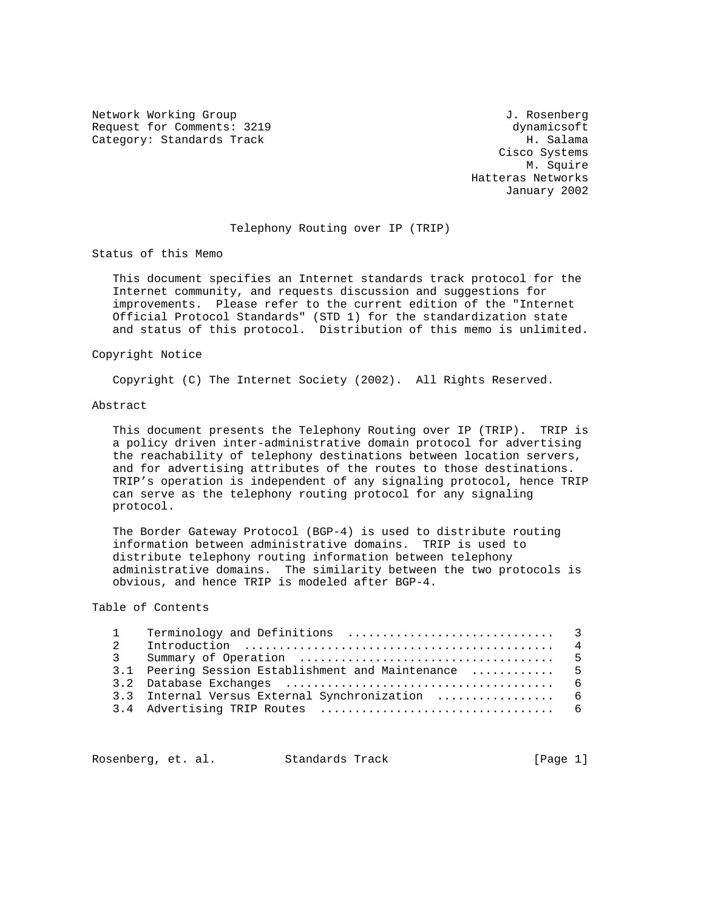Network Working Group J. Rosenberg
Request for Comments: 3219 dynamicsoft
Category: Standards Track H. Salama
Cisco Systems
M. Squire
Hatteras Networks
January 2002

# Telephony Routing over IP (TRIP)

## Status of this Memo

This document specifies an Internet standards track protocol for the Internet community, and requests discussion and suggestions for improvements. Please refer to the current edition of the "Internet Official Protocol Standards" (STD 1) for the standardization state and status of this protocol. Distribution of this memo is unlimited.

## Copyright Notice

Copyright (C) The Internet Society (2002). All Rights Reserved.

## Abstract

This document presents the Telephony Routing over IP (TRIP). TRIP is a policy driven inter-administrative domain protocol for advertising the reachability of telephony destinations between location servers, and for advertising attributes of the routes to those destinations. TRIP's operation is independent of any signaling protocol, hence TRIP can serve as the telephony routing protocol for any signaling protocol.

The Border Gateway Protocol (BGP-4) is used to distribute routing information between administrative domains. TRIP is used to distribute telephony routing information between telephony administrative domains. The similarity between the two protocols is obvious, and hence TRIP is modeled after BGP-4.

## Table of Contents

```
1    Terminology and Definitions ..............................   3
2    Introduction .............................................   4
3    Summary of Operation .....................................   5
3.1  Peering Session Establishment and Maintenance ............   5
3.2  Database Exchanges .......................................   6
3.3  Internal Versus External Synchronization .................   6
3.4  Advertising TRIP Routes ..................................   6
```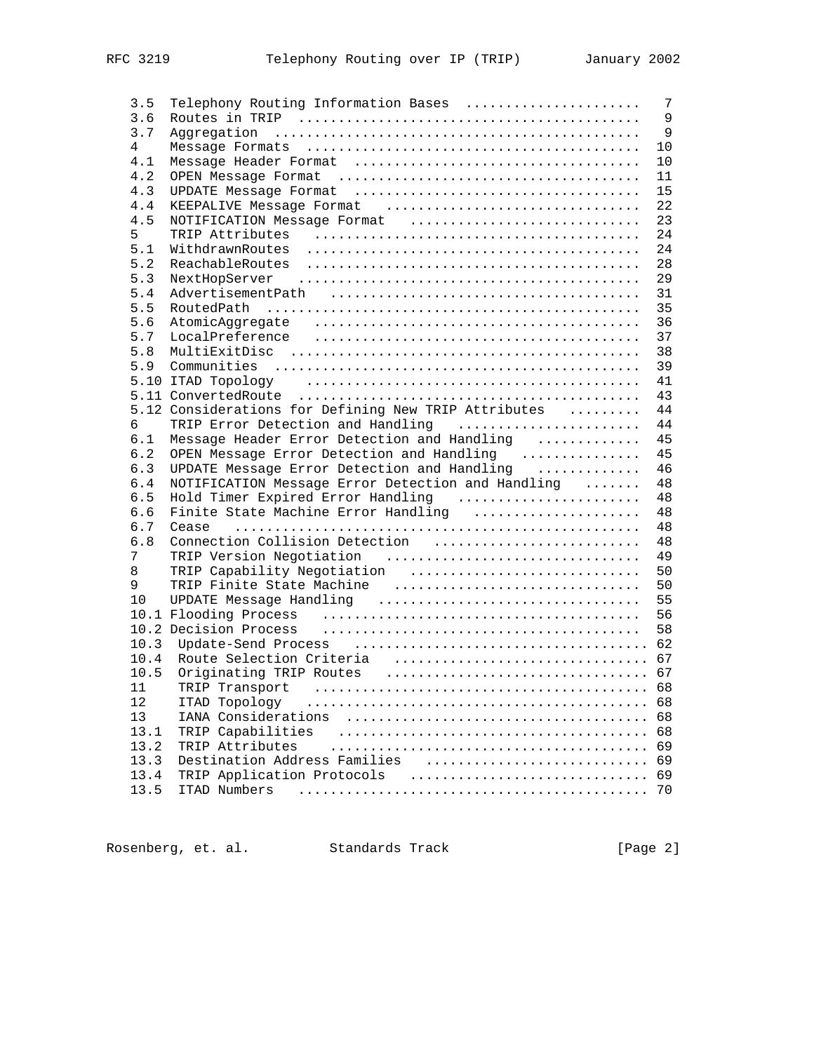```
   3.5  Telephony Routing Information Bases .....................   7
   3.6  Routes in TRIP .........................................   9
   3.7  Aggregation ............................................   9
   4    Message Formats ........................................  10
   4.1  Message Header Format ..................................  10
   4.2  OPEN Message Format ....................................  11
   4.3  UPDATE Message Format ..................................  15
   4.4  KEEPALIVE Message Format ...............................  22
   4.5  NOTIFICATION Message Format ............................  23
   5    TRIP Attributes ........................................  24
   5.1  WithdrawnRoutes ........................................  24
   5.2  ReachableRoutes ........................................  28
   5.3  NextHopServer ..........................................  29
   5.4  AdvertisementPath ......................................  31
   5.5  RoutedPath .............................................  35
   5.6  AtomicAggregate ........................................  36
   5.7  LocalPreference ........................................  37
   5.8  MultiExitDisc ..........................................  38
   5.9  Communities ............................................  39
   5.10 ITAD Topology ..........................................  41
   5.11 ConvertedRoute .........................................  43
   5.12 Considerations for Defining New TRIP Attributes ........  44
   6    TRIP Error Detection and Handling ......................  44
   6.1  Message Header Error Detection and Handling ............  45
   6.2  OPEN Message Error Detection and Handling ..............  45
   6.3  UPDATE Message Error Detection and Handling ............  46
   6.4  NOTIFICATION Message Error Detection and Handling ......  48
   6.5  Hold Timer Expired Error Handling ......................  48
   6.6  Finite State Machine Error Handling ....................  48
   6.7  Cease ..................................................  48
   6.8  Connection Collision Detection .........................  48
   7    TRIP Version Negotiation ...............................  49
   8    TRIP Capability Negotiation ............................  50
   9    TRIP Finite State Machine ..............................  50
   10   UPDATE Message Handling ................................  55
   10.1 Flooding Process .......................................  56
   10.2 Decision Process .......................................  58
   10.3  Update-Send Process ...................................  62
   10.4  Route Selection Criteria ..............................  67
   10.5  Originating TRIP Routes ...............................  67
   11    TRIP Transport ........................................  68
   12    ITAD Topology .........................................  68
   13    IANA Considerations ...................................  68
   13.1  TRIP Capabilities .....................................  68
   13.2  TRIP Attributes .......................................  69
   13.3  Destination Address Families ..........................  69
   13.4  TRIP Application Protocols ............................  69
   13.5  ITAD Numbers ..........................................  70
```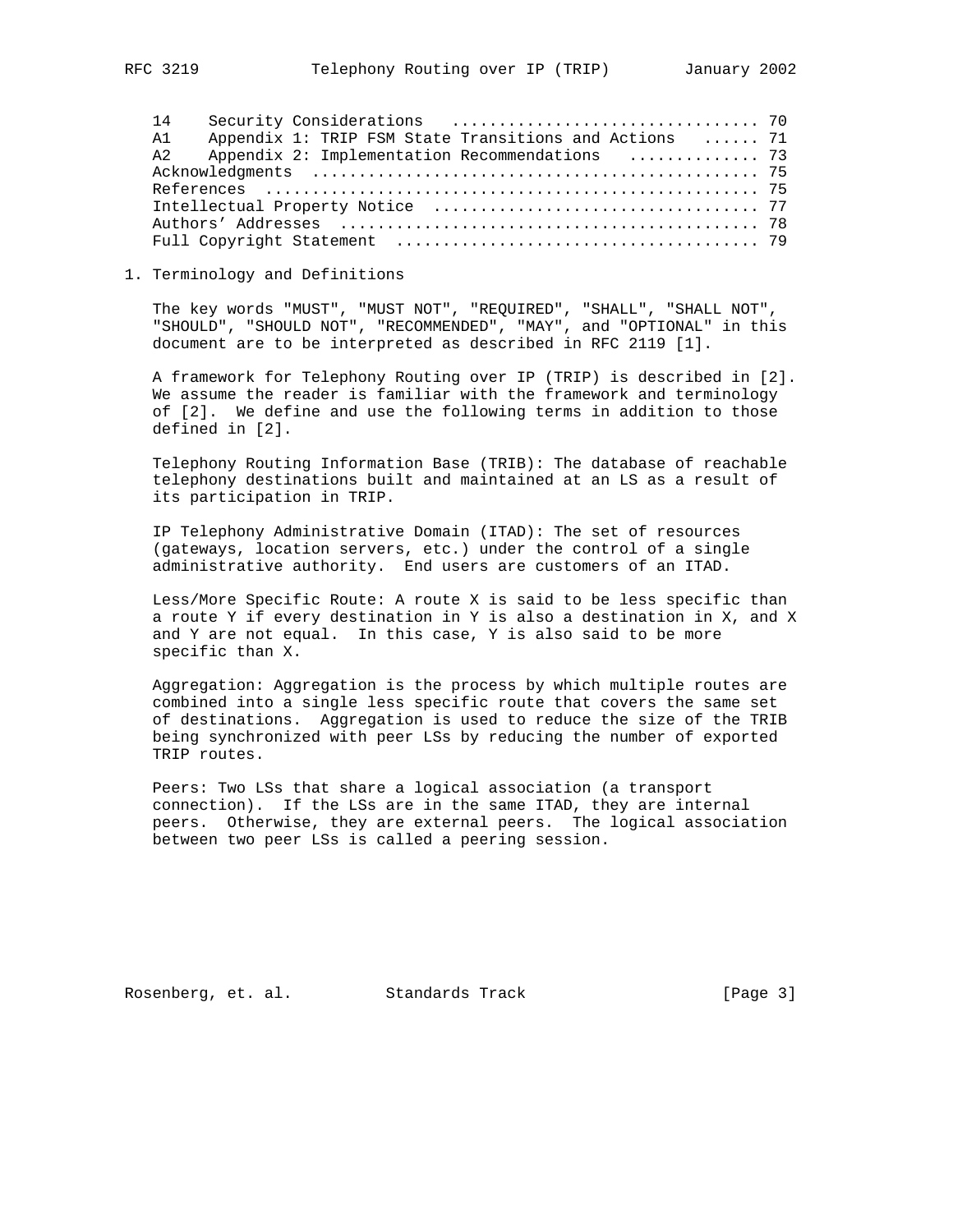| | | |
|---|---|---|
| 14 | Security Considerations | 70 |
| A1 | Appendix 1: TRIP FSM State Transitions and Actions | 71 |
| A2 | Appendix 2: Implementation Recommendations | 73 |
| | Acknowledgments | 75 |
| | References | 75 |
| | Intellectual Property Notice | 77 |
| | Authors' Addresses | 78 |
| | Full Copyright Statement | 79 |

# 1. Terminology and Definitions

The key words "MUST", "MUST NOT", "REQUIRED", "SHALL", "SHALL NOT", "SHOULD", "SHOULD NOT", "RECOMMENDED", "MAY", and "OPTIONAL" in this document are to be interpreted as described in RFC 2119 [1].

A framework for Telephony Routing over IP (TRIP) is described in [2]. We assume the reader is familiar with the framework and terminology of [2]. We define and use the following terms in addition to those defined in [2].

Telephony Routing Information Base (TRIB): The database of reachable telephony destinations built and maintained at an LS as a result of its participation in TRIP.

IP Telephony Administrative Domain (ITAD): The set of resources (gateways, location servers, etc.) under the control of a single administrative authority. End users are customers of an ITAD.

Less/More Specific Route: A route X is said to be less specific than a route Y if every destination in Y is also a destination in X, and X and Y are not equal. In this case, Y is also said to be more specific than X.

Aggregation: Aggregation is the process by which multiple routes are combined into a single less specific route that covers the same set of destinations. Aggregation is used to reduce the size of the TRIB being synchronized with peer LSs by reducing the number of exported TRIP routes.

Peers: Two LSs that share a logical association (a transport connection). If the LSs are in the same ITAD, they are internal peers. Otherwise, they are external peers. The logical association between two peer LSs is called a peering session.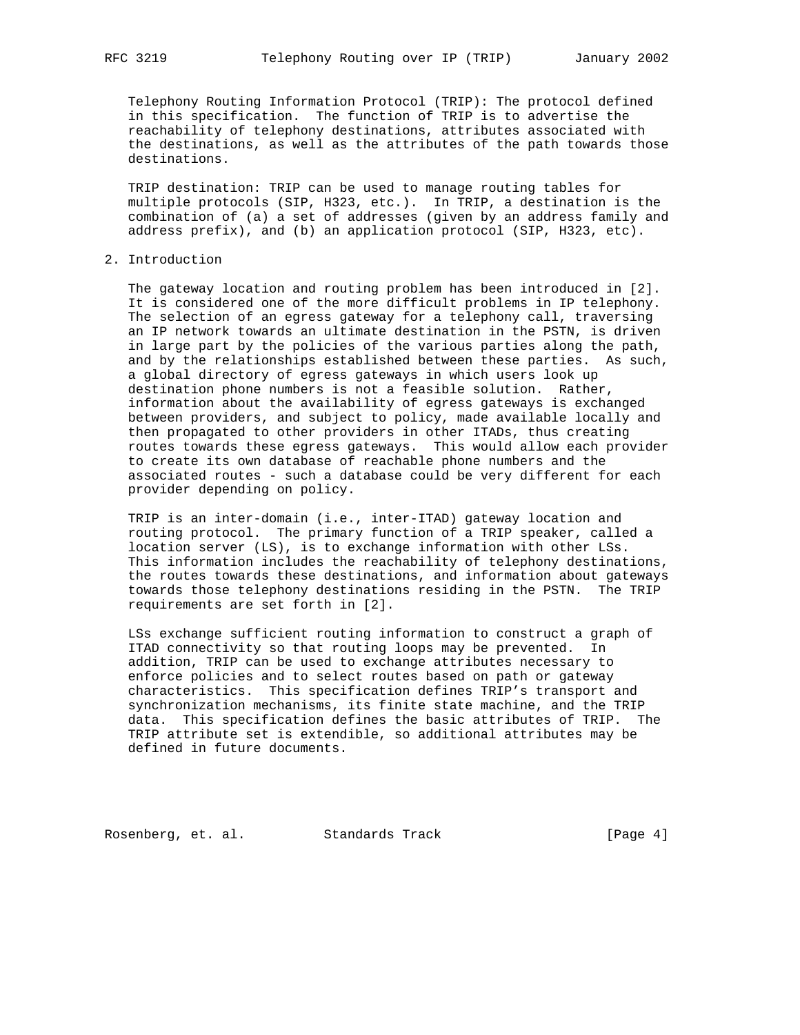Telephony Routing Information Protocol (TRIP): The protocol defined in this specification. The function of TRIP is to advertise the reachability of telephony destinations, attributes associated with the destinations, as well as the attributes of the path towards those destinations.

TRIP destination: TRIP can be used to manage routing tables for multiple protocols (SIP, H323, etc.). In TRIP, a destination is the combination of (a) a set of addresses (given by an address family and address prefix), and (b) an application protocol (SIP, H323, etc).

## 2. Introduction

The gateway location and routing problem has been introduced in [2]. It is considered one of the more difficult problems in IP telephony. The selection of an egress gateway for a telephony call, traversing an IP network towards an ultimate destination in the PSTN, is driven in large part by the policies of the various parties along the path, and by the relationships established between these parties. As such, a global directory of egress gateways in which users look up destination phone numbers is not a feasible solution. Rather, information about the availability of egress gateways is exchanged between providers, and subject to policy, made available locally and then propagated to other providers in other ITADs, thus creating routes towards these egress gateways. This would allow each provider to create its own database of reachable phone numbers and the associated routes - such a database could be very different for each provider depending on policy.

TRIP is an inter-domain (i.e., inter-ITAD) gateway location and routing protocol. The primary function of a TRIP speaker, called a location server (LS), is to exchange information with other LSs. This information includes the reachability of telephony destinations, the routes towards these destinations, and information about gateways towards those telephony destinations residing in the PSTN. The TRIP requirements are set forth in [2].

LSs exchange sufficient routing information to construct a graph of ITAD connectivity so that routing loops may be prevented. In addition, TRIP can be used to exchange attributes necessary to enforce policies and to select routes based on path or gateway characteristics. This specification defines TRIP's transport and synchronization mechanisms, its finite state machine, and the TRIP data. This specification defines the basic attributes of TRIP. The TRIP attribute set is extendible, so additional attributes may be defined in future documents.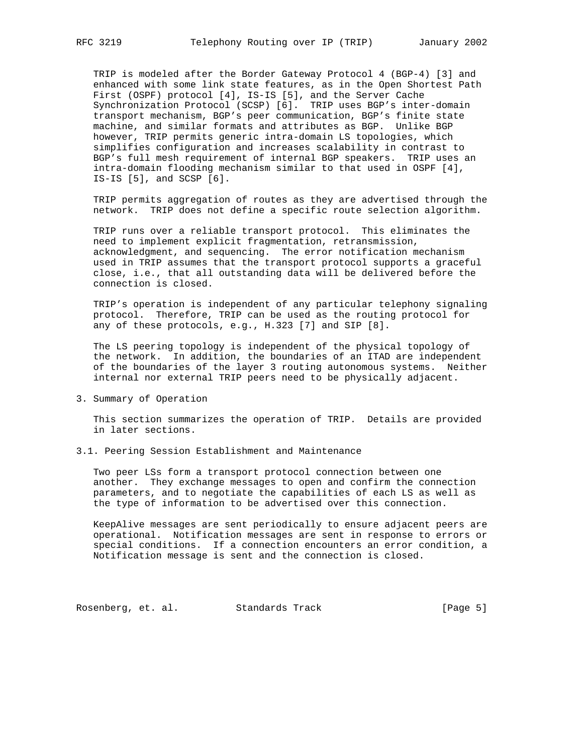TRIP is modeled after the Border Gateway Protocol 4 (BGP-4) [3] and enhanced with some link state features, as in the Open Shortest Path First (OSPF) protocol [4], IS-IS [5], and the Server Cache Synchronization Protocol (SCSP) [6]. TRIP uses BGP's inter-domain transport mechanism, BGP's peer communication, BGP's finite state machine, and similar formats and attributes as BGP. Unlike BGP however, TRIP permits generic intra-domain LS topologies, which simplifies configuration and increases scalability in contrast to BGP's full mesh requirement of internal BGP speakers. TRIP uses an intra-domain flooding mechanism similar to that used in OSPF [4], IS-IS [5], and SCSP [6].

TRIP permits aggregation of routes as they are advertised through the network. TRIP does not define a specific route selection algorithm.

TRIP runs over a reliable transport protocol. This eliminates the need to implement explicit fragmentation, retransmission, acknowledgment, and sequencing. The error notification mechanism used in TRIP assumes that the transport protocol supports a graceful close, i.e., that all outstanding data will be delivered before the connection is closed.

TRIP's operation is independent of any particular telephony signaling protocol. Therefore, TRIP can be used as the routing protocol for any of these protocols, e.g., H.323 [7] and SIP [8].

The LS peering topology is independent of the physical topology of the network. In addition, the boundaries of an ITAD are independent of the boundaries of the layer 3 routing autonomous systems. Neither internal nor external TRIP peers need to be physically adjacent.

## 3. Summary of Operation

This section summarizes the operation of TRIP. Details are provided in later sections.

### 3.1. Peering Session Establishment and Maintenance

Two peer LSs form a transport protocol connection between one another. They exchange messages to open and confirm the connection parameters, and to negotiate the capabilities of each LS as well as the type of information to be advertised over this connection.

KeepAlive messages are sent periodically to ensure adjacent peers are operational. Notification messages are sent in response to errors or special conditions. If a connection encounters an error condition, a Notification message is sent and the connection is closed.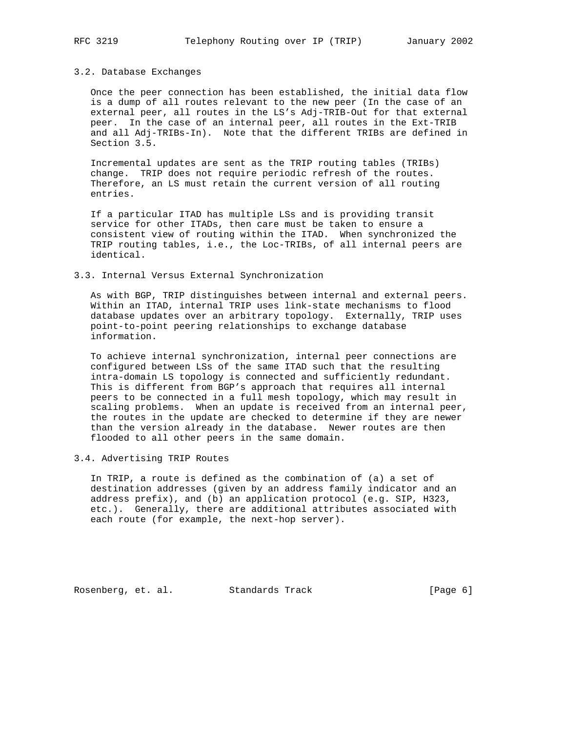## 3.2. Database Exchanges

Once the peer connection has been established, the initial data flow is a dump of all routes relevant to the new peer (In the case of an external peer, all routes in the LS's Adj-TRIB-Out for that external peer. In the case of an internal peer, all routes in the Ext-TRIB and all Adj-TRIBs-In). Note that the different TRIBs are defined in Section 3.5.

Incremental updates are sent as the TRIP routing tables (TRIBs) change. TRIP does not require periodic refresh of the routes. Therefore, an LS must retain the current version of all routing entries.

If a particular ITAD has multiple LSs and is providing transit service for other ITADs, then care must be taken to ensure a consistent view of routing within the ITAD. When synchronized the TRIP routing tables, i.e., the Loc-TRIBs, of all internal peers are identical.

## 3.3. Internal Versus External Synchronization

As with BGP, TRIP distinguishes between internal and external peers. Within an ITAD, internal TRIP uses link-state mechanisms to flood database updates over an arbitrary topology. Externally, TRIP uses point-to-point peering relationships to exchange database information.

To achieve internal synchronization, internal peer connections are configured between LSs of the same ITAD such that the resulting intra-domain LS topology is connected and sufficiently redundant. This is different from BGP's approach that requires all internal peers to be connected in a full mesh topology, which may result in scaling problems. When an update is received from an internal peer, the routes in the update are checked to determine if they are newer than the version already in the database. Newer routes are then flooded to all other peers in the same domain.

## 3.4. Advertising TRIP Routes

In TRIP, a route is defined as the combination of (a) a set of destination addresses (given by an address family indicator and an address prefix), and (b) an application protocol (e.g. SIP, H323, etc.). Generally, there are additional attributes associated with each route (for example, the next-hop server).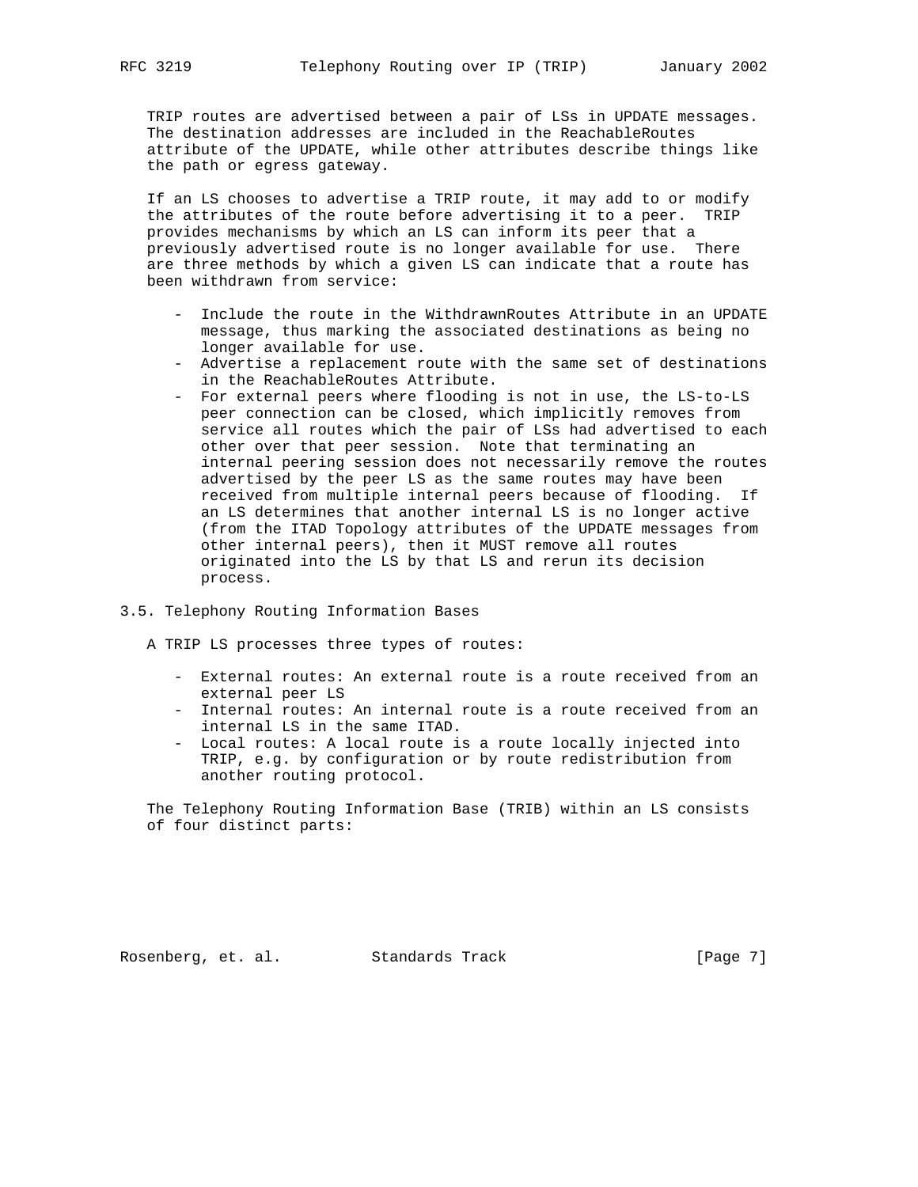TRIP routes are advertised between a pair of LSs in UPDATE messages. The destination addresses are included in the ReachableRoutes attribute of the UPDATE, while other attributes describe things like the path or egress gateway.

If an LS chooses to advertise a TRIP route, it may add to or modify the attributes of the route before advertising it to a peer. TRIP provides mechanisms by which an LS can inform its peer that a previously advertised route is no longer available for use. There are three methods by which a given LS can indicate that a route has been withdrawn from service:

- Include the route in the WithdrawnRoutes Attribute in an UPDATE message, thus marking the associated destinations as being no longer available for use.
- Advertise a replacement route with the same set of destinations in the ReachableRoutes Attribute.
- For external peers where flooding is not in use, the LS-to-LS peer connection can be closed, which implicitly removes from service all routes which the pair of LSs had advertised to each other over that peer session. Note that terminating an internal peering session does not necessarily remove the routes advertised by the peer LS as the same routes may have been received from multiple internal peers because of flooding. If an LS determines that another internal LS is no longer active (from the ITAD Topology attributes of the UPDATE messages from other internal peers), then it MUST remove all routes originated into the LS by that LS and rerun its decision process.

### 3.5. Telephony Routing Information Bases

A TRIP LS processes three types of routes:

- External routes: An external route is a route received from an external peer LS
- Internal routes: An internal route is a route received from an internal LS in the same ITAD.
- Local routes: A local route is a route locally injected into TRIP, e.g. by configuration or by route redistribution from another routing protocol.

The Telephony Routing Information Base (TRIB) within an LS consists of four distinct parts: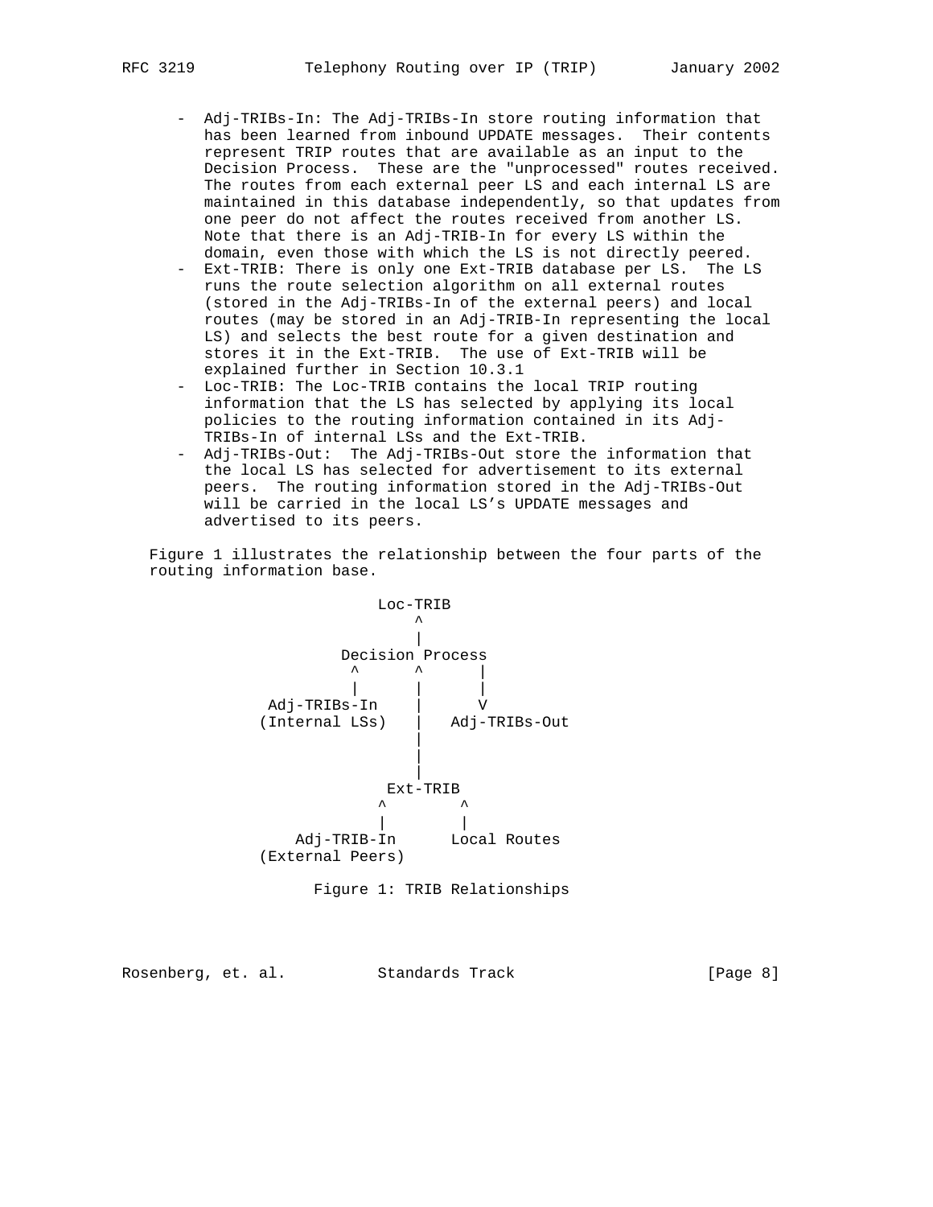- Adj-TRIBs-In: The Adj-TRIBs-In store routing information that has been learned from inbound UPDATE messages. Their contents represent TRIP routes that are available as an input to the Decision Process. These are the "unprocessed" routes received. The routes from each external peer LS and each internal LS are maintained in this database independently, so that updates from one peer do not affect the routes received from another LS. Note that there is an Adj-TRIB-In for every LS within the domain, even those with which the LS is not directly peered.
- Ext-TRIB: There is only one Ext-TRIB database per LS. The LS runs the route selection algorithm on all external routes (stored in the Adj-TRIBs-In of the external peers) and local routes (may be stored in an Adj-TRIB-In representing the local LS) and selects the best route for a given destination and stores it in the Ext-TRIB. The use of Ext-TRIB will be explained further in Section 10.3.1
- Loc-TRIB: The Loc-TRIB contains the local TRIP routing information that the LS has selected by applying its local policies to the routing information contained in its Adj-TRIBs-In of internal LSs and the Ext-TRIB.
- Adj-TRIBs-Out: The Adj-TRIBs-Out store the information that the local LS has selected for advertisement to its external peers. The routing information stored in the Adj-TRIBs-Out will be carried in the local LS's UPDATE messages and advertised to its peers.

Figure 1 illustrates the relationship between the four parts of the routing information base.

```
                    Loc-TRIB
                        ^
                        |
                Decision Process
                 ^      ^      |
                 |      |      |
        Adj-TRIBs-In    |      V
       (Internal LSs)   |   Adj-TRIBs-Out
                        |
                        |
                        |
                     Ext-TRIB
                   ^        ^
                   |        |
           Adj-TRIB-In      Local Routes
       (External Peers)
```

Figure 1: TRIB Relationships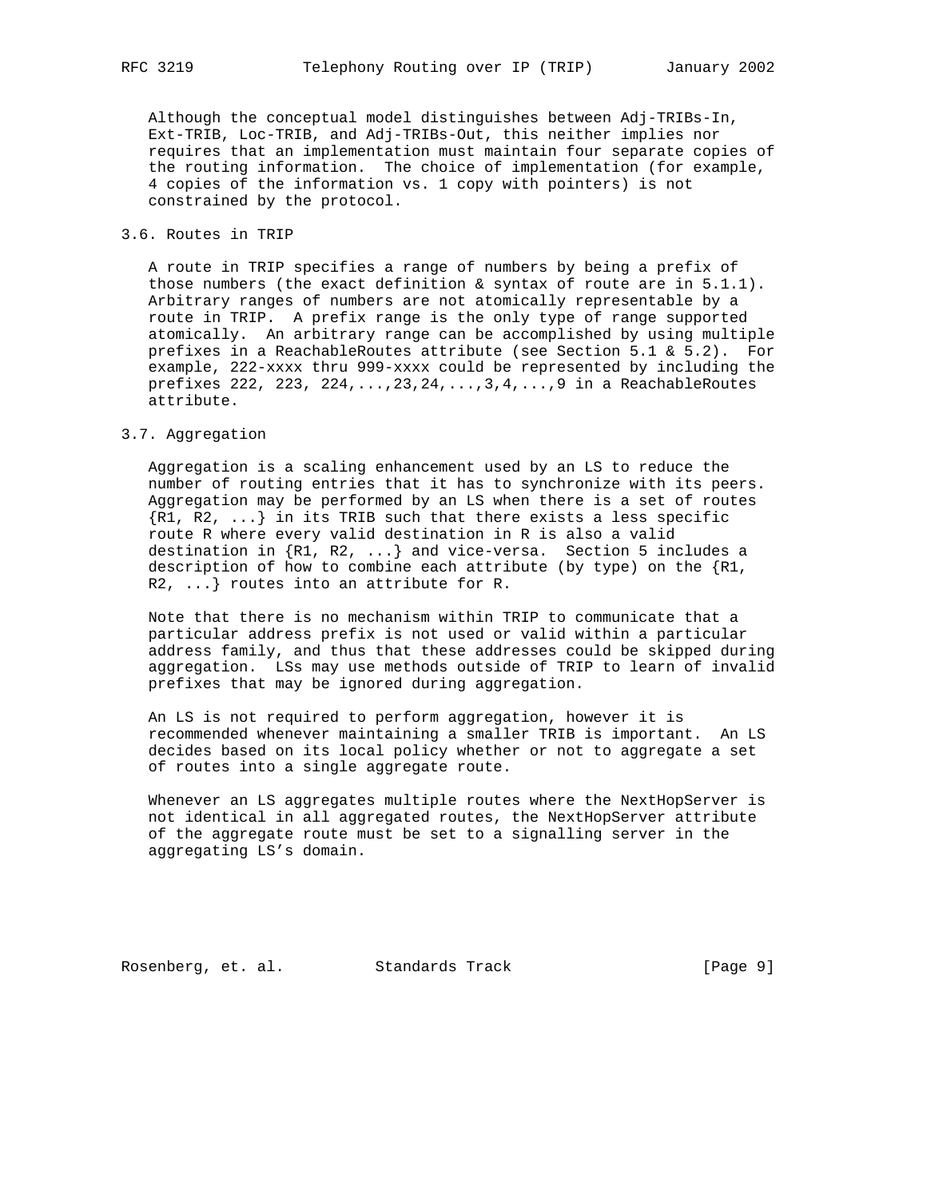Although the conceptual model distinguishes between Adj-TRIBs-In, Ext-TRIB, Loc-TRIB, and Adj-TRIBs-Out, this neither implies nor requires that an implementation must maintain four separate copies of the routing information. The choice of implementation (for example, 4 copies of the information vs. 1 copy with pointers) is not constrained by the protocol.

## 3.6. Routes in TRIP

A route in TRIP specifies a range of numbers by being a prefix of those numbers (the exact definition & syntax of route are in 5.1.1). Arbitrary ranges of numbers are not atomically representable by a route in TRIP. A prefix range is the only type of range supported atomically. An arbitrary range can be accomplished by using multiple prefixes in a ReachableRoutes attribute (see Section 5.1 & 5.2). For example, 222-xxxx thru 999-xxxx could be represented by including the prefixes 222, 223, 224,...,23,24,...,3,4,...,9 in a ReachableRoutes attribute.

## 3.7. Aggregation

Aggregation is a scaling enhancement used by an LS to reduce the number of routing entries that it has to synchronize with its peers. Aggregation may be performed by an LS when there is a set of routes {R1, R2, ...} in its TRIB such that there exists a less specific route R where every valid destination in R is also a valid destination in {R1, R2, ...} and vice-versa. Section 5 includes a description of how to combine each attribute (by type) on the {R1, R2, ...} routes into an attribute for R.

Note that there is no mechanism within TRIP to communicate that a particular address prefix is not used or valid within a particular address family, and thus that these addresses could be skipped during aggregation. LSs may use methods outside of TRIP to learn of invalid prefixes that may be ignored during aggregation.

An LS is not required to perform aggregation, however it is recommended whenever maintaining a smaller TRIB is important. An LS decides based on its local policy whether or not to aggregate a set of routes into a single aggregate route.

Whenever an LS aggregates multiple routes where the NextHopServer is not identical in all aggregated routes, the NextHopServer attribute of the aggregate route must be set to a signalling server in the aggregating LS's domain.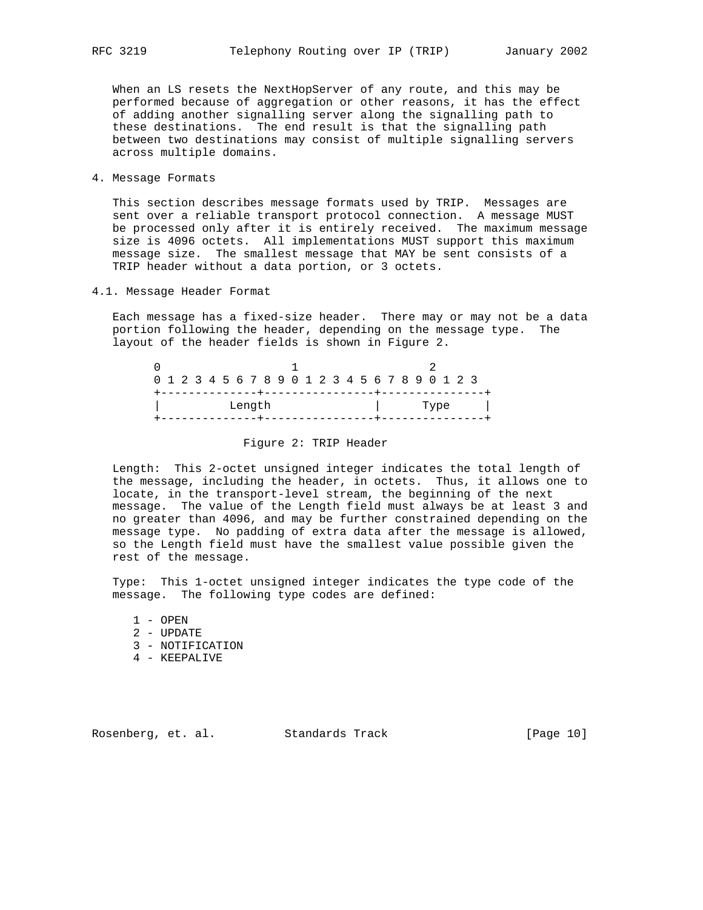When an LS resets the NextHopServer of any route, and this may be performed because of aggregation or other reasons, it has the effect of adding another signalling server along the signalling path to these destinations. The end result is that the signalling path between two destinations may consist of multiple signalling servers across multiple domains.

## 4. Message Formats

This section describes message formats used by TRIP. Messages are sent over a reliable transport protocol connection. A message MUST be processed only after it is entirely received. The maximum message size is 4096 octets. All implementations MUST support this maximum message size. The smallest message that MAY be sent consists of a TRIP header without a data portion, or 3 octets.

### 4.1. Message Header Format

Each message has a fixed-size header. There may or may not be a data portion following the header, depending on the message type. The layout of the header fields is shown in Figure 2.

```
 0                   1                   2
 0 1 2 3 4 5 6 7 8 9 0 1 2 3 4 5 6 7 8 9 0 1 2 3
+--------------+----------------+---------------+
|          Length               |      Type     |
+--------------+----------------+---------------+
```

Figure 2: TRIP Header

Length: This 2-octet unsigned integer indicates the total length of the message, including the header, in octets. Thus, it allows one to locate, in the transport-level stream, the beginning of the next message. The value of the Length field must always be at least 3 and no greater than 4096, and may be further constrained depending on the message type. No padding of extra data after the message is allowed, so the Length field must have the smallest value possible given the rest of the message.

Type: This 1-octet unsigned integer indicates the type code of the message. The following type codes are defined:

1 - OPEN
2 - UPDATE
3 - NOTIFICATION
4 - KEEPALIVE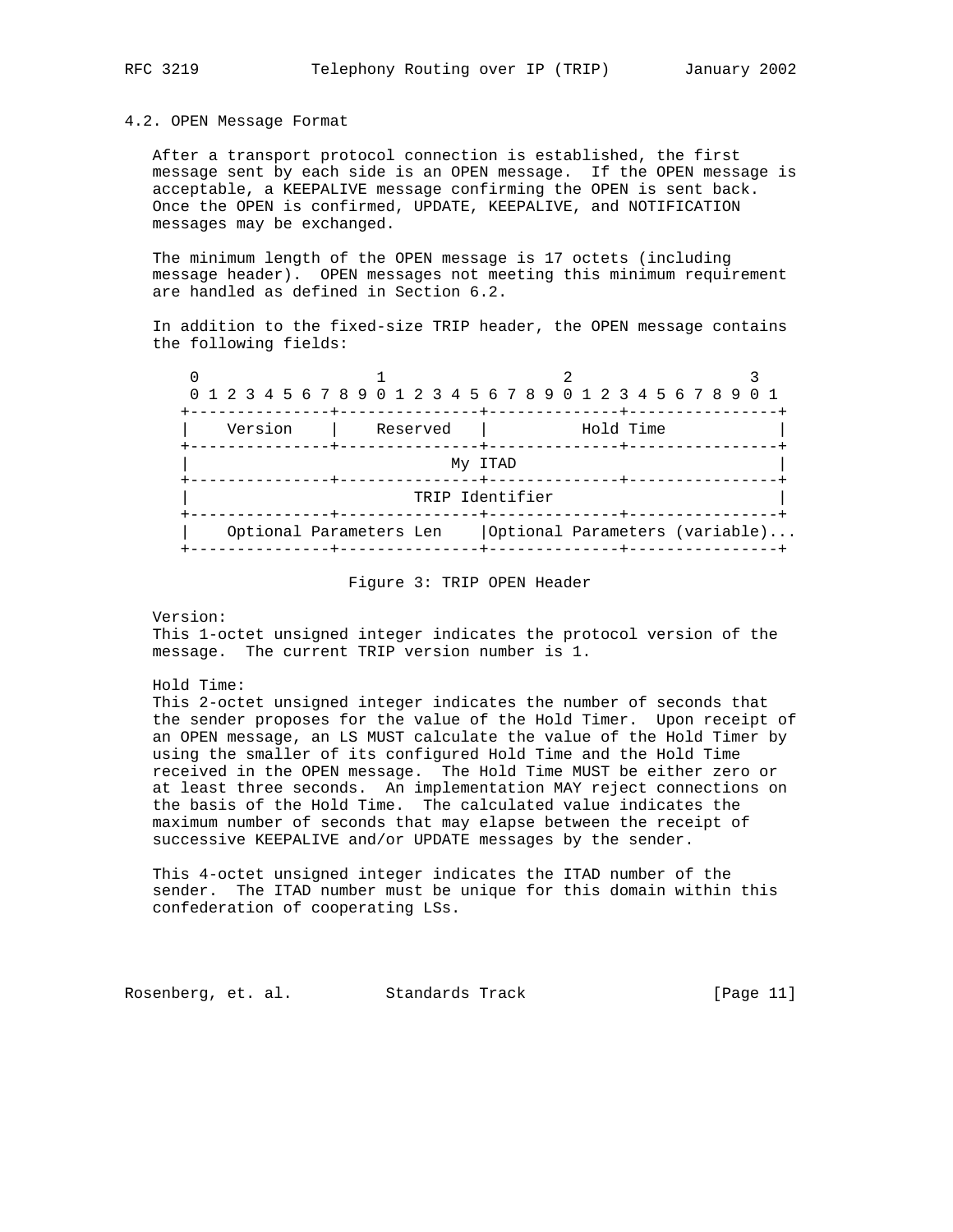### 4.2. OPEN Message Format

After a transport protocol connection is established, the first message sent by each side is an OPEN message. If the OPEN message is acceptable, a KEEPALIVE message confirming the OPEN is sent back. Once the OPEN is confirmed, UPDATE, KEEPALIVE, and NOTIFICATION messages may be exchanged.

The minimum length of the OPEN message is 17 octets (including message header). OPEN messages not meeting this minimum requirement are handled as defined in Section 6.2.

In addition to the fixed-size TRIP header, the OPEN message contains the following fields:

```
 0                   1                   2                   3
 0 1 2 3 4 5 6 7 8 9 0 1 2 3 4 5 6 7 8 9 0 1 2 3 4 5 6 7 8 9 0 1
+---------------+---------------+--------------+----------------+
|    Version    |    Reserved   |          Hold Time            |
+---------------+---------------+--------------+----------------+
|                            My ITAD                            |
+---------------+---------------+--------------+----------------+
|                        TRIP Identifier                        |
+---------------+---------------+--------------+----------------+
|    Optional Parameters Len    |Optional Parameters (variable)...
+---------------+---------------+--------------+----------------+
```

Figure 3: TRIP OPEN Header

Version:
This 1-octet unsigned integer indicates the protocol version of the message. The current TRIP version number is 1.

Hold Time:
This 2-octet unsigned integer indicates the number of seconds that the sender proposes for the value of the Hold Timer. Upon receipt of an OPEN message, an LS MUST calculate the value of the Hold Timer by using the smaller of its configured Hold Time and the Hold Time received in the OPEN message. The Hold Time MUST be either zero or at least three seconds. An implementation MAY reject connections on the basis of the Hold Time. The calculated value indicates the maximum number of seconds that may elapse between the receipt of successive KEEPALIVE and/or UPDATE messages by the sender.

This 4-octet unsigned integer indicates the ITAD number of the sender. The ITAD number must be unique for this domain within this confederation of cooperating LSs.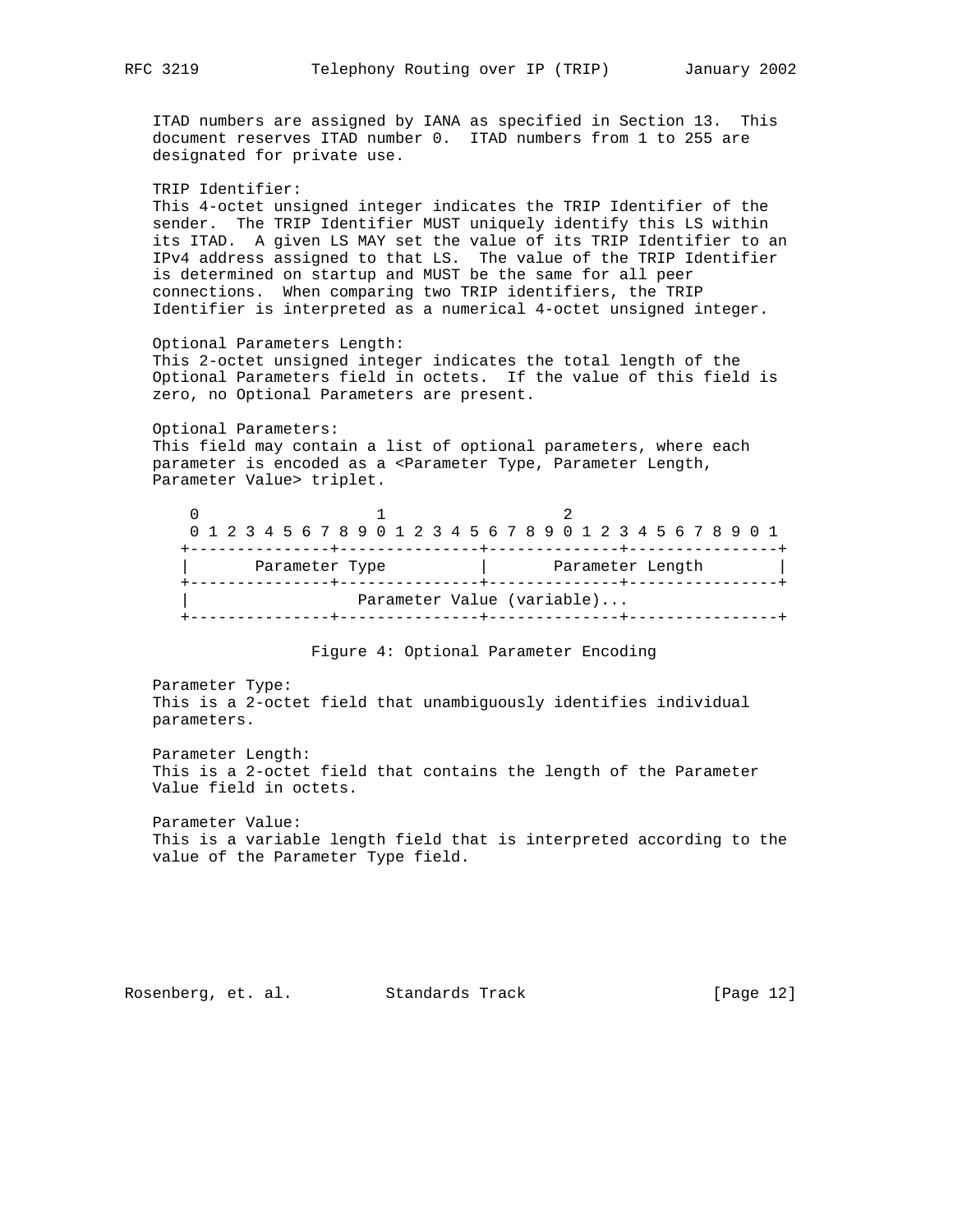ITAD numbers are assigned by IANA as specified in Section 13. This document reserves ITAD number 0. ITAD numbers from 1 to 255 are designated for private use.

TRIP Identifier:
This 4-octet unsigned integer indicates the TRIP Identifier of the sender. The TRIP Identifier MUST uniquely identify this LS within its ITAD. A given LS MAY set the value of its TRIP Identifier to an IPv4 address assigned to that LS. The value of the TRIP Identifier is determined on startup and MUST be the same for all peer connections. When comparing two TRIP identifiers, the TRIP Identifier is interpreted as a numerical 4-octet unsigned integer.

Optional Parameters Length:
This 2-octet unsigned integer indicates the total length of the Optional Parameters field in octets. If the value of this field is zero, no Optional Parameters are present.

Optional Parameters:
This field may contain a list of optional parameters, where each parameter is encoded as a <Parameter Type, Parameter Length, Parameter Value> triplet.

```
 0                   1                   2
 0 1 2 3 4 5 6 7 8 9 0 1 2 3 4 5 6 7 8 9 0 1 2 3 4 5 6 7 8 9 0 1
+---------------+---------------+--------------+----------------+
|       Parameter Type          |       Parameter Length        |
+---------------+---------------+--------------+----------------+
|                  Parameter Value (variable)...
+---------------+---------------+--------------+----------------+
```

Figure 4: Optional Parameter Encoding

Parameter Type:
This is a 2-octet field that unambiguously identifies individual parameters.

Parameter Length:
This is a 2-octet field that contains the length of the Parameter Value field in octets.

Parameter Value:
This is a variable length field that is interpreted according to the value of the Parameter Type field.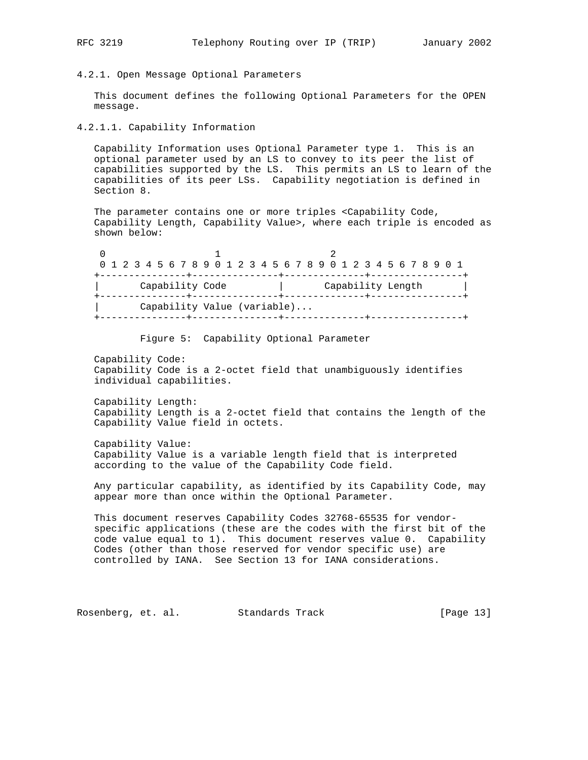#### 4.2.1. Open Message Optional Parameters

This document defines the following Optional Parameters for the OPEN message.

##### 4.2.1.1. Capability Information

Capability Information uses Optional Parameter type 1. This is an optional parameter used by an LS to convey to its peer the list of capabilities supported by the LS. This permits an LS to learn of the capabilities of its peer LSs. Capability negotiation is defined in Section 8.

The parameter contains one or more triples <Capability Code, Capability Length, Capability Value>, where each triple is encoded as shown below:

```
 0                   1                   2
 0 1 2 3 4 5 6 7 8 9 0 1 2 3 4 5 6 7 8 9 0 1 2 3 4 5 6 7 8 9 0 1
+---------------+---------------+--------------+----------------+
|       Capability Code         |       Capability Length       |
+---------------+---------------+--------------+----------------+
|       Capability Value (variable)...
+---------------+---------------+--------------+----------------+
```

Figure 5: Capability Optional Parameter

Capability Code:
Capability Code is a 2-octet field that unambiguously identifies individual capabilities.

Capability Length:
Capability Length is a 2-octet field that contains the length of the Capability Value field in octets.

Capability Value:
Capability Value is a variable length field that is interpreted according to the value of the Capability Code field.

Any particular capability, as identified by its Capability Code, may appear more than once within the Optional Parameter.

This document reserves Capability Codes 32768-65535 for vendor-specific applications (these are the codes with the first bit of the code value equal to 1). This document reserves value 0. Capability Codes (other than those reserved for vendor specific use) are controlled by IANA. See Section 13 for IANA considerations.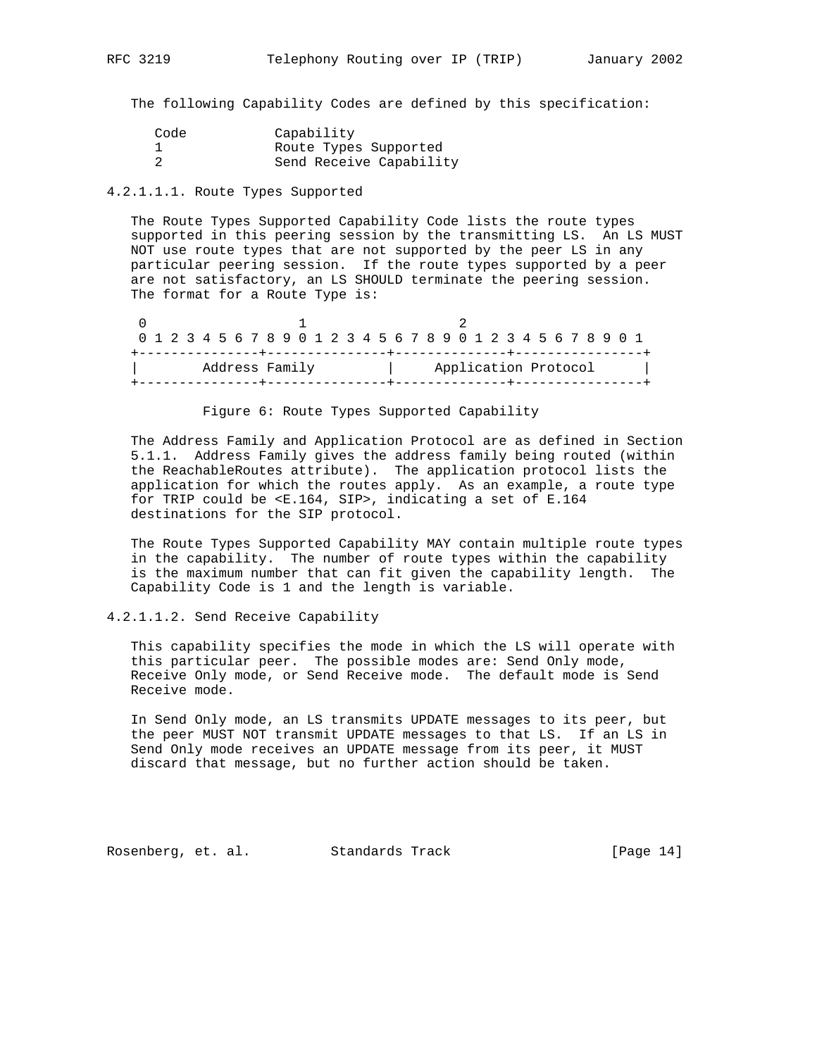The following Capability Codes are defined by this specification:

| Code | Capability |
| --- | --- |
| 1 | Route Types Supported |
| 2 | Send Receive Capability |

#### 4.2.1.1.1. Route Types Supported

The Route Types Supported Capability Code lists the route types supported in this peering session by the transmitting LS. An LS MUST NOT use route types that are not supported by the peer LS in any particular peering session. If the route types supported by a peer are not satisfactory, an LS SHOULD terminate the peering session. The format for a Route Type is:

```
 0                   1                   2
 0 1 2 3 4 5 6 7 8 9 0 1 2 3 4 5 6 7 8 9 0 1 2 3 4 5 6 7 8 9 0 1
+---------------+---------------+--------------+----------------+
|       Address Family          |     Application Protocol      |
+---------------+---------------+--------------+----------------+
```

Figure 6: Route Types Supported Capability

The Address Family and Application Protocol are as defined in Section 5.1.1. Address Family gives the address family being routed (within the ReachableRoutes attribute). The application protocol lists the application for which the routes apply. As an example, a route type for TRIP could be <E.164, SIP>, indicating a set of E.164 destinations for the SIP protocol.

The Route Types Supported Capability MAY contain multiple route types in the capability. The number of route types within the capability is the maximum number that can fit given the capability length. The Capability Code is 1 and the length is variable.

#### 4.2.1.1.2. Send Receive Capability

This capability specifies the mode in which the LS will operate with this particular peer. The possible modes are: Send Only mode, Receive Only mode, or Send Receive mode. The default mode is Send Receive mode.

In Send Only mode, an LS transmits UPDATE messages to its peer, but the peer MUST NOT transmit UPDATE messages to that LS. If an LS in Send Only mode receives an UPDATE message from its peer, it MUST discard that message, but no further action should be taken.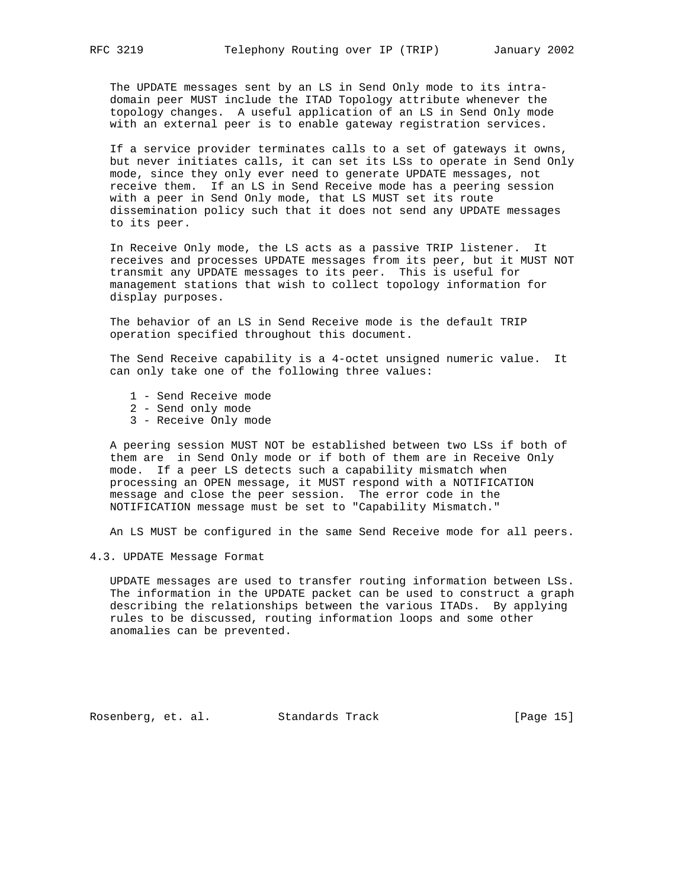The UPDATE messages sent by an LS in Send Only mode to its intra-domain peer MUST include the ITAD Topology attribute whenever the topology changes. A useful application of an LS in Send Only mode with an external peer is to enable gateway registration services.

If a service provider terminates calls to a set of gateways it owns, but never initiates calls, it can set its LSs to operate in Send Only mode, since they only ever need to generate UPDATE messages, not receive them. If an LS in Send Receive mode has a peering session with a peer in Send Only mode, that LS MUST set its route dissemination policy such that it does not send any UPDATE messages to its peer.

In Receive Only mode, the LS acts as a passive TRIP listener. It receives and processes UPDATE messages from its peer, but it MUST NOT transmit any UPDATE messages to its peer. This is useful for management stations that wish to collect topology information for display purposes.

The behavior of an LS in Send Receive mode is the default TRIP operation specified throughout this document.

The Send Receive capability is a 4-octet unsigned numeric value. It can only take one of the following three values:

1 - Send Receive mode
2 - Send only mode
3 - Receive Only mode

A peering session MUST NOT be established between two LSs if both of them are in Send Only mode or if both of them are in Receive Only mode. If a peer LS detects such a capability mismatch when processing an OPEN message, it MUST respond with a NOTIFICATION message and close the peer session. The error code in the NOTIFICATION message must be set to "Capability Mismatch."

An LS MUST be configured in the same Send Receive mode for all peers.

## 4.3. UPDATE Message Format

UPDATE messages are used to transfer routing information between LSs. The information in the UPDATE packet can be used to construct a graph describing the relationships between the various ITADs. By applying rules to be discussed, routing information loops and some other anomalies can be prevented.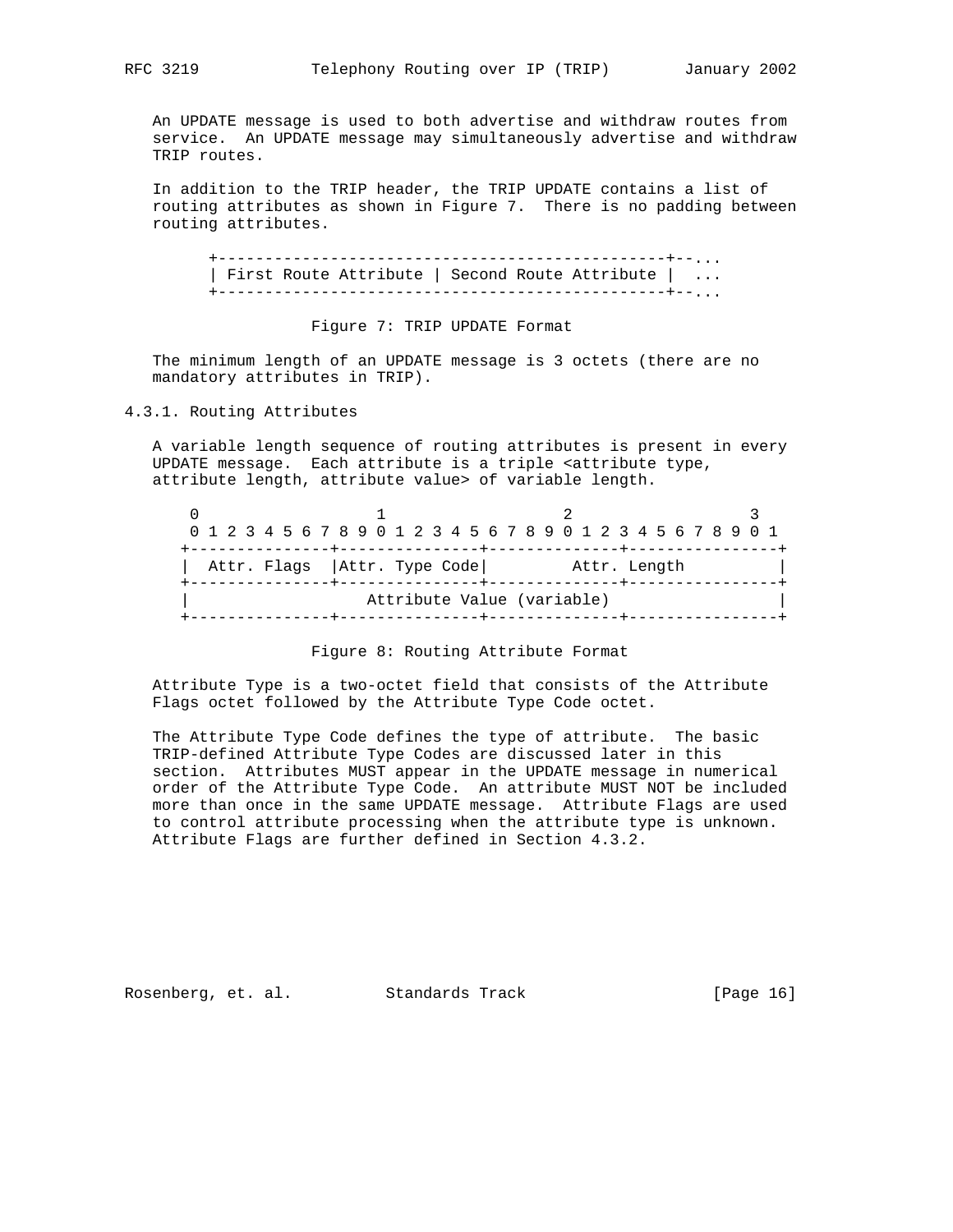An UPDATE message is used to both advertise and withdraw routes from service. An UPDATE message may simultaneously advertise and withdraw TRIP routes.

In addition to the TRIP header, the TRIP UPDATE contains a list of routing attributes as shown in Figure 7. There is no padding between routing attributes.

```
+------------------------------------------------+--...
| First Route Attribute | Second Route Attribute |  ...
+------------------------------------------------+--...
```

Figure 7: TRIP UPDATE Format

The minimum length of an UPDATE message is 3 octets (there are no mandatory attributes in TRIP).

### 4.3.1. Routing Attributes

A variable length sequence of routing attributes is present in every UPDATE message. Each attribute is a triple <attribute type, attribute length, attribute value> of variable length.

```
 0                   1                   2                   3
 0 1 2 3 4 5 6 7 8 9 0 1 2 3 4 5 6 7 8 9 0 1 2 3 4 5 6 7 8 9 0 1
+---------------+---------------+--------------+----------------+
|  Attr. Flags  |Attr. Type Code|         Attr. Length          |
+---------------+---------------+--------------+----------------+
|                  Attribute Value (variable)                   |
+---------------+---------------+--------------+----------------+
```

Figure 8: Routing Attribute Format

Attribute Type is a two-octet field that consists of the Attribute Flags octet followed by the Attribute Type Code octet.

The Attribute Type Code defines the type of attribute. The basic TRIP-defined Attribute Type Codes are discussed later in this section. Attributes MUST appear in the UPDATE message in numerical order of the Attribute Type Code. An attribute MUST NOT be included more than once in the same UPDATE message. Attribute Flags are used to control attribute processing when the attribute type is unknown. Attribute Flags are further defined in Section 4.3.2.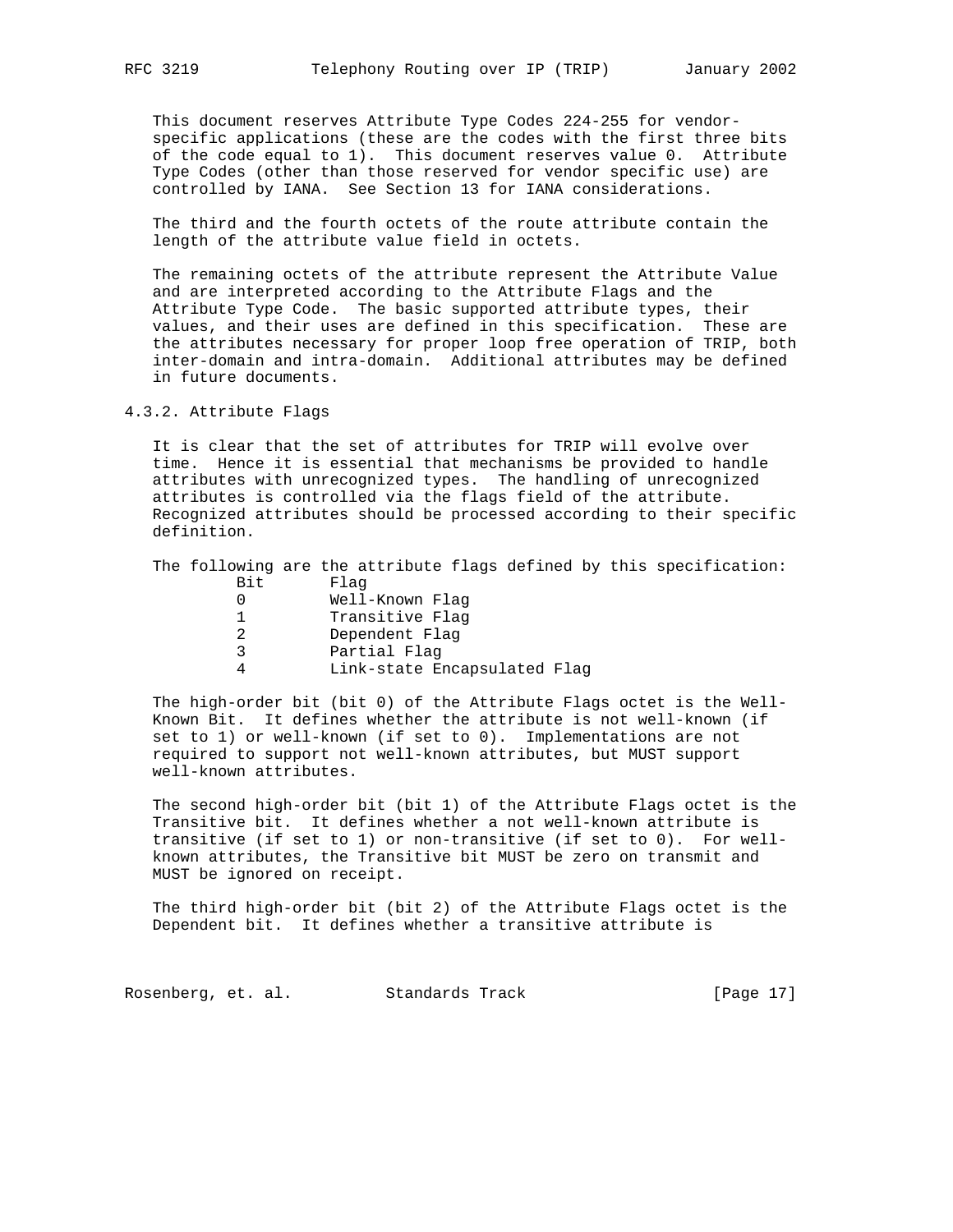This document reserves Attribute Type Codes 224-255 for vendor-specific applications (these are the codes with the first three bits of the code equal to 1). This document reserves value 0. Attribute Type Codes (other than those reserved for vendor specific use) are controlled by IANA. See Section 13 for IANA considerations.

The third and the fourth octets of the route attribute contain the length of the attribute value field in octets.

The remaining octets of the attribute represent the Attribute Value and are interpreted according to the Attribute Flags and the Attribute Type Code. The basic supported attribute types, their values, and their uses are defined in this specification. These are the attributes necessary for proper loop free operation of TRIP, both inter-domain and intra-domain. Additional attributes may be defined in future documents.

### 4.3.2. Attribute Flags

It is clear that the set of attributes for TRIP will evolve over time. Hence it is essential that mechanisms be provided to handle attributes with unrecognized types. The handling of unrecognized attributes is controlled via the flags field of the attribute. Recognized attributes should be processed according to their specific definition.

The following are the attribute flags defined by this specification:

| Bit | Flag |
|---|---|
| 0 | Well-Known Flag |
| 1 | Transitive Flag |
| 2 | Dependent Flag |
| 3 | Partial Flag |
| 4 | Link-state Encapsulated Flag |

The high-order bit (bit 0) of the Attribute Flags octet is the Well-Known Bit. It defines whether the attribute is not well-known (if set to 1) or well-known (if set to 0). Implementations are not required to support not well-known attributes, but MUST support well-known attributes.

The second high-order bit (bit 1) of the Attribute Flags octet is the Transitive bit. It defines whether a not well-known attribute is transitive (if set to 1) or non-transitive (if set to 0). For well-known attributes, the Transitive bit MUST be zero on transmit and MUST be ignored on receipt.

The third high-order bit (bit 2) of the Attribute Flags octet is the Dependent bit. It defines whether a transitive attribute is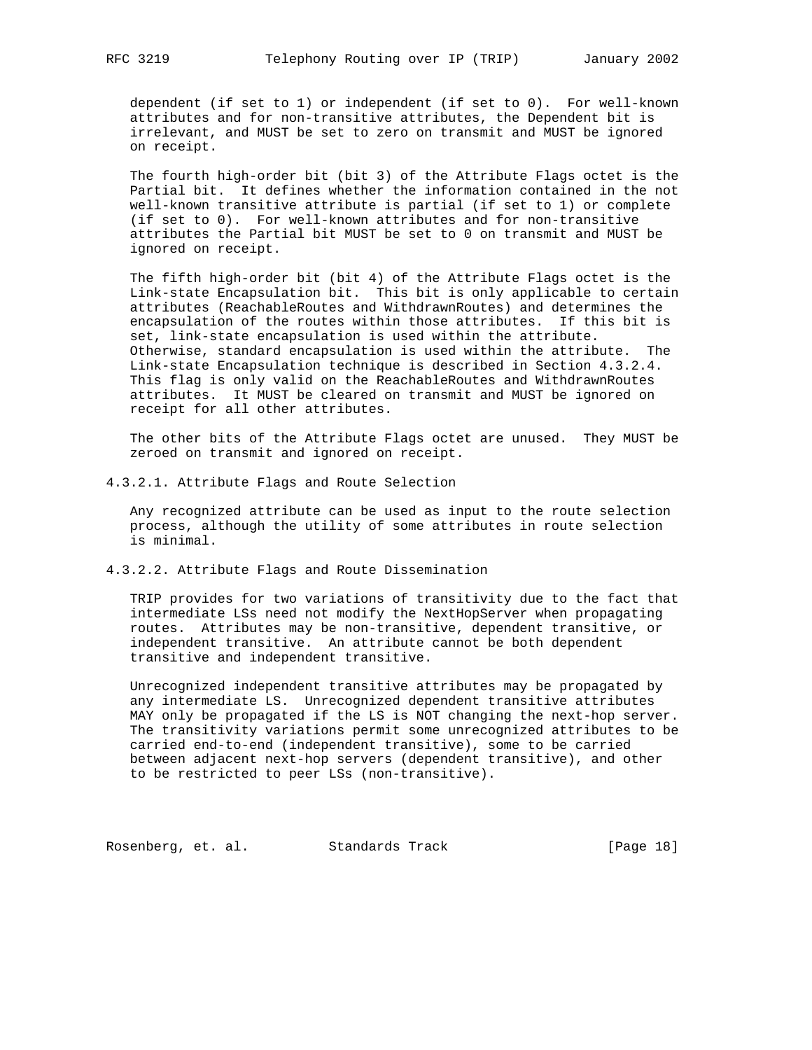dependent (if set to 1) or independent (if set to 0). For well-known attributes and for non-transitive attributes, the Dependent bit is irrelevant, and MUST be set to zero on transmit and MUST be ignored on receipt.

The fourth high-order bit (bit 3) of the Attribute Flags octet is the Partial bit. It defines whether the information contained in the not well-known transitive attribute is partial (if set to 1) or complete (if set to 0). For well-known attributes and for non-transitive attributes the Partial bit MUST be set to 0 on transmit and MUST be ignored on receipt.

The fifth high-order bit (bit 4) of the Attribute Flags octet is the Link-state Encapsulation bit. This bit is only applicable to certain attributes (ReachableRoutes and WithdrawnRoutes) and determines the encapsulation of the routes within those attributes. If this bit is set, link-state encapsulation is used within the attribute. Otherwise, standard encapsulation is used within the attribute. The Link-state Encapsulation technique is described in Section 4.3.2.4. This flag is only valid on the ReachableRoutes and WithdrawnRoutes attributes. It MUST be cleared on transmit and MUST be ignored on receipt for all other attributes.

The other bits of the Attribute Flags octet are unused. They MUST be zeroed on transmit and ignored on receipt.

#### 4.3.2.1. Attribute Flags and Route Selection

Any recognized attribute can be used as input to the route selection process, although the utility of some attributes in route selection is minimal.

#### 4.3.2.2. Attribute Flags and Route Dissemination

TRIP provides for two variations of transitivity due to the fact that intermediate LSs need not modify the NextHopServer when propagating routes. Attributes may be non-transitive, dependent transitive, or independent transitive. An attribute cannot be both dependent transitive and independent transitive.

Unrecognized independent transitive attributes may be propagated by any intermediate LS. Unrecognized dependent transitive attributes MAY only be propagated if the LS is NOT changing the next-hop server. The transitivity variations permit some unrecognized attributes to be carried end-to-end (independent transitive), some to be carried between adjacent next-hop servers (dependent transitive), and other to be restricted to peer LSs (non-transitive).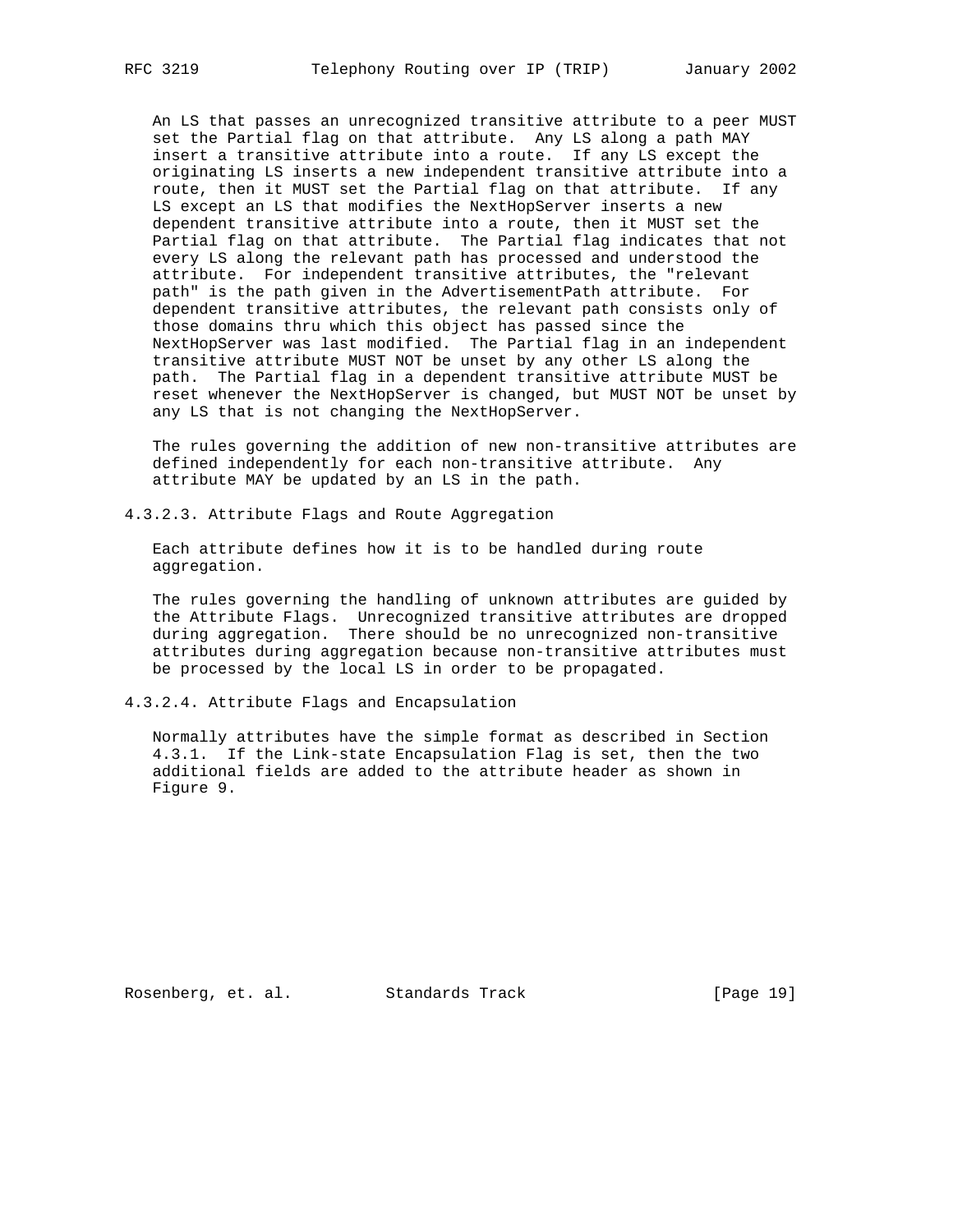An LS that passes an unrecognized transitive attribute to a peer MUST set the Partial flag on that attribute. Any LS along a path MAY insert a transitive attribute into a route. If any LS except the originating LS inserts a new independent transitive attribute into a route, then it MUST set the Partial flag on that attribute. If any LS except an LS that modifies the NextHopServer inserts a new dependent transitive attribute into a route, then it MUST set the Partial flag on that attribute. The Partial flag indicates that not every LS along the relevant path has processed and understood the attribute. For independent transitive attributes, the "relevant path" is the path given in the AdvertisementPath attribute. For dependent transitive attributes, the relevant path consists only of those domains thru which this object has passed since the NextHopServer was last modified. The Partial flag in an independent transitive attribute MUST NOT be unset by any other LS along the path. The Partial flag in a dependent transitive attribute MUST be reset whenever the NextHopServer is changed, but MUST NOT be unset by any LS that is not changing the NextHopServer.

The rules governing the addition of new non-transitive attributes are defined independently for each non-transitive attribute. Any attribute MAY be updated by an LS in the path.

#### 4.3.2.3. Attribute Flags and Route Aggregation

Each attribute defines how it is to be handled during route aggregation.

The rules governing the handling of unknown attributes are guided by the Attribute Flags. Unrecognized transitive attributes are dropped during aggregation. There should be no unrecognized non-transitive attributes during aggregation because non-transitive attributes must be processed by the local LS in order to be propagated.

#### 4.3.2.4. Attribute Flags and Encapsulation

Normally attributes have the simple format as described in Section 4.3.1. If the Link-state Encapsulation Flag is set, then the two additional fields are added to the attribute header as shown in Figure 9.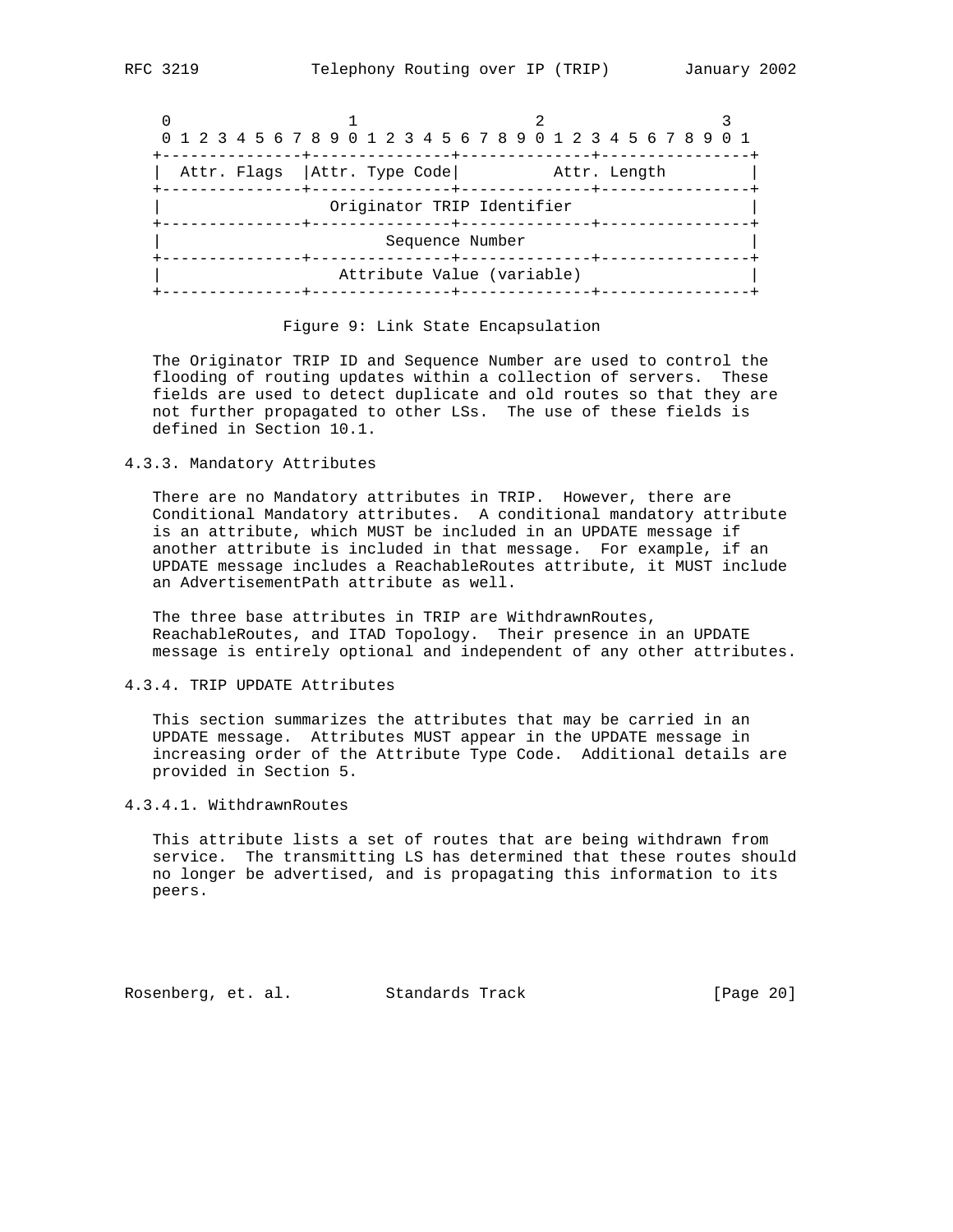```
    0                   1                   2                   3
    0 1 2 3 4 5 6 7 8 9 0 1 2 3 4 5 6 7 8 9 0 1 2 3 4 5 6 7 8 9 0 1
   +---------------+---------------+--------------+----------------+
   |  Attr. Flags  |Attr. Type Code|          Attr. Length         |
   +---------------+---------------+--------------+----------------+
   |                   Originator TRIP Identifier                  |
   +---------------+---------------+--------------+----------------+
   |                         Sequence Number                       |
   +---------------+---------------+--------------+----------------+
   |                   Attribute Value (variable)                  |
   +---------------+---------------+--------------+----------------+
```

Figure 9: Link State Encapsulation

The Originator TRIP ID and Sequence Number are used to control the flooding of routing updates within a collection of servers. These fields are used to detect duplicate and old routes so that they are not further propagated to other LSs. The use of these fields is defined in Section 10.1.

#### 4.3.3. Mandatory Attributes

There are no Mandatory attributes in TRIP. However, there are Conditional Mandatory attributes. A conditional mandatory attribute is an attribute, which MUST be included in an UPDATE message if another attribute is included in that message. For example, if an UPDATE message includes a ReachableRoutes attribute, it MUST include an AdvertisementPath attribute as well.

The three base attributes in TRIP are WithdrawnRoutes, ReachableRoutes, and ITAD Topology. Their presence in an UPDATE message is entirely optional and independent of any other attributes.

#### 4.3.4. TRIP UPDATE Attributes

This section summarizes the attributes that may be carried in an UPDATE message. Attributes MUST appear in the UPDATE message in increasing order of the Attribute Type Code. Additional details are provided in Section 5.

##### 4.3.4.1. WithdrawnRoutes

This attribute lists a set of routes that are being withdrawn from service. The transmitting LS has determined that these routes should no longer be advertised, and is propagating this information to its peers.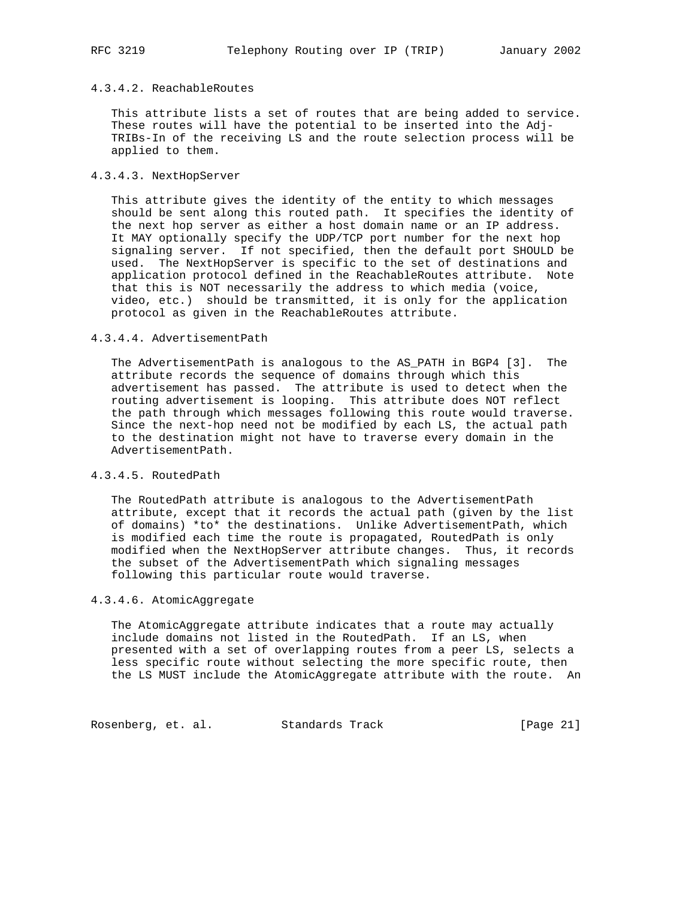#### 4.3.4.2. ReachableRoutes

This attribute lists a set of routes that are being added to service. These routes will have the potential to be inserted into the Adj-TRIBs-In of the receiving LS and the route selection process will be applied to them.

#### 4.3.4.3. NextHopServer

This attribute gives the identity of the entity to which messages should be sent along this routed path. It specifies the identity of the next hop server as either a host domain name or an IP address. It MAY optionally specify the UDP/TCP port number for the next hop signaling server. If not specified, then the default port SHOULD be used. The NextHopServer is specific to the set of destinations and application protocol defined in the ReachableRoutes attribute. Note that this is NOT necessarily the address to which media (voice, video, etc.) should be transmitted, it is only for the application protocol as given in the ReachableRoutes attribute.

#### 4.3.4.4. AdvertisementPath

The AdvertisementPath is analogous to the AS_PATH in BGP4 [3]. The attribute records the sequence of domains through which this advertisement has passed. The attribute is used to detect when the routing advertisement is looping. This attribute does NOT reflect the path through which messages following this route would traverse. Since the next-hop need not be modified by each LS, the actual path to the destination might not have to traverse every domain in the AdvertisementPath.

#### 4.3.4.5. RoutedPath

The RoutedPath attribute is analogous to the AdvertisementPath attribute, except that it records the actual path (given by the list of domains) *to* the destinations. Unlike AdvertisementPath, which is modified each time the route is propagated, RoutedPath is only modified when the NextHopServer attribute changes. Thus, it records the subset of the AdvertisementPath which signaling messages following this particular route would traverse.

#### 4.3.4.6. AtomicAggregate

The AtomicAggregate attribute indicates that a route may actually include domains not listed in the RoutedPath. If an LS, when presented with a set of overlapping routes from a peer LS, selects a less specific route without selecting the more specific route, then the LS MUST include the AtomicAggregate attribute with the route. An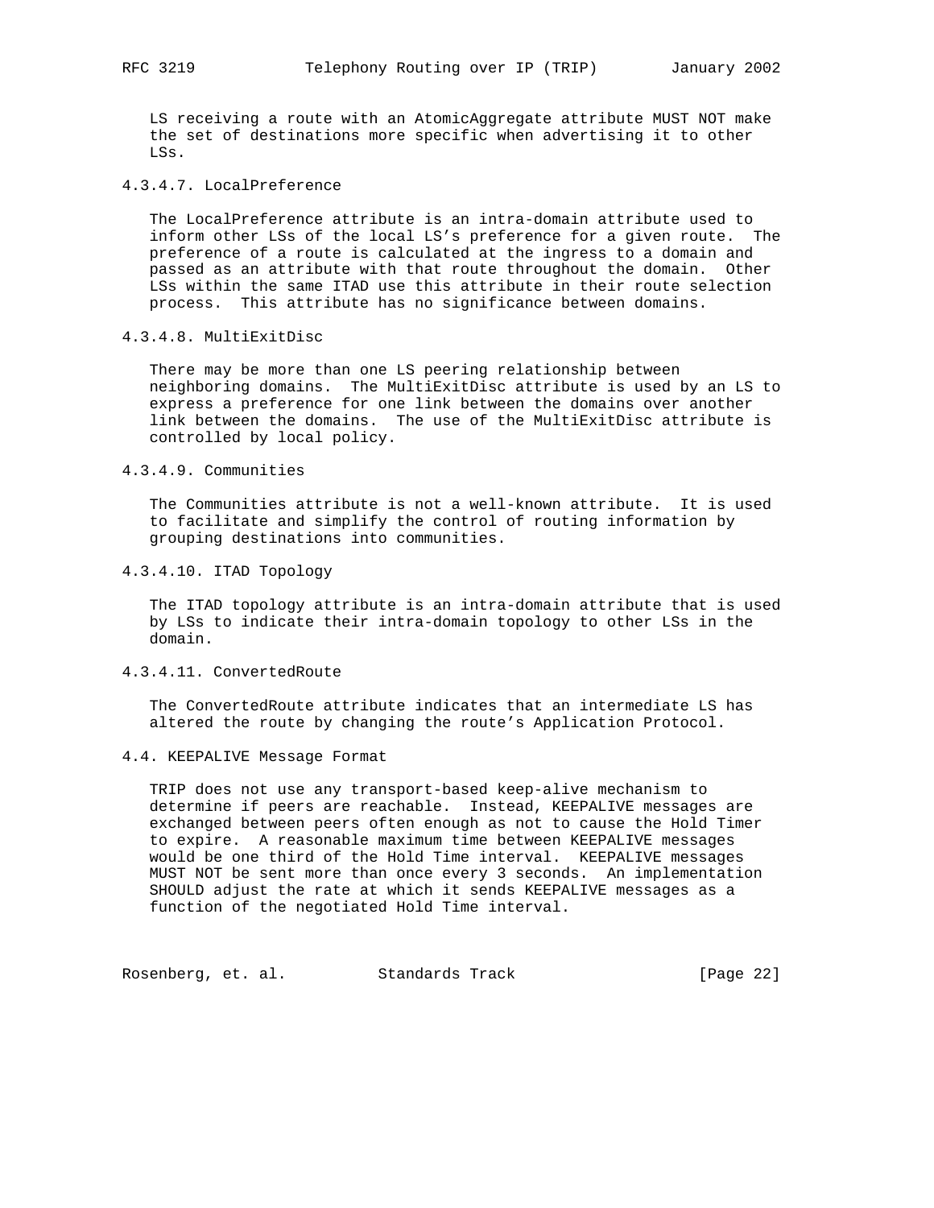LS receiving a route with an AtomicAggregate attribute MUST NOT make the set of destinations more specific when advertising it to other LSs.

#### 4.3.4.7. LocalPreference

The LocalPreference attribute is an intra-domain attribute used to inform other LSs of the local LS's preference for a given route. The preference of a route is calculated at the ingress to a domain and passed as an attribute with that route throughout the domain. Other LSs within the same ITAD use this attribute in their route selection process. This attribute has no significance between domains.

#### 4.3.4.8. MultiExitDisc

There may be more than one LS peering relationship between neighboring domains. The MultiExitDisc attribute is used by an LS to express a preference for one link between the domains over another link between the domains. The use of the MultiExitDisc attribute is controlled by local policy.

#### 4.3.4.9. Communities

The Communities attribute is not a well-known attribute. It is used to facilitate and simplify the control of routing information by grouping destinations into communities.

#### 4.3.4.10. ITAD Topology

The ITAD topology attribute is an intra-domain attribute that is used by LSs to indicate their intra-domain topology to other LSs in the domain.

#### 4.3.4.11. ConvertedRoute

The ConvertedRoute attribute indicates that an intermediate LS has altered the route by changing the route's Application Protocol.

### 4.4. KEEPALIVE Message Format

TRIP does not use any transport-based keep-alive mechanism to determine if peers are reachable. Instead, KEEPALIVE messages are exchanged between peers often enough as not to cause the Hold Timer to expire. A reasonable maximum time between KEEPALIVE messages would be one third of the Hold Time interval. KEEPALIVE messages MUST NOT be sent more than once every 3 seconds. An implementation SHOULD adjust the rate at which it sends KEEPALIVE messages as a function of the negotiated Hold Time interval.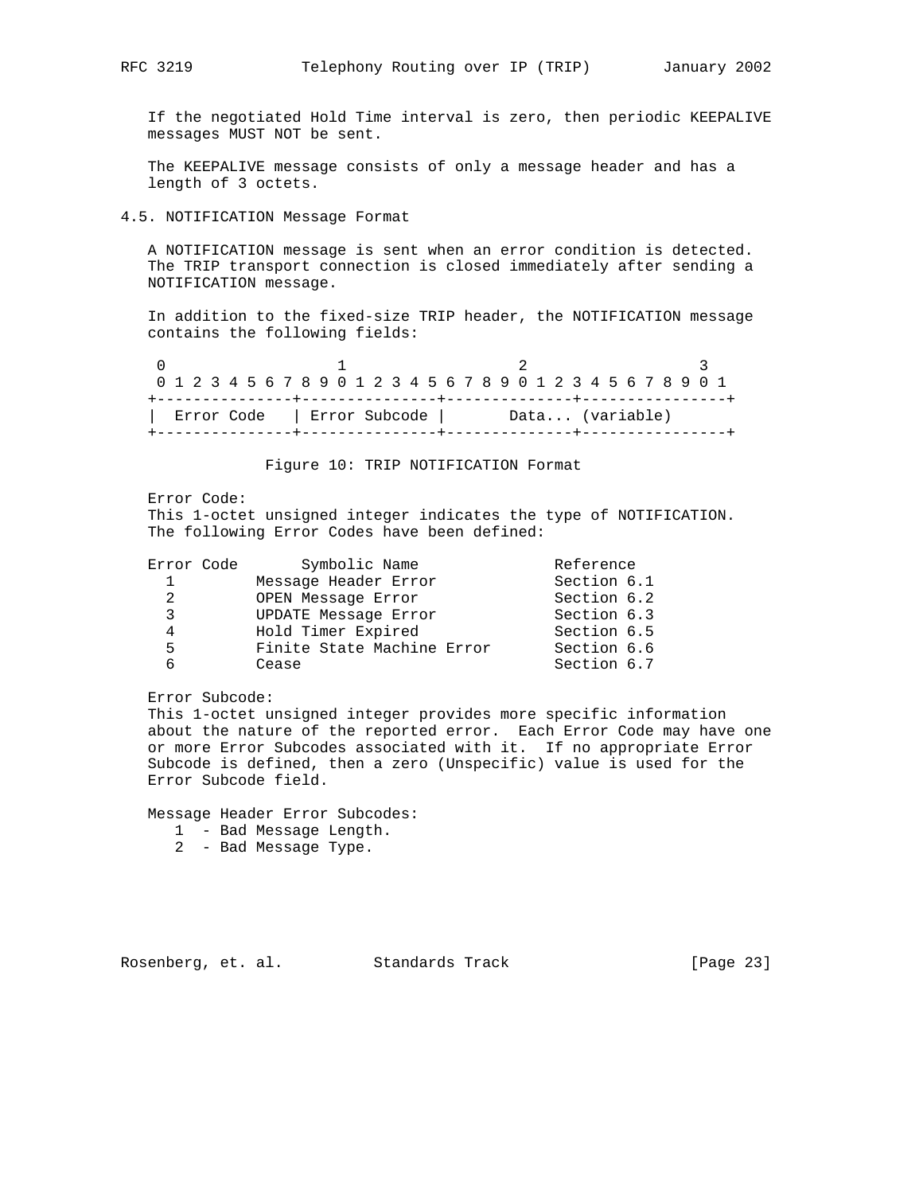If the negotiated Hold Time interval is zero, then periodic KEEPALIVE messages MUST NOT be sent.

The KEEPALIVE message consists of only a message header and has a length of 3 octets.

## 4.5. NOTIFICATION Message Format

A NOTIFICATION message is sent when an error condition is detected. The TRIP transport connection is closed immediately after sending a NOTIFICATION message.

In addition to the fixed-size TRIP header, the NOTIFICATION message contains the following fields:

```
 0                   1                   2                   3
 0 1 2 3 4 5 6 7 8 9 0 1 2 3 4 5 6 7 8 9 0 1 2 3 4 5 6 7 8 9 0 1
+---------------+---------------+--------------+----------------+
|  Error Code   | Error Subcode |       Data... (variable)      |
+---------------+---------------+--------------+----------------+
```

Figure 10: TRIP NOTIFICATION Format

Error Code:
This 1-octet unsigned integer indicates the type of NOTIFICATION. The following Error Codes have been defined:

| Error Code | Symbolic Name | Reference |
|---|---|---|
| 1 | Message Header Error | Section 6.1 |
| 2 | OPEN Message Error | Section 6.2 |
| 3 | UPDATE Message Error | Section 6.3 |
| 4 | Hold Timer Expired | Section 6.5 |
| 5 | Finite State Machine Error | Section 6.6 |
| 6 | Cease | Section 6.7 |

Error Subcode:
This 1-octet unsigned integer provides more specific information about the nature of the reported error. Each Error Code may have one or more Error Subcodes associated with it. If no appropriate Error Subcode is defined, then a zero (Unspecific) value is used for the Error Subcode field.

Message Header Error Subcodes:
- 1 - Bad Message Length.
- 2 - Bad Message Type.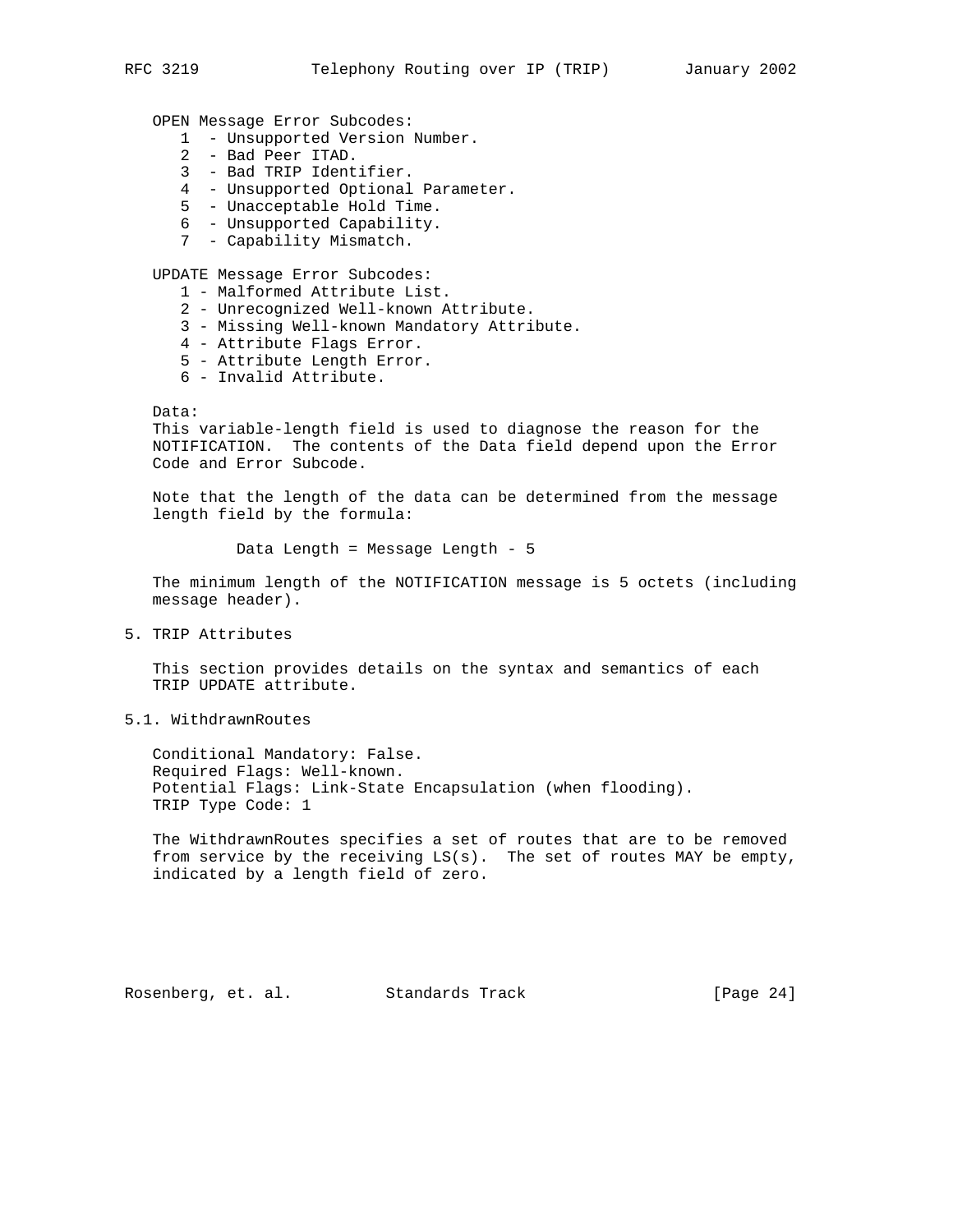OPEN Message Error Subcodes:

1 - Unsupported Version Number.
2 - Bad Peer ITAD.
3 - Bad TRIP Identifier.
4 - Unsupported Optional Parameter.
5 - Unacceptable Hold Time.
6 - Unsupported Capability.
7 - Capability Mismatch.

UPDATE Message Error Subcodes:

1 - Malformed Attribute List.
2 - Unrecognized Well-known Attribute.
3 - Missing Well-known Mandatory Attribute.
4 - Attribute Flags Error.
5 - Attribute Length Error.
6 - Invalid Attribute.

Data:
This variable-length field is used to diagnose the reason for the NOTIFICATION. The contents of the Data field depend upon the Error Code and Error Subcode.

Note that the length of the data can be determined from the message length field by the formula:

```
Data Length = Message Length - 5
```

The minimum length of the NOTIFICATION message is 5 octets (including message header).

## 5. TRIP Attributes

This section provides details on the syntax and semantics of each TRIP UPDATE attribute.

### 5.1. WithdrawnRoutes

Conditional Mandatory: False.
Required Flags: Well-known.
Potential Flags: Link-State Encapsulation (when flooding).
TRIP Type Code: 1

The WithdrawnRoutes specifies a set of routes that are to be removed from service by the receiving LS(s). The set of routes MAY be empty, indicated by a length field of zero.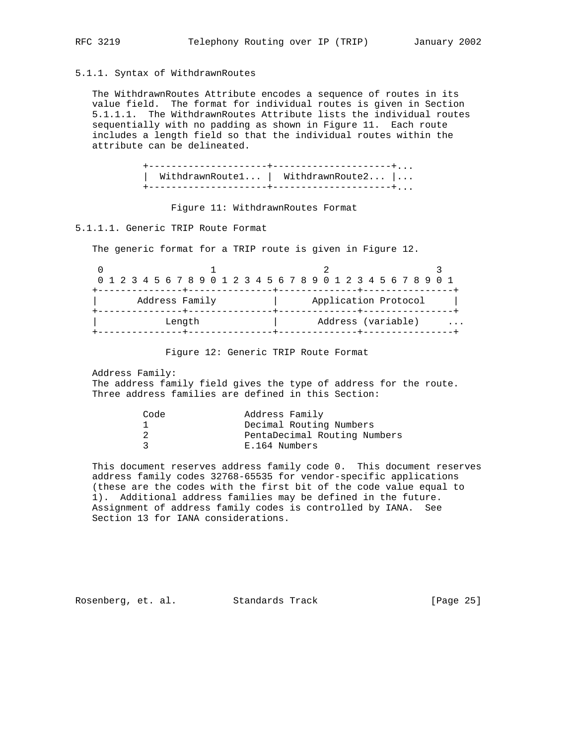### 5.1.1. Syntax of WithdrawnRoutes

The WithdrawnRoutes Attribute encodes a sequence of routes in its value field. The format for individual routes is given in Section 5.1.1.1. The WithdrawnRoutes Attribute lists the individual routes sequentially with no padding as shown in Figure 11. Each route includes a length field so that the individual routes within the attribute can be delineated.

```
+---------------------+---------------------+...
|  WithdrawnRoute1... |  WithdrawnRoute2... |...
+---------------------+---------------------+...
```

Figure 11: WithdrawnRoutes Format

#### 5.1.1.1. Generic TRIP Route Format

The generic format for a TRIP route is given in Figure 12.

```
 0                   1                   2                   3
 0 1 2 3 4 5 6 7 8 9 0 1 2 3 4 5 6 7 8 9 0 1 2 3 4 5 6 7 8 9 0 1
+---------------+---------------+--------------+----------------+
|       Address Family          |      Application Protocol     |
+---------------+---------------+--------------+----------------+
|            Length             |       Address (variable)     ...
+---------------+---------------+--------------+----------------+
```

Figure 12: Generic TRIP Route Format

Address Family:
The address family field gives the type of address for the route. Three address families are defined in this Section:

| Code | Address Family |
|---|---|
| 1 | Decimal Routing Numbers |
| 2 | PentaDecimal Routing Numbers |
| 3 | E.164 Numbers |

This document reserves address family code 0. This document reserves address family codes 32768-65535 for vendor-specific applications (these are the codes with the first bit of the code value equal to 1). Additional address families may be defined in the future. Assignment of address family codes is controlled by IANA. See Section 13 for IANA considerations.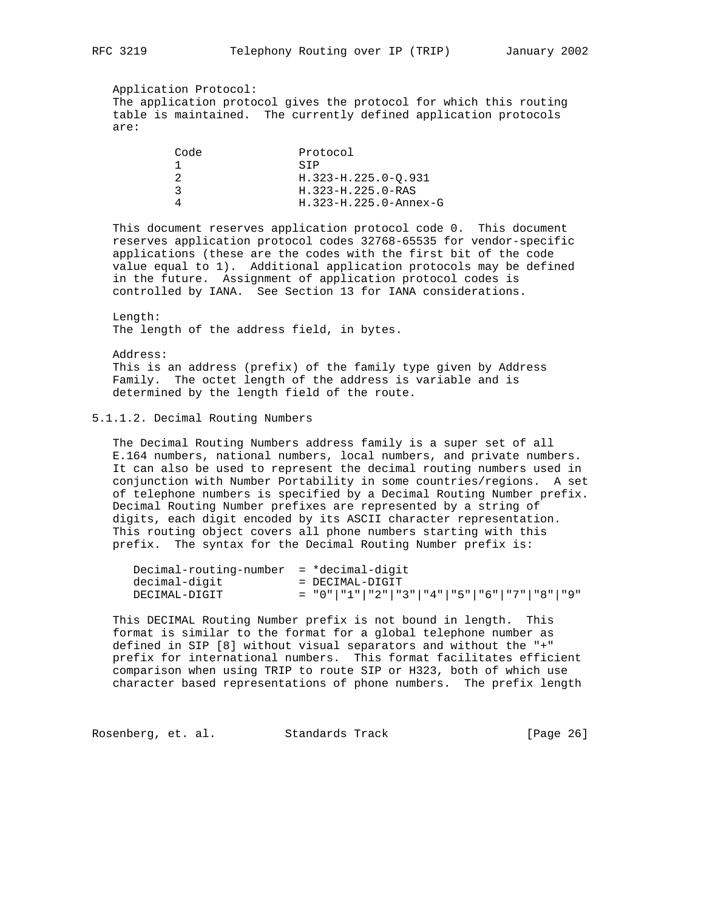Application Protocol:
The application protocol gives the protocol for which this routing table is maintained. The currently defined application protocols are:

| Code | Protocol |
| --- | --- |
| 1 | SIP |
| 2 | H.323-H.225.0-Q.931 |
| 3 | H.323-H.225.0-RAS |
| 4 | H.323-H.225.0-Annex-G |

This document reserves application protocol code 0. This document reserves application protocol codes 32768-65535 for vendor-specific applications (these are the codes with the first bit of the code value equal to 1). Additional application protocols may be defined in the future. Assignment of application protocol codes is controlled by IANA. See Section 13 for IANA considerations.

Length:
The length of the address field, in bytes.

Address:
This is an address (prefix) of the family type given by Address Family. The octet length of the address is variable and is determined by the length field of the route.

#### 5.1.1.2. Decimal Routing Numbers

The Decimal Routing Numbers address family is a super set of all E.164 numbers, national numbers, local numbers, and private numbers. It can also be used to represent the decimal routing numbers used in conjunction with Number Portability in some countries/regions. A set of telephone numbers is specified by a Decimal Routing Number prefix. Decimal Routing Number prefixes are represented by a string of digits, each digit encoded by its ASCII character representation. This routing object covers all phone numbers starting with this prefix. The syntax for the Decimal Routing Number prefix is:

```
Decimal-routing-number  = *decimal-digit
decimal-digit           = DECIMAL-DIGIT
DECIMAL-DIGIT           = "0"|"1"|"2"|"3"|"4"|"5"|"6"|"7"|"8"|"9"
```

This DECIMAL Routing Number prefix is not bound in length. This format is similar to the format for a global telephone number as defined in SIP [8] without visual separators and without the "+" prefix for international numbers. This format facilitates efficient comparison when using TRIP to route SIP or H323, both of which use character based representations of phone numbers. The prefix length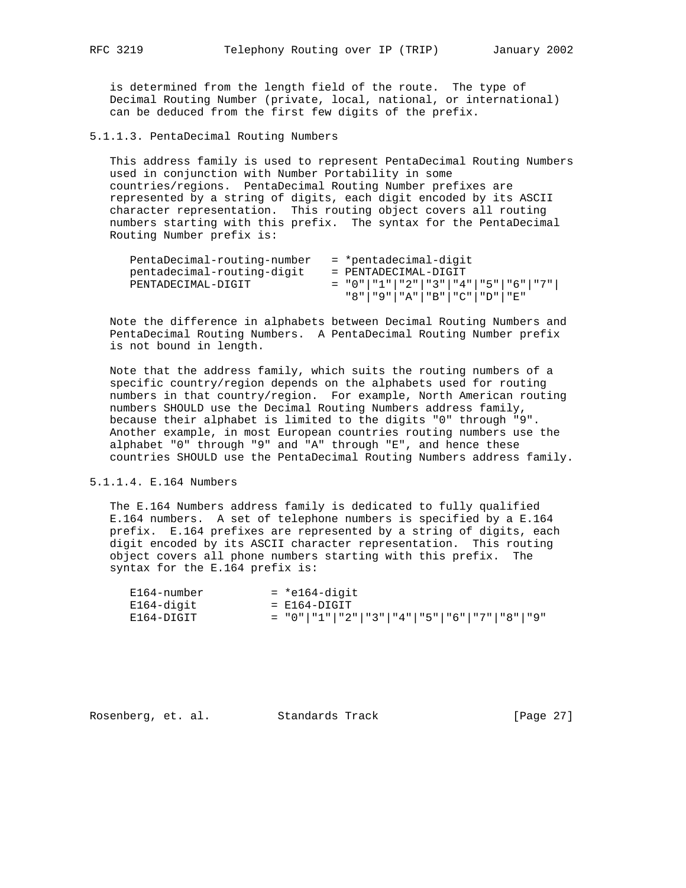is determined from the length field of the route. The type of Decimal Routing Number (private, local, national, or international) can be deduced from the first few digits of the prefix.

#### 5.1.1.3. PentaDecimal Routing Numbers

This address family is used to represent PentaDecimal Routing Numbers used in conjunction with Number Portability in some countries/regions. PentaDecimal Routing Number prefixes are represented by a string of digits, each digit encoded by its ASCII character representation. This routing object covers all routing numbers starting with this prefix. The syntax for the PentaDecimal Routing Number prefix is:

```
PentaDecimal-routing-number   = *pentadecimal-digit
pentadecimal-routing-digit    = PENTADECIMAL-DIGIT
PENTADECIMAL-DIGIT            = "0"|"1"|"2"|"3"|"4"|"5"|"6"|"7"|
                                "8"|"9"|"A"|"B"|"C"|"D"|"E"
```

Note the difference in alphabets between Decimal Routing Numbers and PentaDecimal Routing Numbers. A PentaDecimal Routing Number prefix is not bound in length.

Note that the address family, which suits the routing numbers of a specific country/region depends on the alphabets used for routing numbers in that country/region. For example, North American routing numbers SHOULD use the Decimal Routing Numbers address family, because their alphabet is limited to the digits "0" through "9". Another example, in most European countries routing numbers use the alphabet "0" through "9" and "A" through "E", and hence these countries SHOULD use the PentaDecimal Routing Numbers address family.

#### 5.1.1.4. E.164 Numbers

The E.164 Numbers address family is dedicated to fully qualified E.164 numbers. A set of telephone numbers is specified by a E.164 prefix. E.164 prefixes are represented by a string of digits, each digit encoded by its ASCII character representation. This routing object covers all phone numbers starting with this prefix. The syntax for the E.164 prefix is:

```
E164-number         = *e164-digit
E164-digit          = E164-DIGIT
E164-DIGIT          = "0"|"1"|"2"|"3"|"4"|"5"|"6"|"7"|"8"|"9"
```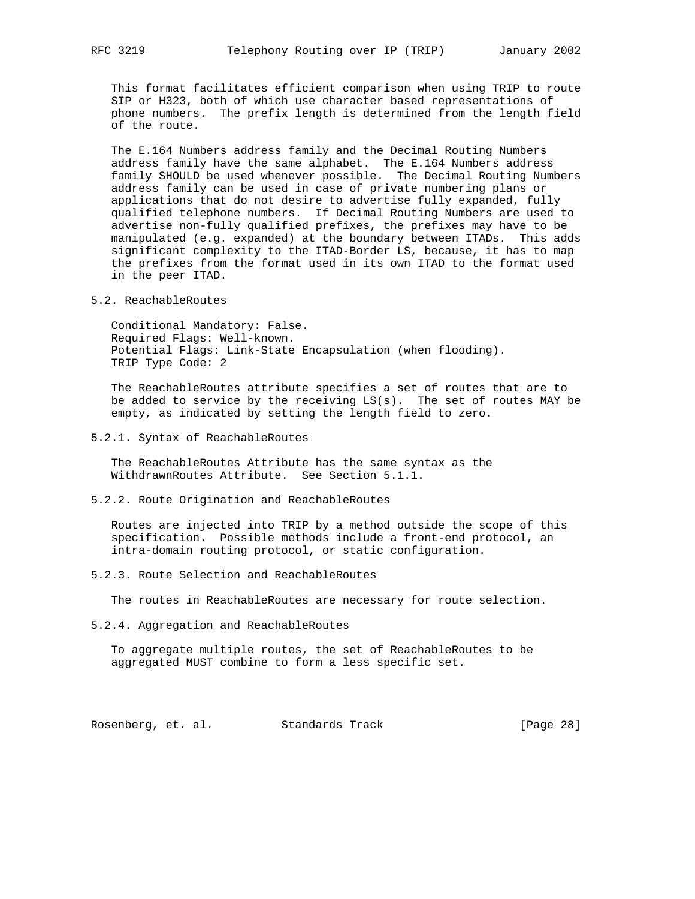This format facilitates efficient comparison when using TRIP to route SIP or H323, both of which use character based representations of phone numbers. The prefix length is determined from the length field of the route.

The E.164 Numbers address family and the Decimal Routing Numbers address family have the same alphabet. The E.164 Numbers address family SHOULD be used whenever possible. The Decimal Routing Numbers address family can be used in case of private numbering plans or applications that do not desire to advertise fully expanded, fully qualified telephone numbers. If Decimal Routing Numbers are used to advertise non-fully qualified prefixes, the prefixes may have to be manipulated (e.g. expanded) at the boundary between ITADs. This adds significant complexity to the ITAD-Border LS, because, it has to map the prefixes from the format used in its own ITAD to the format used in the peer ITAD.

## 5.2. ReachableRoutes

Conditional Mandatory: False.
Required Flags: Well-known.
Potential Flags: Link-State Encapsulation (when flooding).
TRIP Type Code: 2

The ReachableRoutes attribute specifies a set of routes that are to be added to service by the receiving LS(s). The set of routes MAY be empty, as indicated by setting the length field to zero.

### 5.2.1. Syntax of ReachableRoutes

The ReachableRoutes Attribute has the same syntax as the WithdrawnRoutes Attribute. See Section 5.1.1.

### 5.2.2. Route Origination and ReachableRoutes

Routes are injected into TRIP by a method outside the scope of this specification. Possible methods include a front-end protocol, an intra-domain routing protocol, or static configuration.

### 5.2.3. Route Selection and ReachableRoutes

The routes in ReachableRoutes are necessary for route selection.

### 5.2.4. Aggregation and ReachableRoutes

To aggregate multiple routes, the set of ReachableRoutes to be aggregated MUST combine to form a less specific set.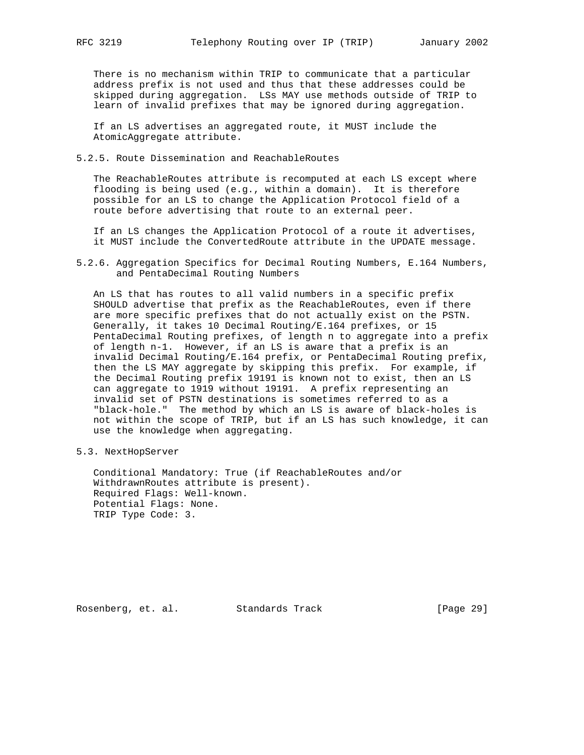There is no mechanism within TRIP to communicate that a particular address prefix is not used and thus that these addresses could be skipped during aggregation. LSs MAY use methods outside of TRIP to learn of invalid prefixes that may be ignored during aggregation.

If an LS advertises an aggregated route, it MUST include the AtomicAggregate attribute.

### 5.2.5. Route Dissemination and ReachableRoutes

The ReachableRoutes attribute is recomputed at each LS except where flooding is being used (e.g., within a domain). It is therefore possible for an LS to change the Application Protocol field of a route before advertising that route to an external peer.

If an LS changes the Application Protocol of a route it advertises, it MUST include the ConvertedRoute attribute in the UPDATE message.

### 5.2.6. Aggregation Specifics for Decimal Routing Numbers, E.164 Numbers, and PentaDecimal Routing Numbers

An LS that has routes to all valid numbers in a specific prefix SHOULD advertise that prefix as the ReachableRoutes, even if there are more specific prefixes that do not actually exist on the PSTN. Generally, it takes 10 Decimal Routing/E.164 prefixes, or 15 PentaDecimal Routing prefixes, of length n to aggregate into a prefix of length n-1. However, if an LS is aware that a prefix is an invalid Decimal Routing/E.164 prefix, or PentaDecimal Routing prefix, then the LS MAY aggregate by skipping this prefix. For example, if the Decimal Routing prefix 19191 is known not to exist, then an LS can aggregate to 1919 without 19191. A prefix representing an invalid set of PSTN destinations is sometimes referred to as a "black-hole." The method by which an LS is aware of black-holes is not within the scope of TRIP, but if an LS has such knowledge, it can use the knowledge when aggregating.

## 5.3. NextHopServer

Conditional Mandatory: True (if ReachableRoutes and/or WithdrawnRoutes attribute is present).
Required Flags: Well-known.
Potential Flags: None.
TRIP Type Code: 3.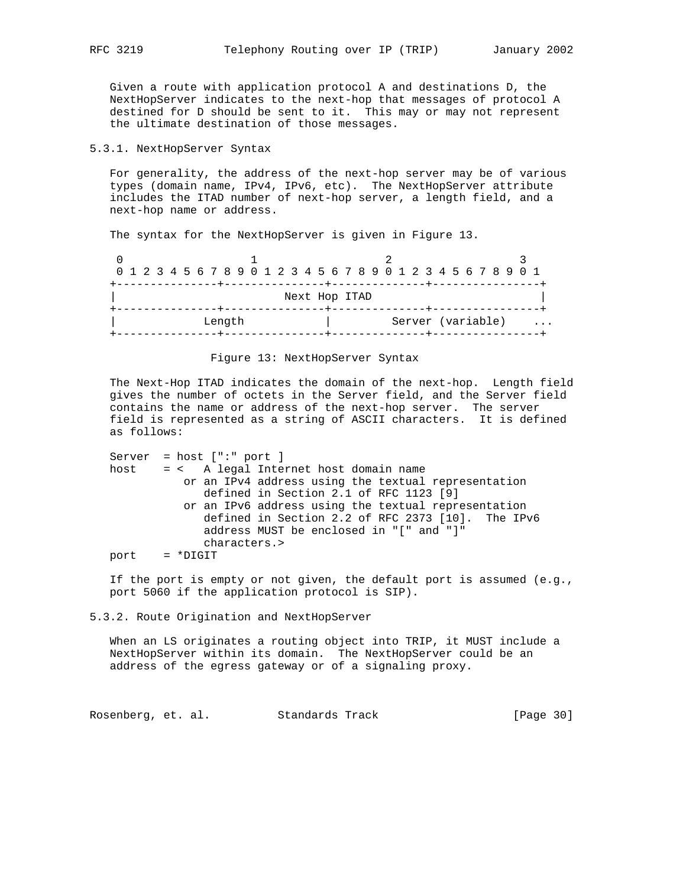Given a route with application protocol A and destinations D, the NextHopServer indicates to the next-hop that messages of protocol A destined for D should be sent to it. This may or may not represent the ultimate destination of those messages.

### 5.3.1. NextHopServer Syntax

For generality, the address of the next-hop server may be of various types (domain name, IPv4, IPv6, etc). The NextHopServer attribute includes the ITAD number of next-hop server, a length field, and a next-hop name or address.

The syntax for the NextHopServer is given in Figure 13.

```
 0                   1                   2                   3
 0 1 2 3 4 5 6 7 8 9 0 1 2 3 4 5 6 7 8 9 0 1 2 3 4 5 6 7 8 9 0 1
+---------------+---------------+--------------+----------------+
|                         Next Hop ITAD                         |
+---------------+---------------+--------------+----------------+
|             Length            |         Server (variable)    ...
+---------------+---------------+--------------+----------------+
```

Figure 13: NextHopServer Syntax

The Next-Hop ITAD indicates the domain of the next-hop. Length field gives the number of octets in the Server field, and the Server field contains the name or address of the next-hop server. The server field is represented as a string of ASCII characters. It is defined as follows:

```
Server  = host [":" port ]
host    = <   A legal Internet host domain name
           or an IPv4 address using the textual representation
              defined in Section 2.1 of RFC 1123 [9]
           or an IPv6 address using the textual representation
              defined in Section 2.2 of RFC 2373 [10].  The IPv6
              address MUST be enclosed in "[" and "]"
              characters.>
port    = *DIGIT
```

If the port is empty or not given, the default port is assumed (e.g., port 5060 if the application protocol is SIP).

### 5.3.2. Route Origination and NextHopServer

When an LS originates a routing object into TRIP, it MUST include a NextHopServer within its domain. The NextHopServer could be an address of the egress gateway or of a signaling proxy.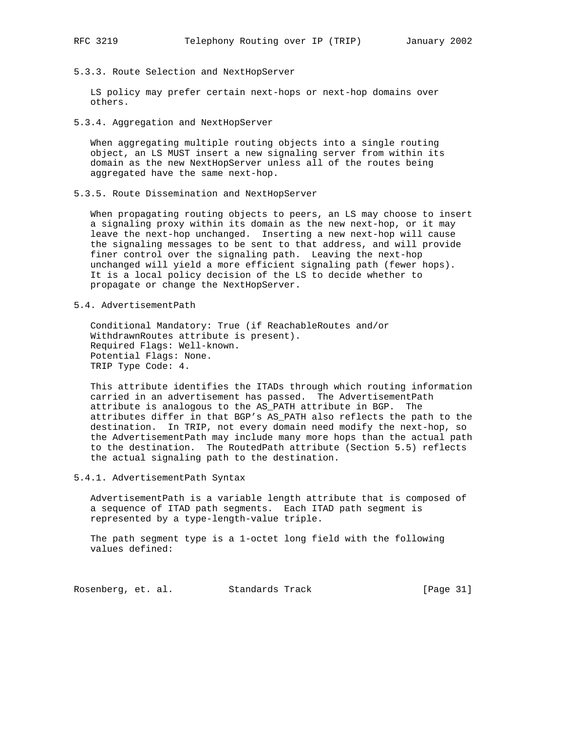### 5.3.3. Route Selection and NextHopServer

LS policy may prefer certain next-hops or next-hop domains over others.

### 5.3.4. Aggregation and NextHopServer

When aggregating multiple routing objects into a single routing object, an LS MUST insert a new signaling server from within its domain as the new NextHopServer unless all of the routes being aggregated have the same next-hop.

### 5.3.5. Route Dissemination and NextHopServer

When propagating routing objects to peers, an LS may choose to insert a signaling proxy within its domain as the new next-hop, or it may leave the next-hop unchanged. Inserting a new next-hop will cause the signaling messages to be sent to that address, and will provide finer control over the signaling path. Leaving the next-hop unchanged will yield a more efficient signaling path (fewer hops). It is a local policy decision of the LS to decide whether to propagate or change the NextHopServer.

## 5.4. AdvertisementPath

Conditional Mandatory: True (if ReachableRoutes and/or WithdrawnRoutes attribute is present).
Required Flags: Well-known.
Potential Flags: None.
TRIP Type Code: 4.

This attribute identifies the ITADs through which routing information carried in an advertisement has passed. The AdvertisementPath attribute is analogous to the AS_PATH attribute in BGP. The attributes differ in that BGP's AS_PATH also reflects the path to the destination. In TRIP, not every domain need modify the next-hop, so the AdvertisementPath may include many more hops than the actual path to the destination. The RoutedPath attribute (Section 5.5) reflects the actual signaling path to the destination.

### 5.4.1. AdvertisementPath Syntax

AdvertisementPath is a variable length attribute that is composed of a sequence of ITAD path segments. Each ITAD path segment is represented by a type-length-value triple.

The path segment type is a 1-octet long field with the following values defined: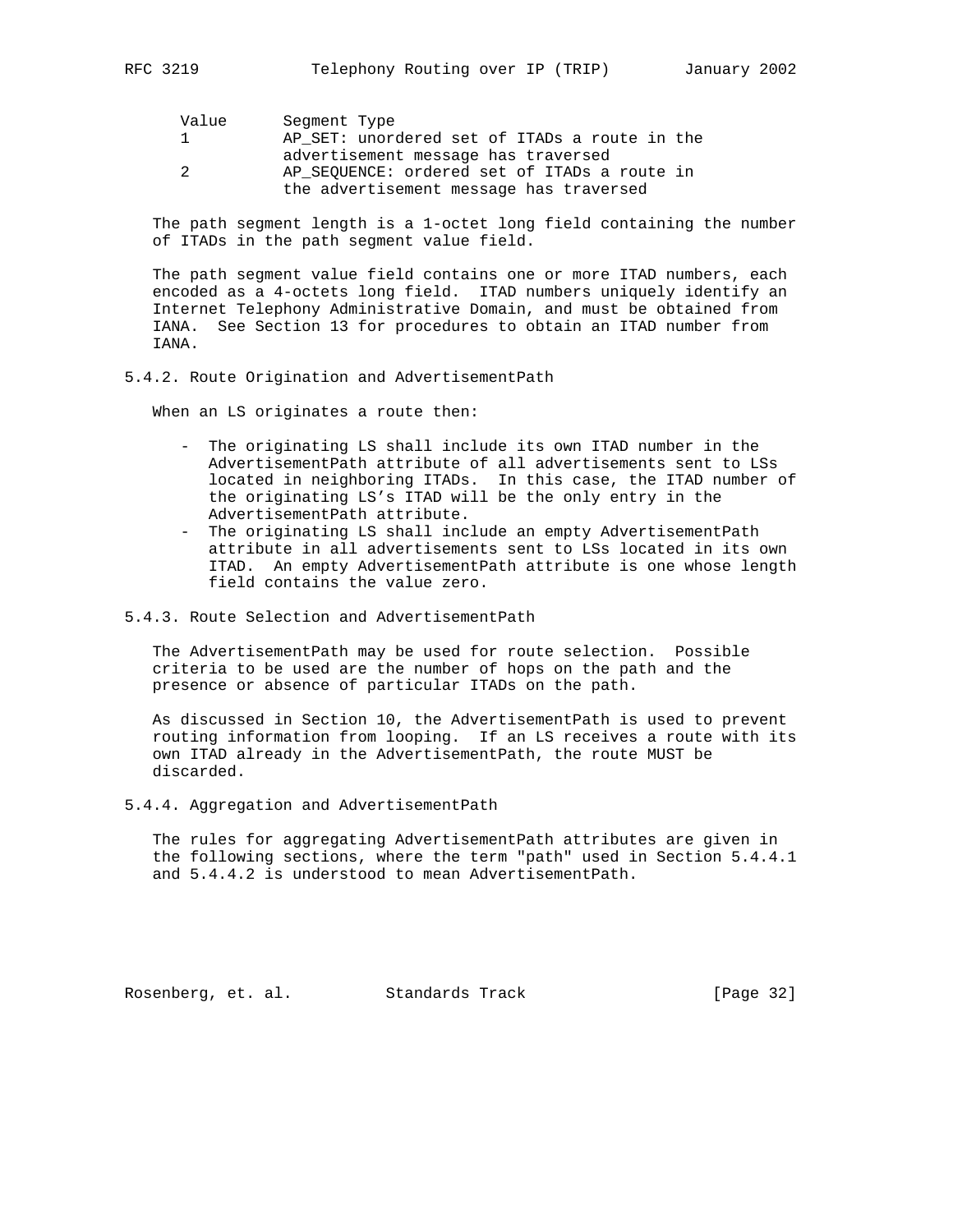| Value | Segment Type |
|---|---|
| 1 | AP_SET: unordered set of ITADs a route in the advertisement message has traversed |
| 2 | AP_SEQUENCE: ordered set of ITADs a route in the advertisement message has traversed |

The path segment length is a 1-octet long field containing the number of ITADs in the path segment value field.

The path segment value field contains one or more ITAD numbers, each encoded as a 4-octets long field. ITAD numbers uniquely identify an Internet Telephony Administrative Domain, and must be obtained from IANA. See Section 13 for procedures to obtain an ITAD number from IANA.

### 5.4.2. Route Origination and AdvertisementPath

When an LS originates a route then:

- The originating LS shall include its own ITAD number in the AdvertisementPath attribute of all advertisements sent to LSs located in neighboring ITADs. In this case, the ITAD number of the originating LS's ITAD will be the only entry in the AdvertisementPath attribute.
- The originating LS shall include an empty AdvertisementPath attribute in all advertisements sent to LSs located in its own ITAD. An empty AdvertisementPath attribute is one whose length field contains the value zero.

### 5.4.3. Route Selection and AdvertisementPath

The AdvertisementPath may be used for route selection. Possible criteria to be used are the number of hops on the path and the presence or absence of particular ITADs on the path.

As discussed in Section 10, the AdvertisementPath is used to prevent routing information from looping. If an LS receives a route with its own ITAD already in the AdvertisementPath, the route MUST be discarded.

### 5.4.4. Aggregation and AdvertisementPath

The rules for aggregating AdvertisementPath attributes are given in the following sections, where the term "path" used in Section 5.4.4.1 and 5.4.4.2 is understood to mean AdvertisementPath.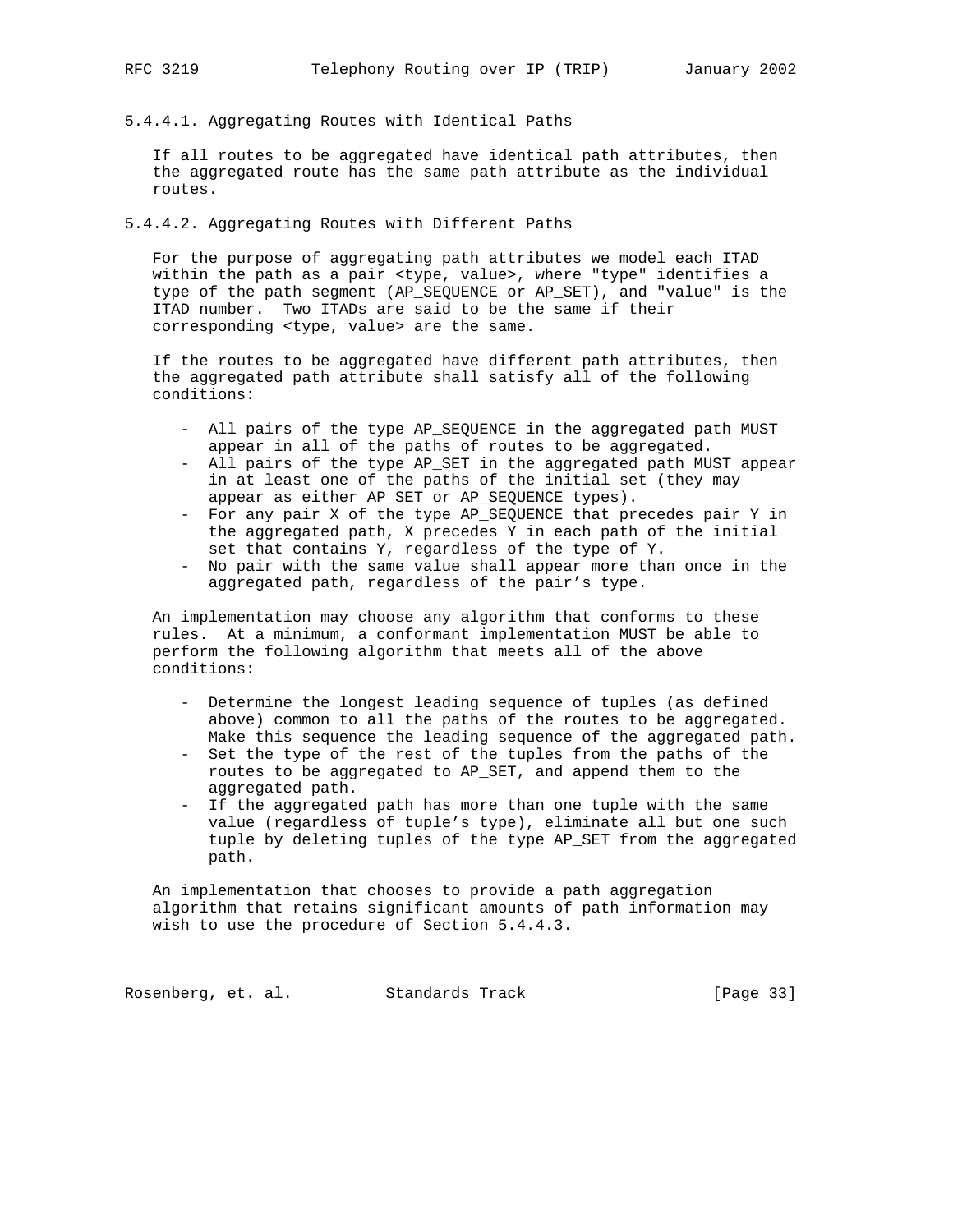#### 5.4.4.1. Aggregating Routes with Identical Paths

If all routes to be aggregated have identical path attributes, then the aggregated route has the same path attribute as the individual routes.

#### 5.4.4.2. Aggregating Routes with Different Paths

For the purpose of aggregating path attributes we model each ITAD within the path as a pair <type, value>, where "type" identifies a type of the path segment (AP_SEQUENCE or AP_SET), and "value" is the ITAD number. Two ITADs are said to be the same if their corresponding <type, value> are the same.

If the routes to be aggregated have different path attributes, then the aggregated path attribute shall satisfy all of the following conditions:

- All pairs of the type AP_SEQUENCE in the aggregated path MUST appear in all of the paths of routes to be aggregated.
- All pairs of the type AP_SET in the aggregated path MUST appear in at least one of the paths of the initial set (they may appear as either AP_SET or AP_SEQUENCE types).
- For any pair X of the type AP_SEQUENCE that precedes pair Y in the aggregated path, X precedes Y in each path of the initial set that contains Y, regardless of the type of Y.
- No pair with the same value shall appear more than once in the aggregated path, regardless of the pair's type.

An implementation may choose any algorithm that conforms to these rules. At a minimum, a conformant implementation MUST be able to perform the following algorithm that meets all of the above conditions:

- Determine the longest leading sequence of tuples (as defined above) common to all the paths of the routes to be aggregated. Make this sequence the leading sequence of the aggregated path.
- Set the type of the rest of the tuples from the paths of the routes to be aggregated to AP_SET, and append them to the aggregated path.
- If the aggregated path has more than one tuple with the same value (regardless of tuple's type), eliminate all but one such tuple by deleting tuples of the type AP_SET from the aggregated path.

An implementation that chooses to provide a path aggregation algorithm that retains significant amounts of path information may wish to use the procedure of Section 5.4.4.3.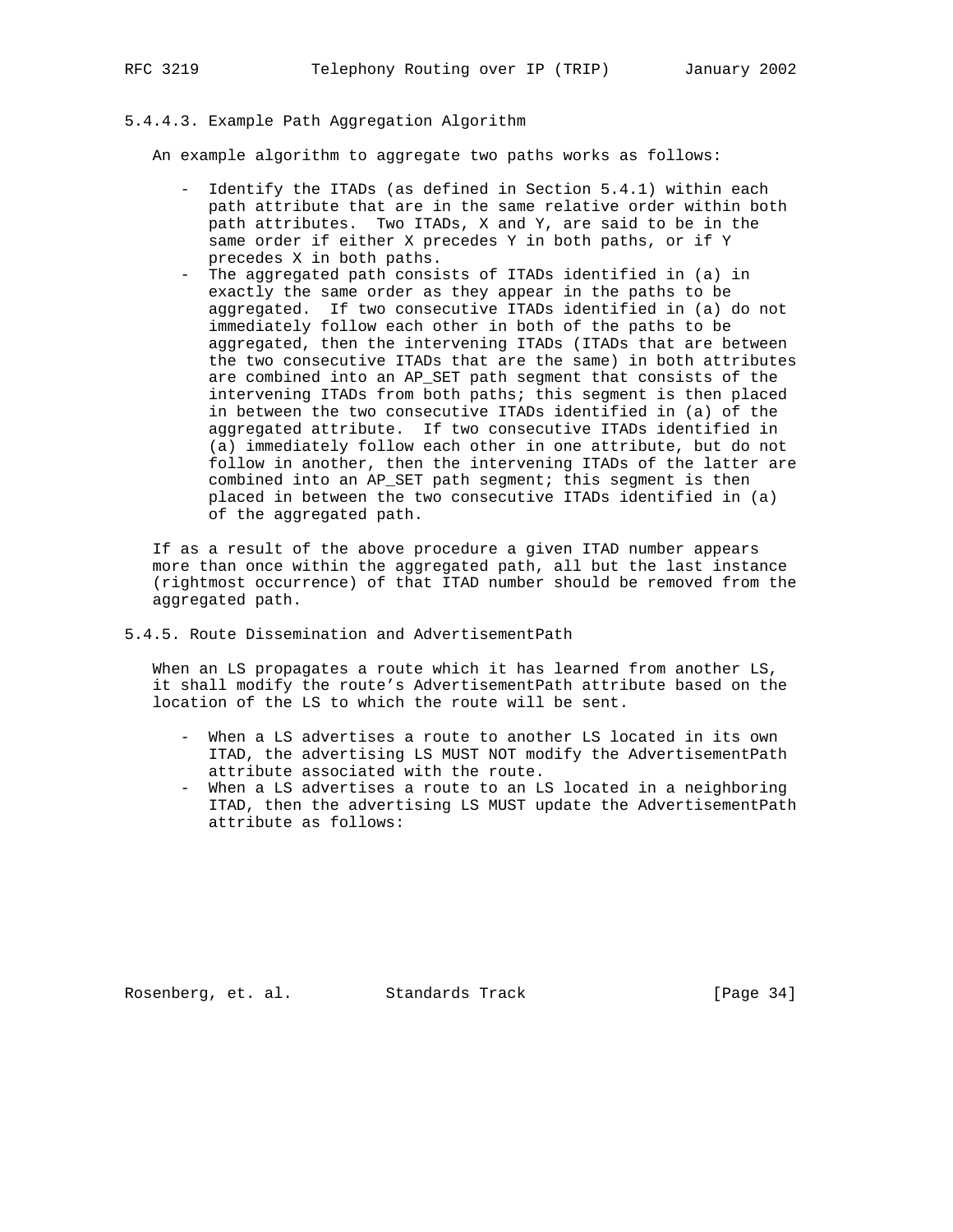#### 5.4.4.3. Example Path Aggregation Algorithm

An example algorithm to aggregate two paths works as follows:

- Identify the ITADs (as defined in Section 5.4.1) within each path attribute that are in the same relative order within both path attributes. Two ITADs, X and Y, are said to be in the same order if either X precedes Y in both paths, or if Y precedes X in both paths.
- The aggregated path consists of ITADs identified in (a) in exactly the same order as they appear in the paths to be aggregated. If two consecutive ITADs identified in (a) do not immediately follow each other in both of the paths to be aggregated, then the intervening ITADs (ITADs that are between the two consecutive ITADs that are the same) in both attributes are combined into an AP_SET path segment that consists of the intervening ITADs from both paths; this segment is then placed in between the two consecutive ITADs identified in (a) of the aggregated attribute. If two consecutive ITADs identified in (a) immediately follow each other in one attribute, but do not follow in another, then the intervening ITADs of the latter are combined into an AP_SET path segment; this segment is then placed in between the two consecutive ITADs identified in (a) of the aggregated path.

If as a result of the above procedure a given ITAD number appears more than once within the aggregated path, all but the last instance (rightmost occurrence) of that ITAD number should be removed from the aggregated path.

### 5.4.5. Route Dissemination and AdvertisementPath

When an LS propagates a route which it has learned from another LS, it shall modify the route's AdvertisementPath attribute based on the location of the LS to which the route will be sent.

- When a LS advertises a route to another LS located in its own ITAD, the advertising LS MUST NOT modify the AdvertisementPath attribute associated with the route.
- When a LS advertises a route to an LS located in a neighboring ITAD, then the advertising LS MUST update the AdvertisementPath attribute as follows: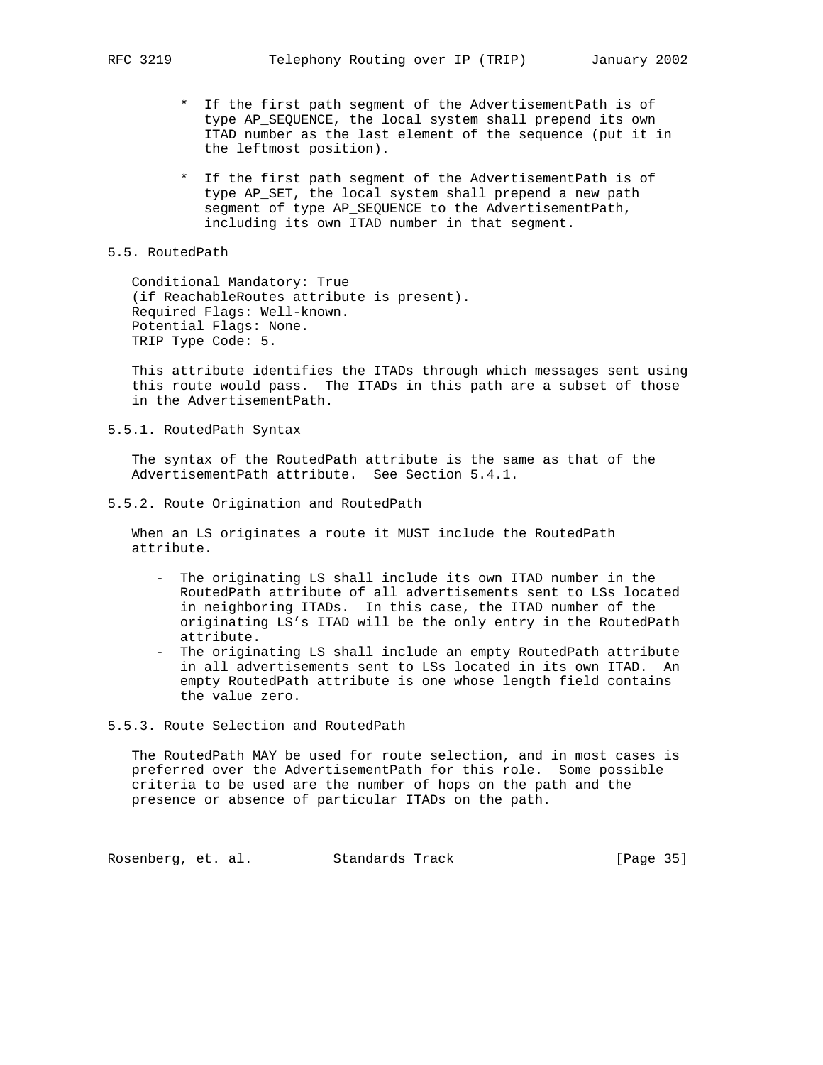- If the first path segment of the AdvertisementPath is of type AP_SEQUENCE, the local system shall prepend its own ITAD number as the last element of the sequence (put it in the leftmost position).

- If the first path segment of the AdvertisementPath is of type AP_SET, the local system shall prepend a new path segment of type AP_SEQUENCE to the AdvertisementPath, including its own ITAD number in that segment.

## 5.5. RoutedPath

Conditional Mandatory: True
(if ReachableRoutes attribute is present).
Required Flags: Well-known.
Potential Flags: None.
TRIP Type Code: 5.

This attribute identifies the ITADs through which messages sent using this route would pass. The ITADs in this path are a subset of those in the AdvertisementPath.

### 5.5.1. RoutedPath Syntax

The syntax of the RoutedPath attribute is the same as that of the AdvertisementPath attribute. See Section 5.4.1.

### 5.5.2. Route Origination and RoutedPath

When an LS originates a route it MUST include the RoutedPath attribute.

- The originating LS shall include its own ITAD number in the RoutedPath attribute of all advertisements sent to LSs located in neighboring ITADs. In this case, the ITAD number of the originating LS's ITAD will be the only entry in the RoutedPath attribute.
- The originating LS shall include an empty RoutedPath attribute in all advertisements sent to LSs located in its own ITAD. An empty RoutedPath attribute is one whose length field contains the value zero.

### 5.5.3. Route Selection and RoutedPath

The RoutedPath MAY be used for route selection, and in most cases is preferred over the AdvertisementPath for this role. Some possible criteria to be used are the number of hops on the path and the presence or absence of particular ITADs on the path.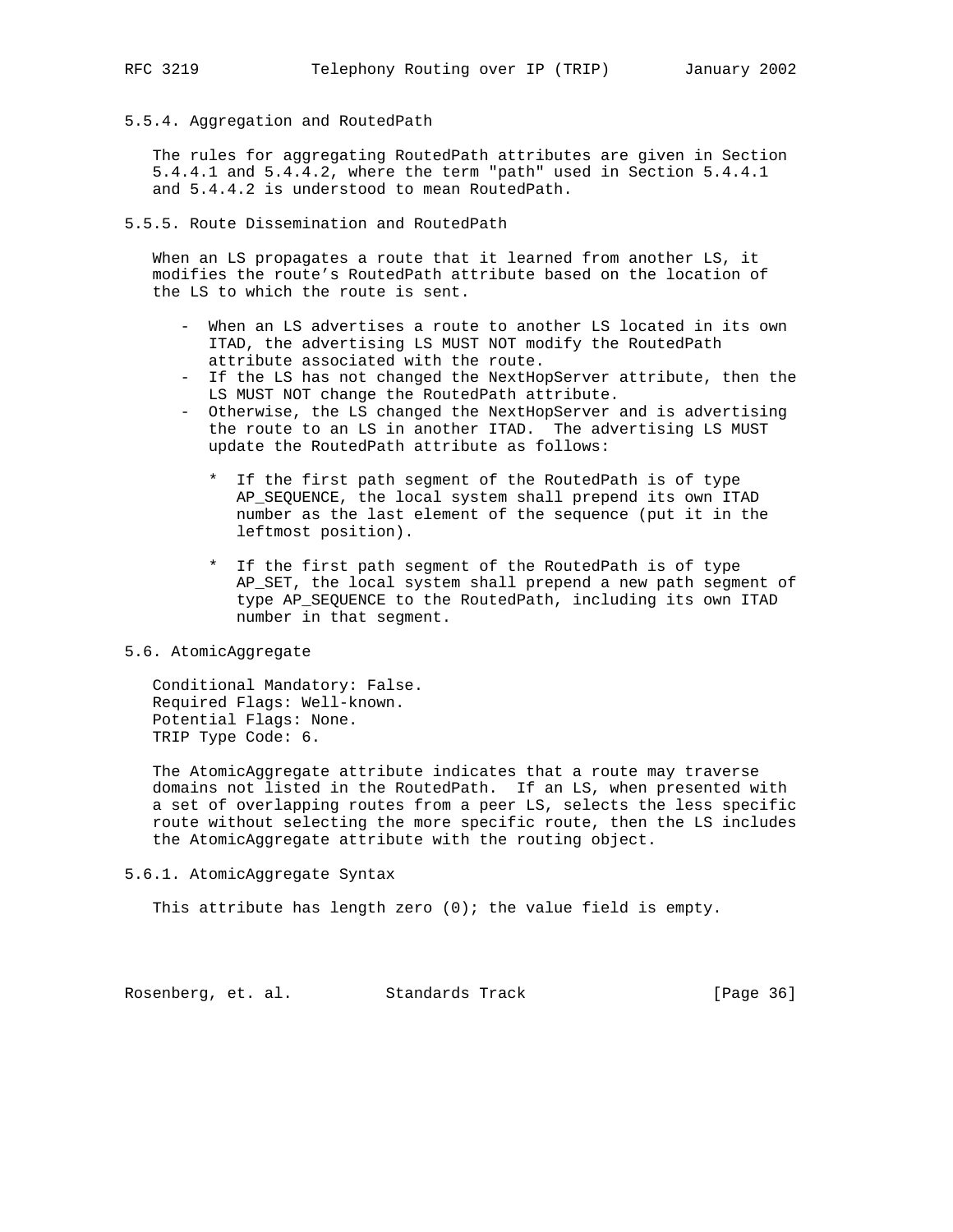### 5.5.4. Aggregation and RoutedPath

The rules for aggregating RoutedPath attributes are given in Section 5.4.4.1 and 5.4.4.2, where the term "path" used in Section 5.4.4.1 and 5.4.4.2 is understood to mean RoutedPath.

### 5.5.5. Route Dissemination and RoutedPath

When an LS propagates a route that it learned from another LS, it modifies the route's RoutedPath attribute based on the location of the LS to which the route is sent.

- When an LS advertises a route to another LS located in its own ITAD, the advertising LS MUST NOT modify the RoutedPath attribute associated with the route.
- If the LS has not changed the NextHopServer attribute, then the LS MUST NOT change the RoutedPath attribute.
- Otherwise, the LS changed the NextHopServer and is advertising the route to an LS in another ITAD. The advertising LS MUST update the RoutedPath attribute as follows:

  * If the first path segment of the RoutedPath is of type AP_SEQUENCE, the local system shall prepend its own ITAD number as the last element of the sequence (put it in the leftmost position).

  * If the first path segment of the RoutedPath is of type AP_SET, the local system shall prepend a new path segment of type AP_SEQUENCE to the RoutedPath, including its own ITAD number in that segment.

## 5.6. AtomicAggregate

Conditional Mandatory: False.
Required Flags: Well-known.
Potential Flags: None.
TRIP Type Code: 6.

The AtomicAggregate attribute indicates that a route may traverse domains not listed in the RoutedPath. If an LS, when presented with a set of overlapping routes from a peer LS, selects the less specific route without selecting the more specific route, then the LS includes the AtomicAggregate attribute with the routing object.

### 5.6.1. AtomicAggregate Syntax

This attribute has length zero (0); the value field is empty.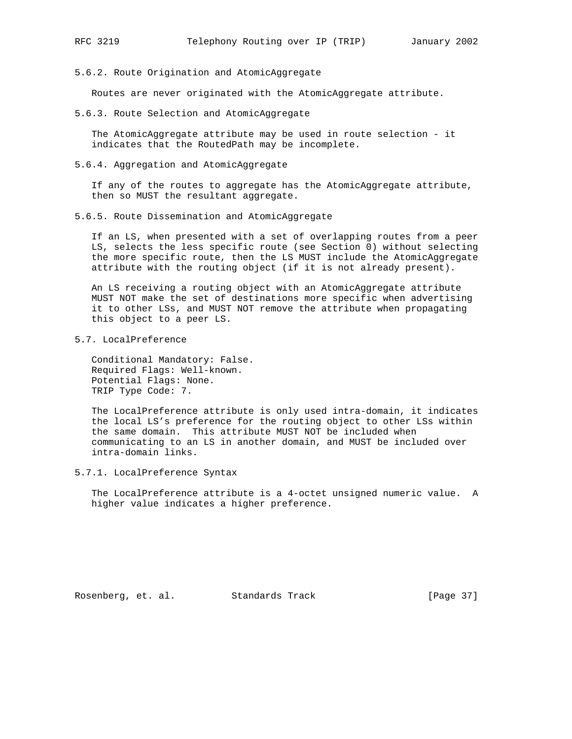### 5.6.2. Route Origination and AtomicAggregate

Routes are never originated with the AtomicAggregate attribute.

### 5.6.3. Route Selection and AtomicAggregate

The AtomicAggregate attribute may be used in route selection - it indicates that the RoutedPath may be incomplete.

### 5.6.4. Aggregation and AtomicAggregate

If any of the routes to aggregate has the AtomicAggregate attribute, then so MUST the resultant aggregate.

### 5.6.5. Route Dissemination and AtomicAggregate

If an LS, when presented with a set of overlapping routes from a peer LS, selects the less specific route (see Section 0) without selecting the more specific route, then the LS MUST include the AtomicAggregate attribute with the routing object (if it is not already present).

An LS receiving a routing object with an AtomicAggregate attribute MUST NOT make the set of destinations more specific when advertising it to other LSs, and MUST NOT remove the attribute when propagating this object to a peer LS.

## 5.7. LocalPreference

Conditional Mandatory: False.
Required Flags: Well-known.
Potential Flags: None.
TRIP Type Code: 7.

The LocalPreference attribute is only used intra-domain, it indicates the local LS's preference for the routing object to other LSs within the same domain. This attribute MUST NOT be included when communicating to an LS in another domain, and MUST be included over intra-domain links.

### 5.7.1. LocalPreference Syntax

The LocalPreference attribute is a 4-octet unsigned numeric value. A higher value indicates a higher preference.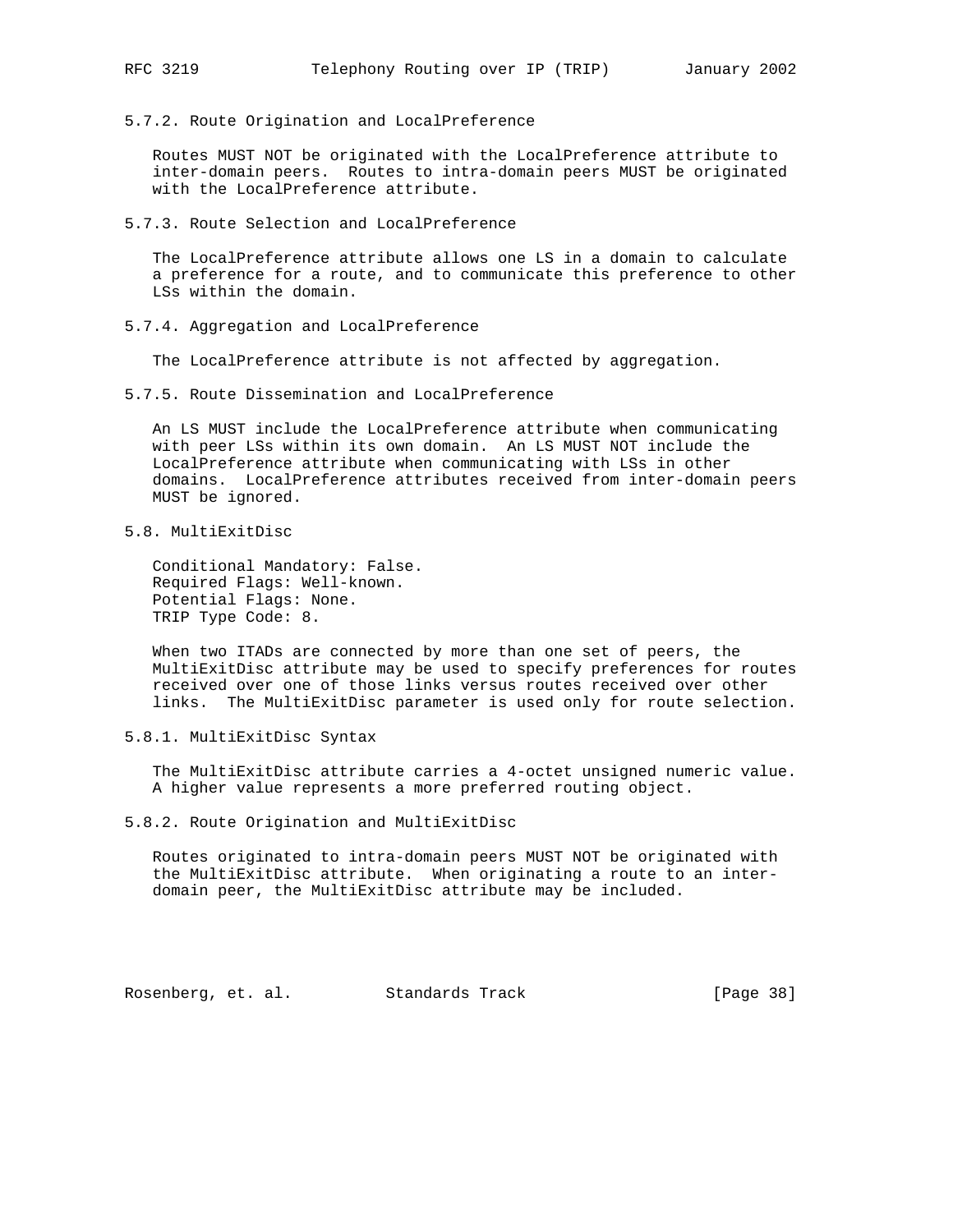### 5.7.2. Route Origination and LocalPreference

Routes MUST NOT be originated with the LocalPreference attribute to inter-domain peers. Routes to intra-domain peers MUST be originated with the LocalPreference attribute.

### 5.7.3. Route Selection and LocalPreference

The LocalPreference attribute allows one LS in a domain to calculate a preference for a route, and to communicate this preference to other LSs within the domain.

### 5.7.4. Aggregation and LocalPreference

The LocalPreference attribute is not affected by aggregation.

### 5.7.5. Route Dissemination and LocalPreference

An LS MUST include the LocalPreference attribute when communicating with peer LSs within its own domain. An LS MUST NOT include the LocalPreference attribute when communicating with LSs in other domains. LocalPreference attributes received from inter-domain peers MUST be ignored.

## 5.8. MultiExitDisc

Conditional Mandatory: False.
Required Flags: Well-known.
Potential Flags: None.
TRIP Type Code: 8.

When two ITADs are connected by more than one set of peers, the MultiExitDisc attribute may be used to specify preferences for routes received over one of those links versus routes received over other links. The MultiExitDisc parameter is used only for route selection.

### 5.8.1. MultiExitDisc Syntax

The MultiExitDisc attribute carries a 4-octet unsigned numeric value. A higher value represents a more preferred routing object.

### 5.8.2. Route Origination and MultiExitDisc

Routes originated to intra-domain peers MUST NOT be originated with the MultiExitDisc attribute. When originating a route to an inter-domain peer, the MultiExitDisc attribute may be included.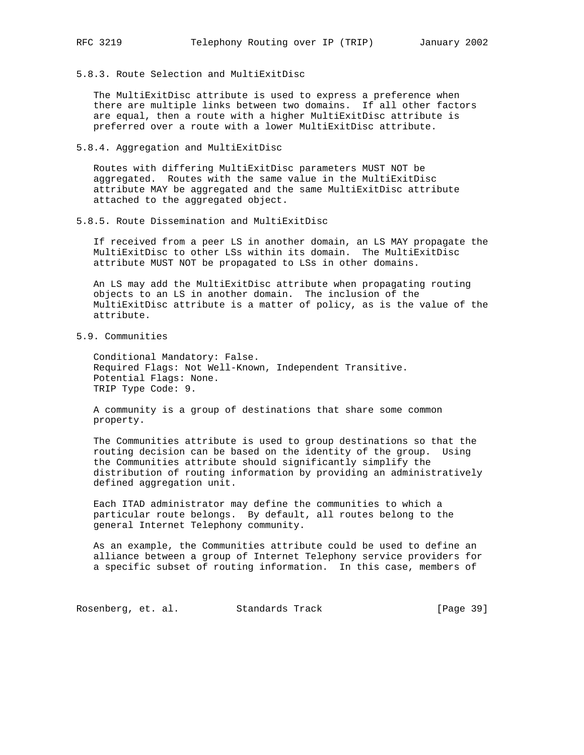### 5.8.3. Route Selection and MultiExitDisc

The MultiExitDisc attribute is used to express a preference when there are multiple links between two domains. If all other factors are equal, then a route with a higher MultiExitDisc attribute is preferred over a route with a lower MultiExitDisc attribute.

### 5.8.4. Aggregation and MultiExitDisc

Routes with differing MultiExitDisc parameters MUST NOT be aggregated. Routes with the same value in the MultiExitDisc attribute MAY be aggregated and the same MultiExitDisc attribute attached to the aggregated object.

### 5.8.5. Route Dissemination and MultiExitDisc

If received from a peer LS in another domain, an LS MAY propagate the MultiExitDisc to other LSs within its domain. The MultiExitDisc attribute MUST NOT be propagated to LSs in other domains.

An LS may add the MultiExitDisc attribute when propagating routing objects to an LS in another domain. The inclusion of the MultiExitDisc attribute is a matter of policy, as is the value of the attribute.

## 5.9. Communities

Conditional Mandatory: False.
Required Flags: Not Well-Known, Independent Transitive.
Potential Flags: None.
TRIP Type Code: 9.

A community is a group of destinations that share some common property.

The Communities attribute is used to group destinations so that the routing decision can be based on the identity of the group. Using the Communities attribute should significantly simplify the distribution of routing information by providing an administratively defined aggregation unit.

Each ITAD administrator may define the communities to which a particular route belongs. By default, all routes belong to the general Internet Telephony community.

As an example, the Communities attribute could be used to define an alliance between a group of Internet Telephony service providers for a specific subset of routing information. In this case, members of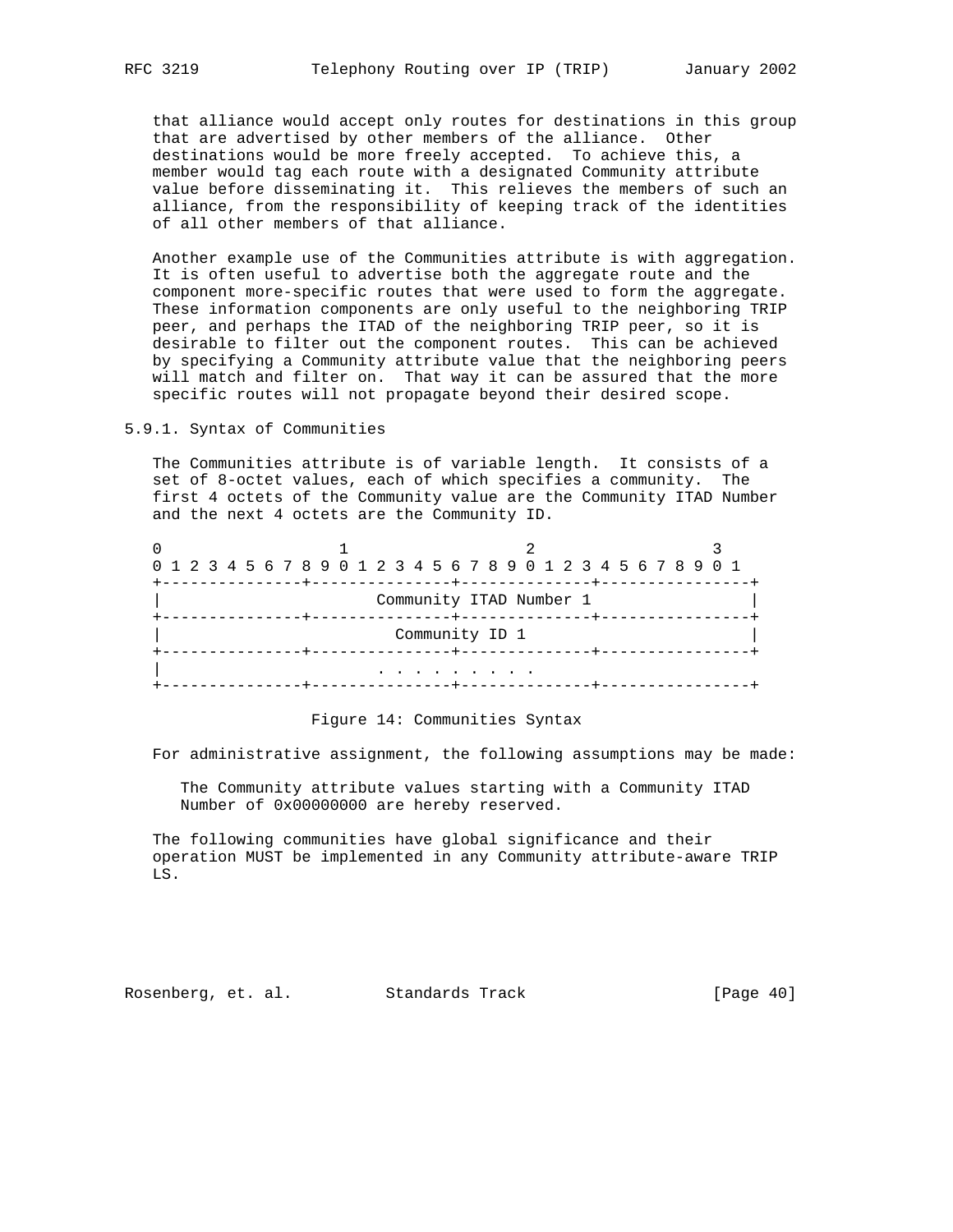that alliance would accept only routes for destinations in this group that are advertised by other members of the alliance. Other destinations would be more freely accepted. To achieve this, a member would tag each route with a designated Community attribute value before disseminating it. This relieves the members of such an alliance, from the responsibility of keeping track of the identities of all other members of that alliance.

Another example use of the Communities attribute is with aggregation. It is often useful to advertise both the aggregate route and the component more-specific routes that were used to form the aggregate. These information components are only useful to the neighboring TRIP peer, and perhaps the ITAD of the neighboring TRIP peer, so it is desirable to filter out the component routes. This can be achieved by specifying a Community attribute value that the neighboring peers will match and filter on. That way it can be assured that the more specific routes will not propagate beyond their desired scope.

### 5.9.1. Syntax of Communities

The Communities attribute is of variable length. It consists of a set of 8-octet values, each of which specifies a community. The first 4 octets of the Community value are the Community ITAD Number and the next 4 octets are the Community ID.

```
0                   1                   2                   3
0 1 2 3 4 5 6 7 8 9 0 1 2 3 4 5 6 7 8 9 0 1 2 3 4 5 6 7 8 9 0 1
+---------------+---------------+--------------+----------------+
|                       Community ITAD Number 1                 |
+---------------+---------------+--------------+----------------+
|                         Community ID 1                        |
+---------------+---------------+--------------+----------------+
|                        . . . . . . . . .
+---------------+---------------+--------------+----------------+
```

Figure 14: Communities Syntax

For administrative assignment, the following assumptions may be made:

The Community attribute values starting with a Community ITAD Number of 0x00000000 are hereby reserved.

The following communities have global significance and their operation MUST be implemented in any Community attribute-aware TRIP LS.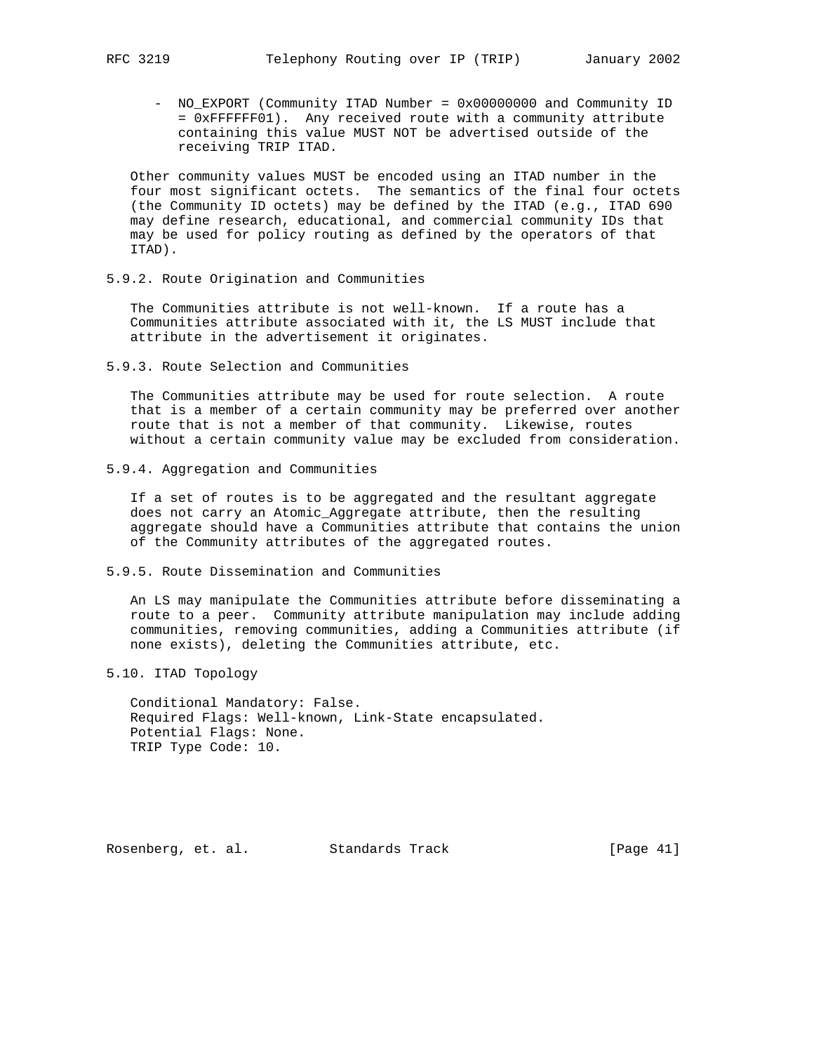- NO_EXPORT (Community ITAD Number = 0x00000000 and Community ID = 0xFFFFFF01). Any received route with a community attribute containing this value MUST NOT be advertised outside of the receiving TRIP ITAD.

Other community values MUST be encoded using an ITAD number in the four most significant octets. The semantics of the final four octets (the Community ID octets) may be defined by the ITAD (e.g., ITAD 690 may define research, educational, and commercial community IDs that may be used for policy routing as defined by the operators of that ITAD).

### 5.9.2. Route Origination and Communities

The Communities attribute is not well-known. If a route has a Communities attribute associated with it, the LS MUST include that attribute in the advertisement it originates.

### 5.9.3. Route Selection and Communities

The Communities attribute may be used for route selection. A route that is a member of a certain community may be preferred over another route that is not a member of that community. Likewise, routes without a certain community value may be excluded from consideration.

### 5.9.4. Aggregation and Communities

If a set of routes is to be aggregated and the resultant aggregate does not carry an Atomic_Aggregate attribute, then the resulting aggregate should have a Communities attribute that contains the union of the Community attributes of the aggregated routes.

### 5.9.5. Route Dissemination and Communities

An LS may manipulate the Communities attribute before disseminating a route to a peer. Community attribute manipulation may include adding communities, removing communities, adding a Communities attribute (if none exists), deleting the Communities attribute, etc.

## 5.10. ITAD Topology

Conditional Mandatory: False.
Required Flags: Well-known, Link-State encapsulated.
Potential Flags: None.
TRIP Type Code: 10.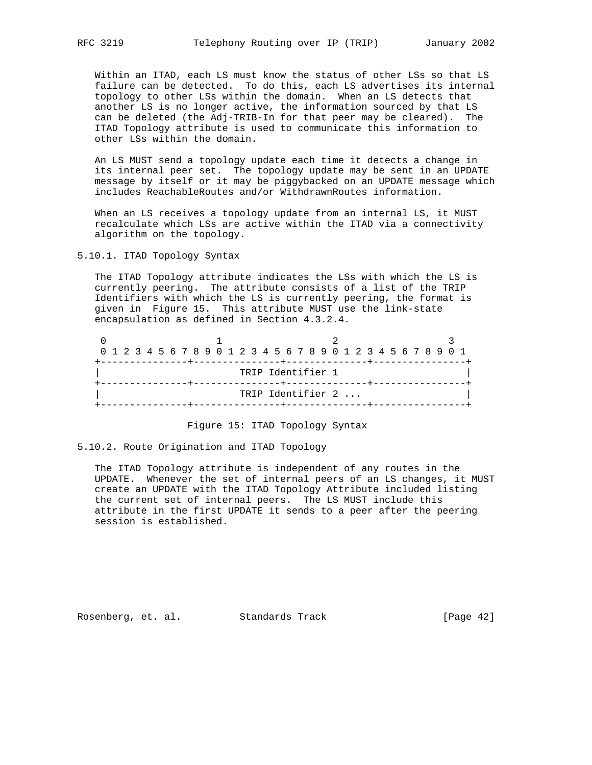Within an ITAD, each LS must know the status of other LSs so that LS failure can be detected. To do this, each LS advertises its internal topology to other LSs within the domain. When an LS detects that another LS is no longer active, the information sourced by that LS can be deleted (the Adj-TRIB-In for that peer may be cleared). The ITAD Topology attribute is used to communicate this information to other LSs within the domain.

An LS MUST send a topology update each time it detects a change in its internal peer set. The topology update may be sent in an UPDATE message by itself or it may be piggybacked on an UPDATE message which includes ReachableRoutes and/or WithdrawnRoutes information.

When an LS receives a topology update from an internal LS, it MUST recalculate which LSs are active within the ITAD via a connectivity algorithm on the topology.

### 5.10.1. ITAD Topology Syntax

The ITAD Topology attribute indicates the LSs with which the LS is currently peering. The attribute consists of a list of the TRIP Identifiers with which the LS is currently peering, the format is given in Figure 15. This attribute MUST use the link-state encapsulation as defined in Section 4.3.2.4.

```
 0                   1                   2                   3
 0 1 2 3 4 5 6 7 8 9 0 1 2 3 4 5 6 7 8 9 0 1 2 3 4 5 6 7 8 9 0 1
+---------------+---------------+--------------+----------------+
|                       TRIP Identifier 1                       |
+---------------+---------------+--------------+----------------+
|                       TRIP Identifier 2 ...                   |
+---------------+---------------+--------------+----------------+
```

Figure 15: ITAD Topology Syntax

### 5.10.2. Route Origination and ITAD Topology

The ITAD Topology attribute is independent of any routes in the UPDATE. Whenever the set of internal peers of an LS changes, it MUST create an UPDATE with the ITAD Topology Attribute included listing the current set of internal peers. The LS MUST include this attribute in the first UPDATE it sends to a peer after the peering session is established.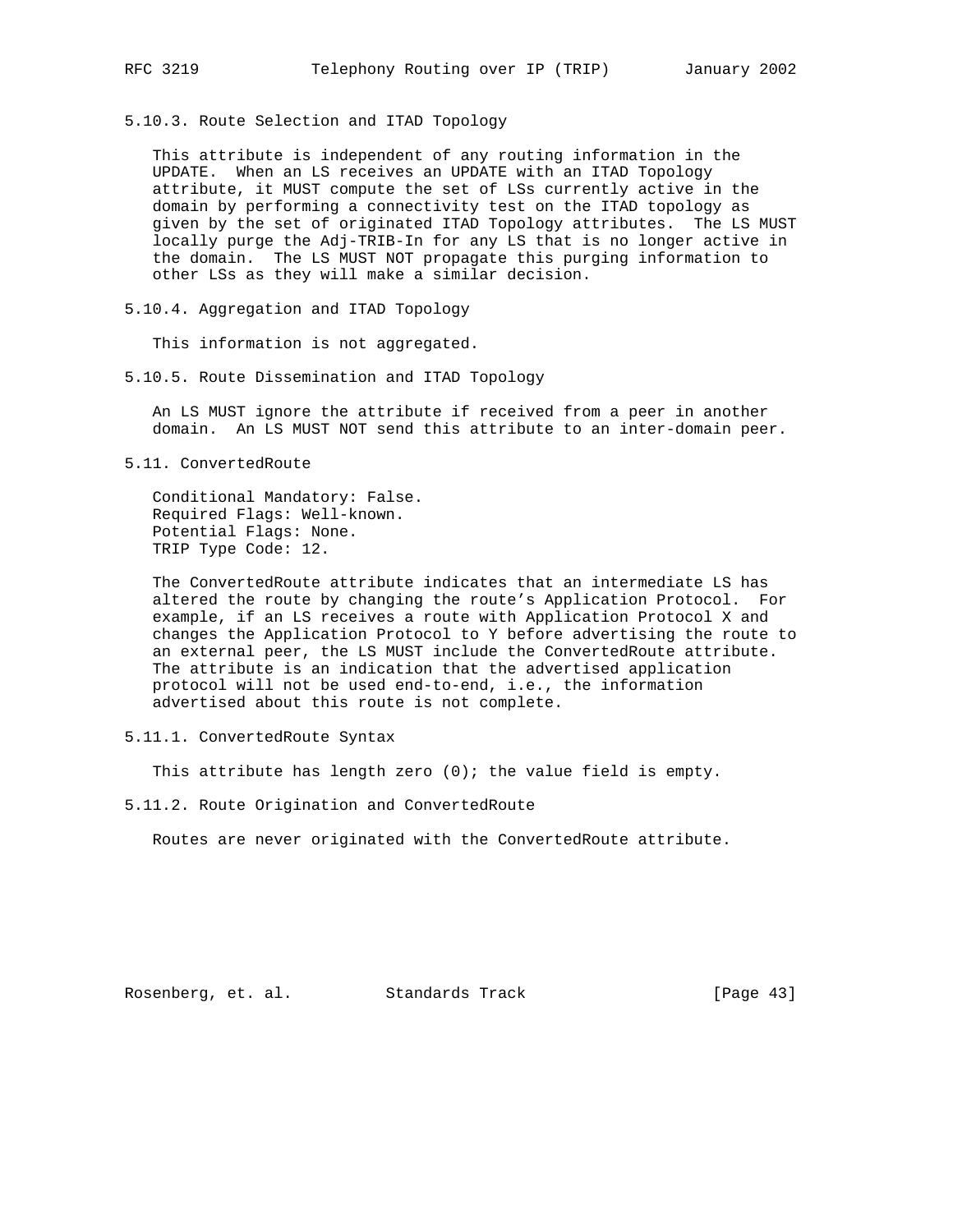#### 5.10.3. Route Selection and ITAD Topology

This attribute is independent of any routing information in the UPDATE. When an LS receives an UPDATE with an ITAD Topology attribute, it MUST compute the set of LSs currently active in the domain by performing a connectivity test on the ITAD topology as given by the set of originated ITAD Topology attributes. The LS MUST locally purge the Adj-TRIB-In for any LS that is no longer active in the domain. The LS MUST NOT propagate this purging information to other LSs as they will make a similar decision.

#### 5.10.4. Aggregation and ITAD Topology

This information is not aggregated.

#### 5.10.5. Route Dissemination and ITAD Topology

An LS MUST ignore the attribute if received from a peer in another domain. An LS MUST NOT send this attribute to an inter-domain peer.

### 5.11. ConvertedRoute

Conditional Mandatory: False.
Required Flags: Well-known.
Potential Flags: None.
TRIP Type Code: 12.

The ConvertedRoute attribute indicates that an intermediate LS has altered the route by changing the route's Application Protocol. For example, if an LS receives a route with Application Protocol X and changes the Application Protocol to Y before advertising the route to an external peer, the LS MUST include the ConvertedRoute attribute. The attribute is an indication that the advertised application protocol will not be used end-to-end, i.e., the information advertised about this route is not complete.

#### 5.11.1. ConvertedRoute Syntax

This attribute has length zero (0); the value field is empty.

#### 5.11.2. Route Origination and ConvertedRoute

Routes are never originated with the ConvertedRoute attribute.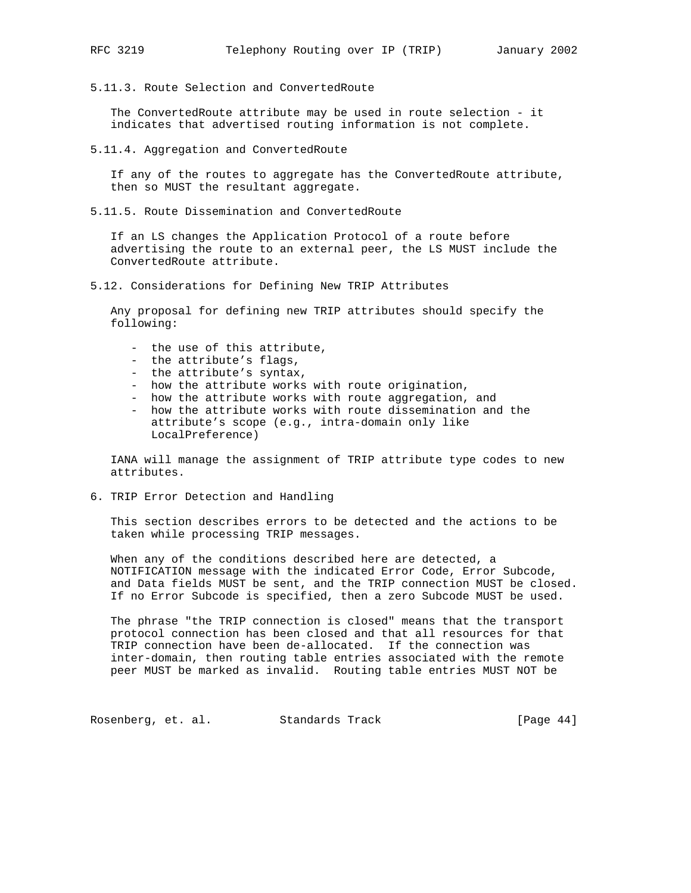#### 5.11.3. Route Selection and ConvertedRoute

The ConvertedRoute attribute may be used in route selection - it indicates that advertised routing information is not complete.

#### 5.11.4. Aggregation and ConvertedRoute

If any of the routes to aggregate has the ConvertedRoute attribute, then so MUST the resultant aggregate.

#### 5.11.5. Route Dissemination and ConvertedRoute

If an LS changes the Application Protocol of a route before advertising the route to an external peer, the LS MUST include the ConvertedRoute attribute.

### 5.12. Considerations for Defining New TRIP Attributes

Any proposal for defining new TRIP attributes should specify the following:

- the use of this attribute,
- the attribute's flags,
- the attribute's syntax,
- how the attribute works with route origination,
- how the attribute works with route aggregation, and
- how the attribute works with route dissemination and the attribute's scope (e.g., intra-domain only like LocalPreference)

IANA will manage the assignment of TRIP attribute type codes to new attributes.

## 6. TRIP Error Detection and Handling

This section describes errors to be detected and the actions to be taken while processing TRIP messages.

When any of the conditions described here are detected, a NOTIFICATION message with the indicated Error Code, Error Subcode, and Data fields MUST be sent, and the TRIP connection MUST be closed. If no Error Subcode is specified, then a zero Subcode MUST be used.

The phrase "the TRIP connection is closed" means that the transport protocol connection has been closed and that all resources for that TRIP connection have been de-allocated. If the connection was inter-domain, then routing table entries associated with the remote peer MUST be marked as invalid. Routing table entries MUST NOT be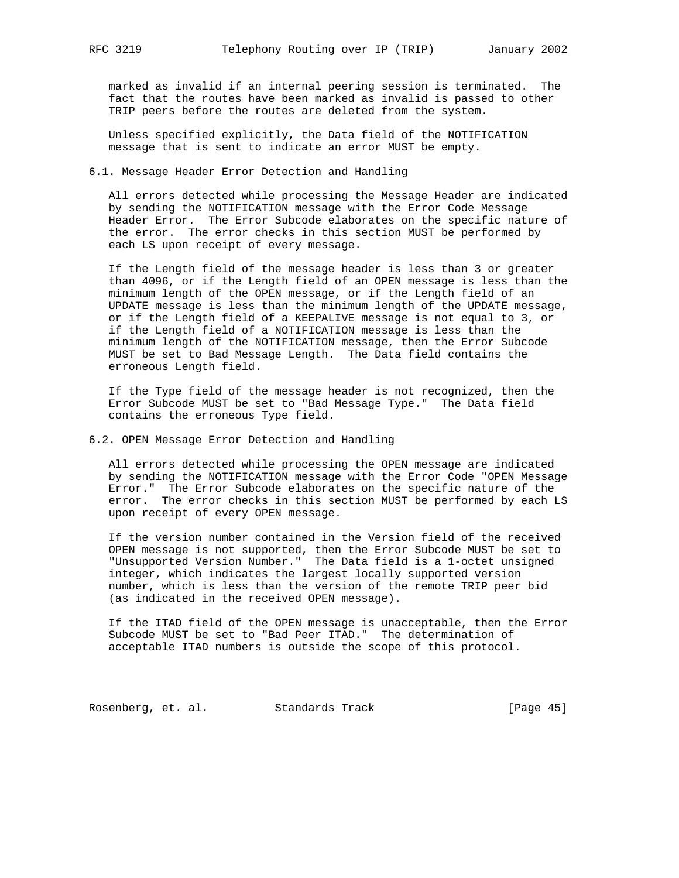marked as invalid if an internal peering session is terminated. The fact that the routes have been marked as invalid is passed to other TRIP peers before the routes are deleted from the system.

Unless specified explicitly, the Data field of the NOTIFICATION message that is sent to indicate an error MUST be empty.

### 6.1. Message Header Error Detection and Handling

All errors detected while processing the Message Header are indicated by sending the NOTIFICATION message with the Error Code Message Header Error. The Error Subcode elaborates on the specific nature of the error. The error checks in this section MUST be performed by each LS upon receipt of every message.

If the Length field of the message header is less than 3 or greater than 4096, or if the Length field of an OPEN message is less than the minimum length of the OPEN message, or if the Length field of an UPDATE message is less than the minimum length of the UPDATE message, or if the Length field of a KEEPALIVE message is not equal to 3, or if the Length field of a NOTIFICATION message is less than the minimum length of the NOTIFICATION message, then the Error Subcode MUST be set to Bad Message Length. The Data field contains the erroneous Length field.

If the Type field of the message header is not recognized, then the Error Subcode MUST be set to "Bad Message Type." The Data field contains the erroneous Type field.

### 6.2. OPEN Message Error Detection and Handling

All errors detected while processing the OPEN message are indicated by sending the NOTIFICATION message with the Error Code "OPEN Message Error." The Error Subcode elaborates on the specific nature of the error. The error checks in this section MUST be performed by each LS upon receipt of every OPEN message.

If the version number contained in the Version field of the received OPEN message is not supported, then the Error Subcode MUST be set to "Unsupported Version Number." The Data field is a 1-octet unsigned integer, which indicates the largest locally supported version number, which is less than the version of the remote TRIP peer bid (as indicated in the received OPEN message).

If the ITAD field of the OPEN message is unacceptable, then the Error Subcode MUST be set to "Bad Peer ITAD." The determination of acceptable ITAD numbers is outside the scope of this protocol.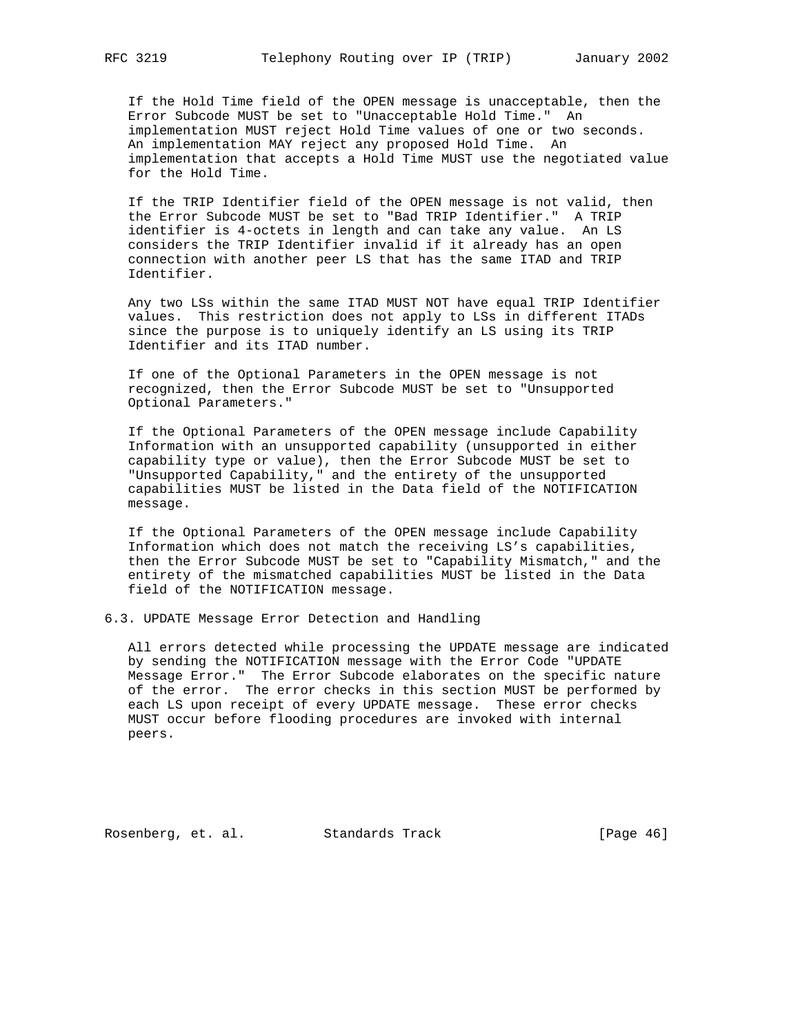If the Hold Time field of the OPEN message is unacceptable, then the Error Subcode MUST be set to "Unacceptable Hold Time." An implementation MUST reject Hold Time values of one or two seconds. An implementation MAY reject any proposed Hold Time. An implementation that accepts a Hold Time MUST use the negotiated value for the Hold Time.

If the TRIP Identifier field of the OPEN message is not valid, then the Error Subcode MUST be set to "Bad TRIP Identifier." A TRIP identifier is 4-octets in length and can take any value. An LS considers the TRIP Identifier invalid if it already has an open connection with another peer LS that has the same ITAD and TRIP Identifier.

Any two LSs within the same ITAD MUST NOT have equal TRIP Identifier values. This restriction does not apply to LSs in different ITADs since the purpose is to uniquely identify an LS using its TRIP Identifier and its ITAD number.

If one of the Optional Parameters in the OPEN message is not recognized, then the Error Subcode MUST be set to "Unsupported Optional Parameters."

If the Optional Parameters of the OPEN message include Capability Information with an unsupported capability (unsupported in either capability type or value), then the Error Subcode MUST be set to "Unsupported Capability," and the entirety of the unsupported capabilities MUST be listed in the Data field of the NOTIFICATION message.

If the Optional Parameters of the OPEN message include Capability Information which does not match the receiving LS’s capabilities, then the Error Subcode MUST be set to "Capability Mismatch," and the entirety of the mismatched capabilities MUST be listed in the Data field of the NOTIFICATION message.

## 6.3. UPDATE Message Error Detection and Handling

All errors detected while processing the UPDATE message are indicated by sending the NOTIFICATION message with the Error Code "UPDATE Message Error." The Error Subcode elaborates on the specific nature of the error. The error checks in this section MUST be performed by each LS upon receipt of every UPDATE message. These error checks MUST occur before flooding procedures are invoked with internal peers.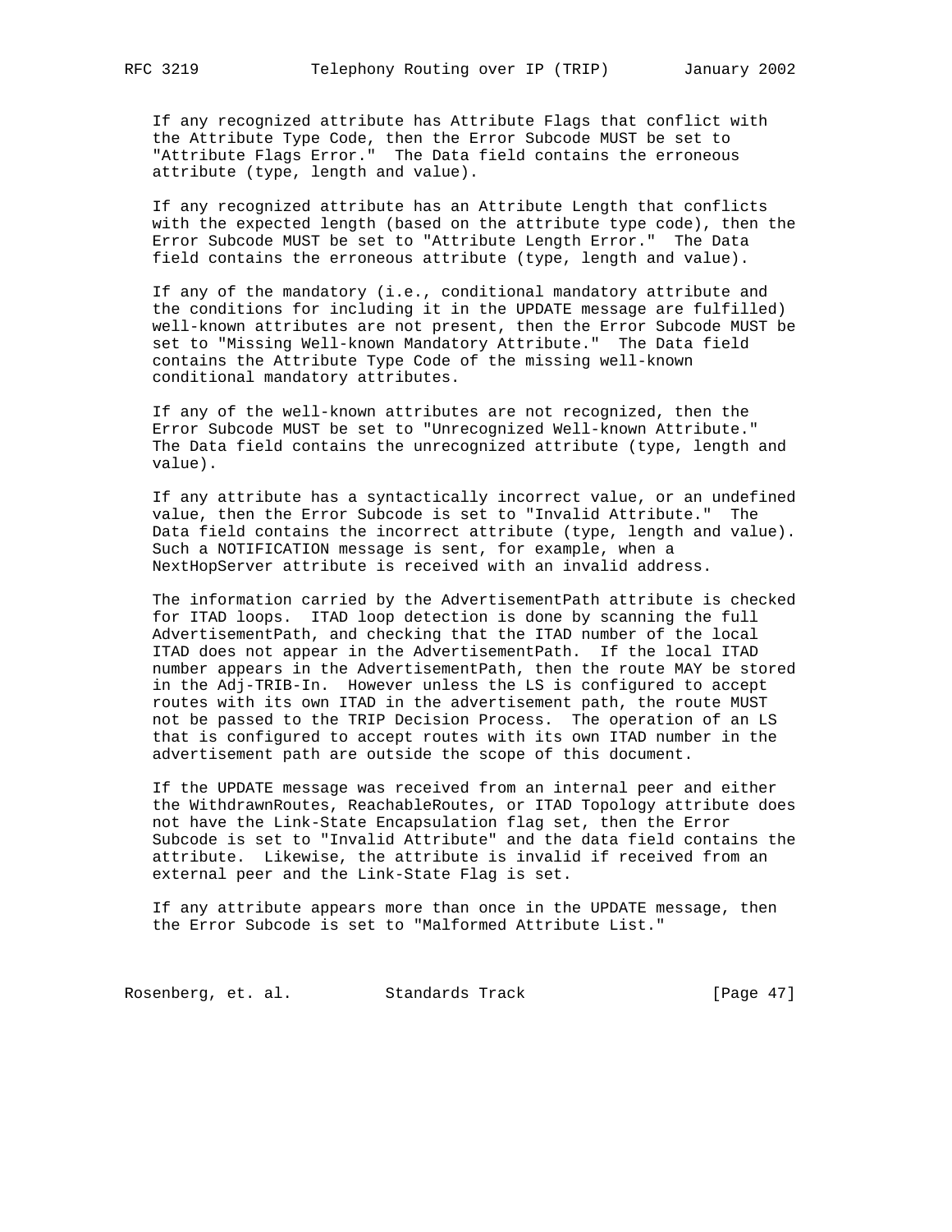If any recognized attribute has Attribute Flags that conflict with the Attribute Type Code, then the Error Subcode MUST be set to "Attribute Flags Error." The Data field contains the erroneous attribute (type, length and value).

If any recognized attribute has an Attribute Length that conflicts with the expected length (based on the attribute type code), then the Error Subcode MUST be set to "Attribute Length Error." The Data field contains the erroneous attribute (type, length and value).

If any of the mandatory (i.e., conditional mandatory attribute and the conditions for including it in the UPDATE message are fulfilled) well-known attributes are not present, then the Error Subcode MUST be set to "Missing Well-known Mandatory Attribute." The Data field contains the Attribute Type Code of the missing well-known conditional mandatory attributes.

If any of the well-known attributes are not recognized, then the Error Subcode MUST be set to "Unrecognized Well-known Attribute." The Data field contains the unrecognized attribute (type, length and value).

If any attribute has a syntactically incorrect value, or an undefined value, then the Error Subcode is set to "Invalid Attribute." The Data field contains the incorrect attribute (type, length and value). Such a NOTIFICATION message is sent, for example, when a NextHopServer attribute is received with an invalid address.

The information carried by the AdvertisementPath attribute is checked for ITAD loops. ITAD loop detection is done by scanning the full AdvertisementPath, and checking that the ITAD number of the local ITAD does not appear in the AdvertisementPath. If the local ITAD number appears in the AdvertisementPath, then the route MAY be stored in the Adj-TRIB-In. However unless the LS is configured to accept routes with its own ITAD in the advertisement path, the route MUST not be passed to the TRIP Decision Process. The operation of an LS that is configured to accept routes with its own ITAD number in the advertisement path are outside the scope of this document.

If the UPDATE message was received from an internal peer and either the WithdrawnRoutes, ReachableRoutes, or ITAD Topology attribute does not have the Link-State Encapsulation flag set, then the Error Subcode is set to "Invalid Attribute" and the data field contains the attribute. Likewise, the attribute is invalid if received from an external peer and the Link-State Flag is set.

If any attribute appears more than once in the UPDATE message, then the Error Subcode is set to "Malformed Attribute List."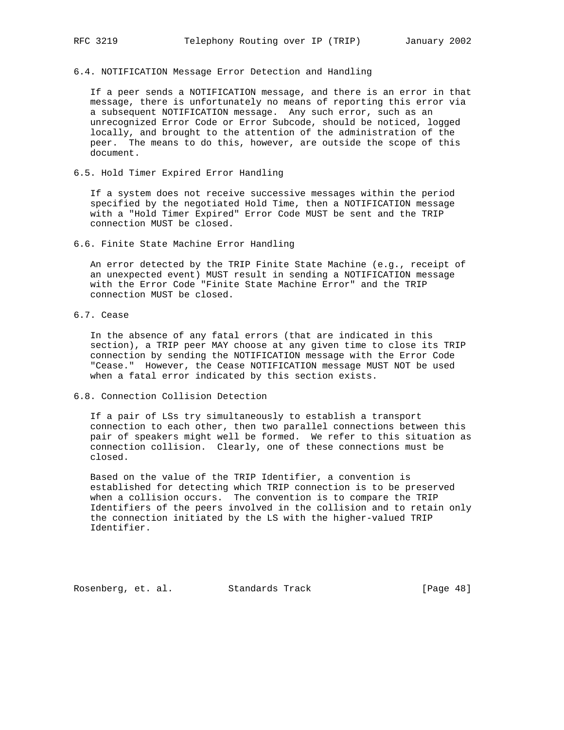### 6.4. NOTIFICATION Message Error Detection and Handling

If a peer sends a NOTIFICATION message, and there is an error in that message, there is unfortunately no means of reporting this error via a subsequent NOTIFICATION message. Any such error, such as an unrecognized Error Code or Error Subcode, should be noticed, logged locally, and brought to the attention of the administration of the peer. The means to do this, however, are outside the scope of this document.

### 6.5. Hold Timer Expired Error Handling

If a system does not receive successive messages within the period specified by the negotiated Hold Time, then a NOTIFICATION message with a "Hold Timer Expired" Error Code MUST be sent and the TRIP connection MUST be closed.

### 6.6. Finite State Machine Error Handling

An error detected by the TRIP Finite State Machine (e.g., receipt of an unexpected event) MUST result in sending a NOTIFICATION message with the Error Code "Finite State Machine Error" and the TRIP connection MUST be closed.

### 6.7. Cease

In the absence of any fatal errors (that are indicated in this section), a TRIP peer MAY choose at any given time to close its TRIP connection by sending the NOTIFICATION message with the Error Code "Cease." However, the Cease NOTIFICATION message MUST NOT be used when a fatal error indicated by this section exists.

### 6.8. Connection Collision Detection

If a pair of LSs try simultaneously to establish a transport connection to each other, then two parallel connections between this pair of speakers might well be formed. We refer to this situation as connection collision. Clearly, one of these connections must be closed.

Based on the value of the TRIP Identifier, a convention is established for detecting which TRIP connection is to be preserved when a collision occurs. The convention is to compare the TRIP Identifiers of the peers involved in the collision and to retain only the connection initiated by the LS with the higher-valued TRIP Identifier.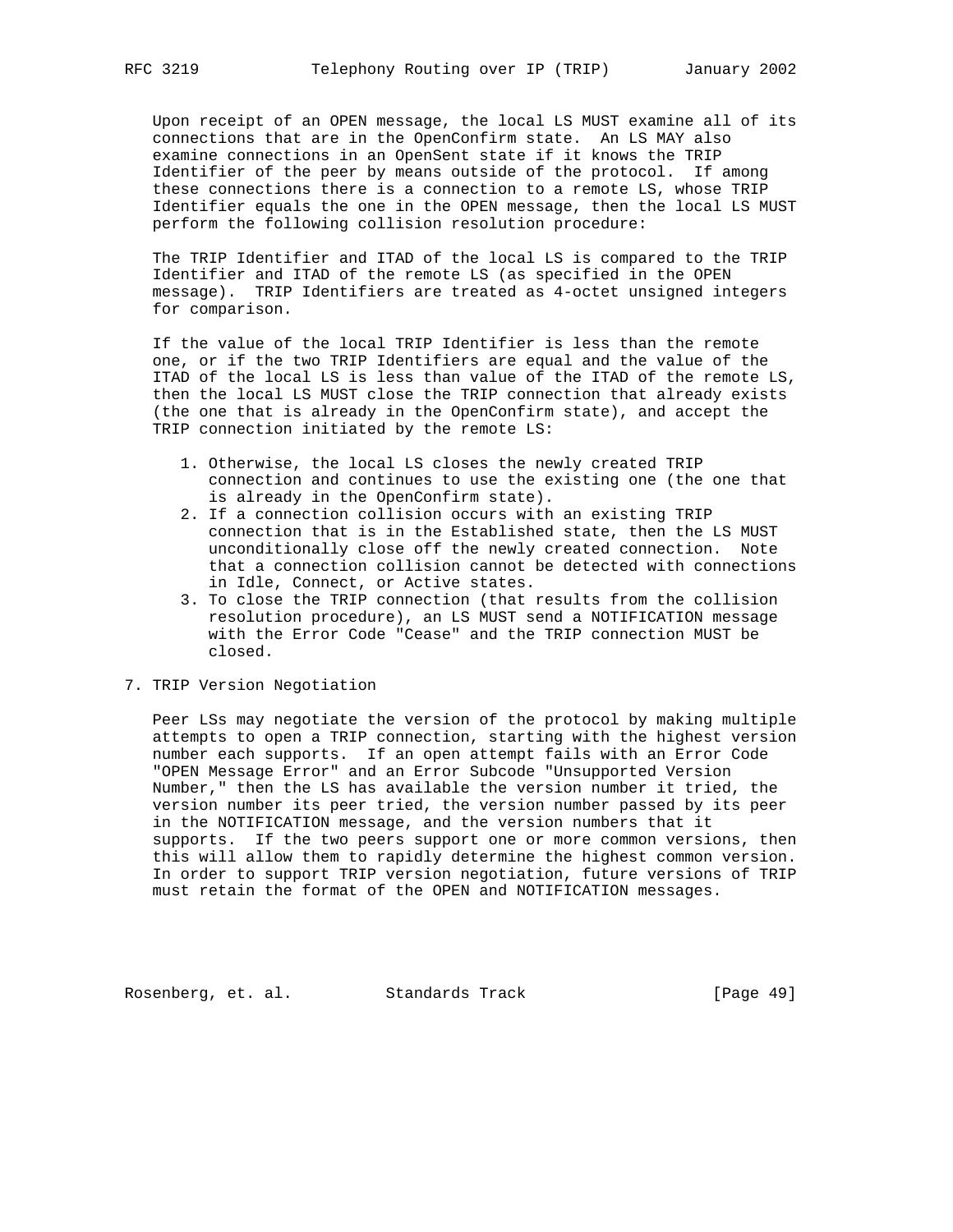Upon receipt of an OPEN message, the local LS MUST examine all of its connections that are in the OpenConfirm state. An LS MAY also examine connections in an OpenSent state if it knows the TRIP Identifier of the peer by means outside of the protocol. If among these connections there is a connection to a remote LS, whose TRIP Identifier equals the one in the OPEN message, then the local LS MUST perform the following collision resolution procedure:

The TRIP Identifier and ITAD of the local LS is compared to the TRIP Identifier and ITAD of the remote LS (as specified in the OPEN message). TRIP Identifiers are treated as 4-octet unsigned integers for comparison.

If the value of the local TRIP Identifier is less than the remote one, or if the two TRIP Identifiers are equal and the value of the ITAD of the local LS is less than value of the ITAD of the remote LS, then the local LS MUST close the TRIP connection that already exists (the one that is already in the OpenConfirm state), and accept the TRIP connection initiated by the remote LS:

1. Otherwise, the local LS closes the newly created TRIP connection and continues to use the existing one (the one that is already in the OpenConfirm state).
2. If a connection collision occurs with an existing TRIP connection that is in the Established state, then the LS MUST unconditionally close off the newly created connection. Note that a connection collision cannot be detected with connections in Idle, Connect, or Active states.
3. To close the TRIP connection (that results from the collision resolution procedure), an LS MUST send a NOTIFICATION message with the Error Code "Cease" and the TRIP connection MUST be closed.

# 7. TRIP Version Negotiation

Peer LSs may negotiate the version of the protocol by making multiple attempts to open a TRIP connection, starting with the highest version number each supports. If an open attempt fails with an Error Code "OPEN Message Error" and an Error Subcode "Unsupported Version Number," then the LS has available the version number it tried, the version number its peer tried, the version number passed by its peer in the NOTIFICATION message, and the version numbers that it supports. If the two peers support one or more common versions, then this will allow them to rapidly determine the highest common version. In order to support TRIP version negotiation, future versions of TRIP must retain the format of the OPEN and NOTIFICATION messages.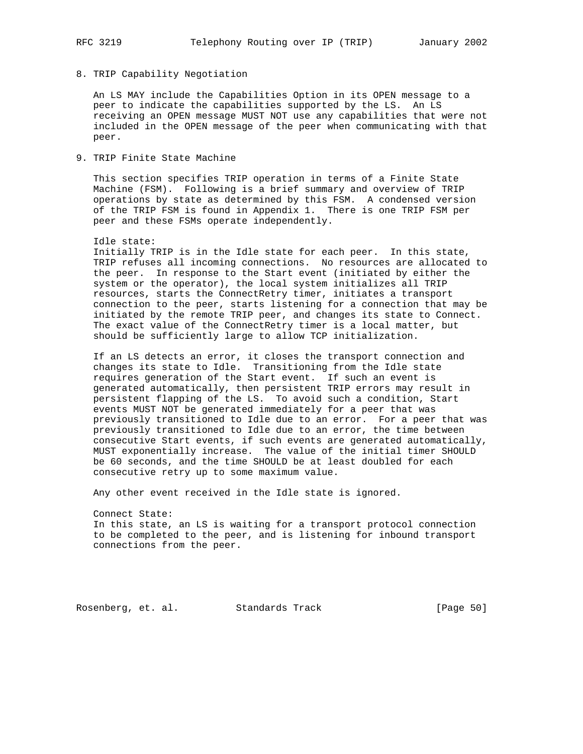## 8. TRIP Capability Negotiation

An LS MAY include the Capabilities Option in its OPEN message to a peer to indicate the capabilities supported by the LS. An LS receiving an OPEN message MUST NOT use any capabilities that were not included in the OPEN message of the peer when communicating with that peer.

## 9. TRIP Finite State Machine

This section specifies TRIP operation in terms of a Finite State Machine (FSM). Following is a brief summary and overview of TRIP operations by state as determined by this FSM. A condensed version of the TRIP FSM is found in Appendix 1. There is one TRIP FSM per peer and these FSMs operate independently.

Idle state:
Initially TRIP is in the Idle state for each peer. In this state, TRIP refuses all incoming connections. No resources are allocated to the peer. In response to the Start event (initiated by either the system or the operator), the local system initializes all TRIP resources, starts the ConnectRetry timer, initiates a transport connection to the peer, starts listening for a connection that may be initiated by the remote TRIP peer, and changes its state to Connect. The exact value of the ConnectRetry timer is a local matter, but should be sufficiently large to allow TCP initialization.

If an LS detects an error, it closes the transport connection and changes its state to Idle. Transitioning from the Idle state requires generation of the Start event. If such an event is generated automatically, then persistent TRIP errors may result in persistent flapping of the LS. To avoid such a condition, Start events MUST NOT be generated immediately for a peer that was previously transitioned to Idle due to an error. For a peer that was previously transitioned to Idle due to an error, the time between consecutive Start events, if such events are generated automatically, MUST exponentially increase. The value of the initial timer SHOULD be 60 seconds, and the time SHOULD be at least doubled for each consecutive retry up to some maximum value.

Any other event received in the Idle state is ignored.

Connect State:
In this state, an LS is waiting for a transport protocol connection to be completed to the peer, and is listening for inbound transport connections from the peer.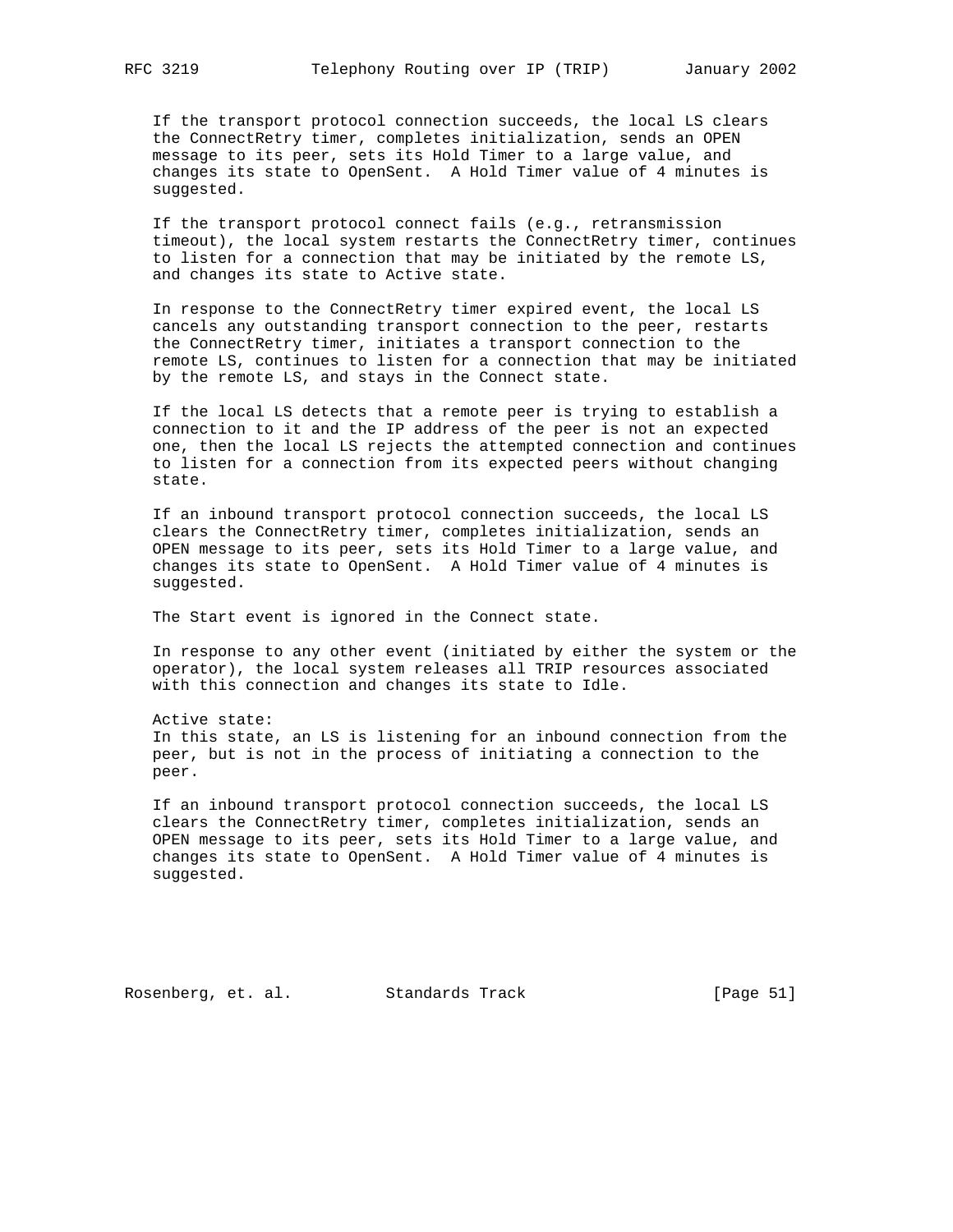If the transport protocol connection succeeds, the local LS clears the ConnectRetry timer, completes initialization, sends an OPEN message to its peer, sets its Hold Timer to a large value, and changes its state to OpenSent. A Hold Timer value of 4 minutes is suggested.

If the transport protocol connect fails (e.g., retransmission timeout), the local system restarts the ConnectRetry timer, continues to listen for a connection that may be initiated by the remote LS, and changes its state to Active state.

In response to the ConnectRetry timer expired event, the local LS cancels any outstanding transport connection to the peer, restarts the ConnectRetry timer, initiates a transport connection to the remote LS, continues to listen for a connection that may be initiated by the remote LS, and stays in the Connect state.

If the local LS detects that a remote peer is trying to establish a connection to it and the IP address of the peer is not an expected one, then the local LS rejects the attempted connection and continues to listen for a connection from its expected peers without changing state.

If an inbound transport protocol connection succeeds, the local LS clears the ConnectRetry timer, completes initialization, sends an OPEN message to its peer, sets its Hold Timer to a large value, and changes its state to OpenSent. A Hold Timer value of 4 minutes is suggested.

The Start event is ignored in the Connect state.

In response to any other event (initiated by either the system or the operator), the local system releases all TRIP resources associated with this connection and changes its state to Idle.

Active state:
In this state, an LS is listening for an inbound connection from the peer, but is not in the process of initiating a connection to the peer.

If an inbound transport protocol connection succeeds, the local LS clears the ConnectRetry timer, completes initialization, sends an OPEN message to its peer, sets its Hold Timer to a large value, and changes its state to OpenSent. A Hold Timer value of 4 minutes is suggested.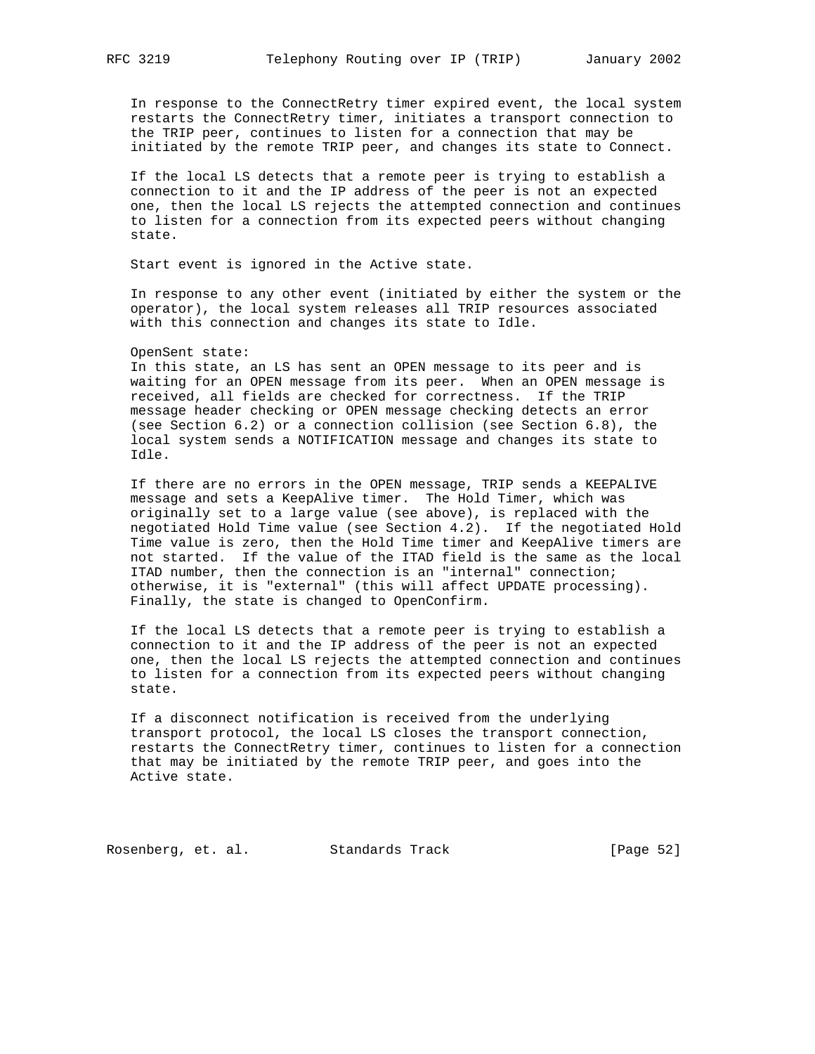In response to the ConnectRetry timer expired event, the local system restarts the ConnectRetry timer, initiates a transport connection to the TRIP peer, continues to listen for a connection that may be initiated by the remote TRIP peer, and changes its state to Connect.

If the local LS detects that a remote peer is trying to establish a connection to it and the IP address of the peer is not an expected one, then the local LS rejects the attempted connection and continues to listen for a connection from its expected peers without changing state.

Start event is ignored in the Active state.

In response to any other event (initiated by either the system or the operator), the local system releases all TRIP resources associated with this connection and changes its state to Idle.

OpenSent state:
In this state, an LS has sent an OPEN message to its peer and is waiting for an OPEN message from its peer. When an OPEN message is received, all fields are checked for correctness. If the TRIP message header checking or OPEN message checking detects an error (see Section 6.2) or a connection collision (see Section 6.8), the local system sends a NOTIFICATION message and changes its state to Idle.

If there are no errors in the OPEN message, TRIP sends a KEEPALIVE message and sets a KeepAlive timer. The Hold Timer, which was originally set to a large value (see above), is replaced with the negotiated Hold Time value (see Section 4.2). If the negotiated Hold Time value is zero, then the Hold Time timer and KeepAlive timers are not started. If the value of the ITAD field is the same as the local ITAD number, then the connection is an "internal" connection; otherwise, it is "external" (this will affect UPDATE processing). Finally, the state is changed to OpenConfirm.

If the local LS detects that a remote peer is trying to establish a connection to it and the IP address of the peer is not an expected one, then the local LS rejects the attempted connection and continues to listen for a connection from its expected peers without changing state.

If a disconnect notification is received from the underlying transport protocol, the local LS closes the transport connection, restarts the ConnectRetry timer, continues to listen for a connection that may be initiated by the remote TRIP peer, and goes into the Active state.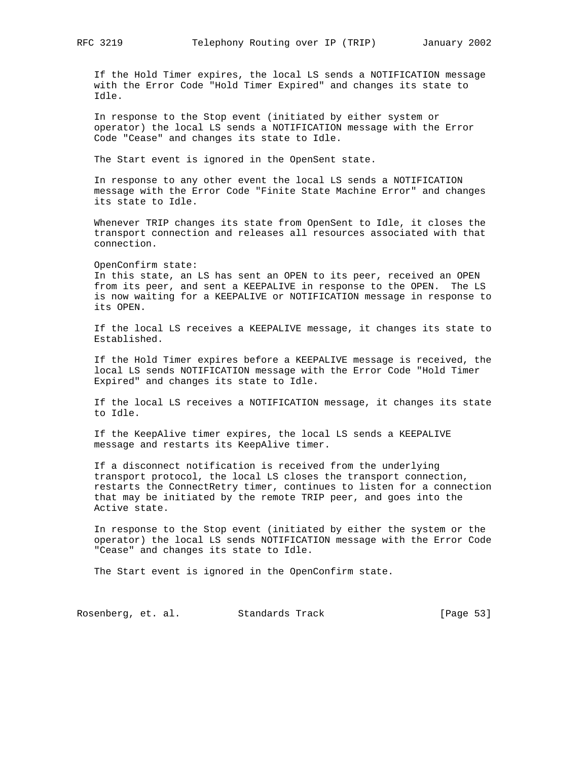If the Hold Timer expires, the local LS sends a NOTIFICATION message with the Error Code "Hold Timer Expired" and changes its state to Idle.

In response to the Stop event (initiated by either system or operator) the local LS sends a NOTIFICATION message with the Error Code "Cease" and changes its state to Idle.

The Start event is ignored in the OpenSent state.

In response to any other event the local LS sends a NOTIFICATION message with the Error Code "Finite State Machine Error" and changes its state to Idle.

Whenever TRIP changes its state from OpenSent to Idle, it closes the transport connection and releases all resources associated with that connection.

OpenConfirm state:
In this state, an LS has sent an OPEN to its peer, received an OPEN from its peer, and sent a KEEPALIVE in response to the OPEN. The LS is now waiting for a KEEPALIVE or NOTIFICATION message in response to its OPEN.

If the local LS receives a KEEPALIVE message, it changes its state to Established.

If the Hold Timer expires before a KEEPALIVE message is received, the local LS sends NOTIFICATION message with the Error Code "Hold Timer Expired" and changes its state to Idle.

If the local LS receives a NOTIFICATION message, it changes its state to Idle.

If the KeepAlive timer expires, the local LS sends a KEEPALIVE message and restarts its KeepAlive timer.

If a disconnect notification is received from the underlying transport protocol, the local LS closes the transport connection, restarts the ConnectRetry timer, continues to listen for a connection that may be initiated by the remote TRIP peer, and goes into the Active state.

In response to the Stop event (initiated by either the system or the operator) the local LS sends NOTIFICATION message with the Error Code "Cease" and changes its state to Idle.

The Start event is ignored in the OpenConfirm state.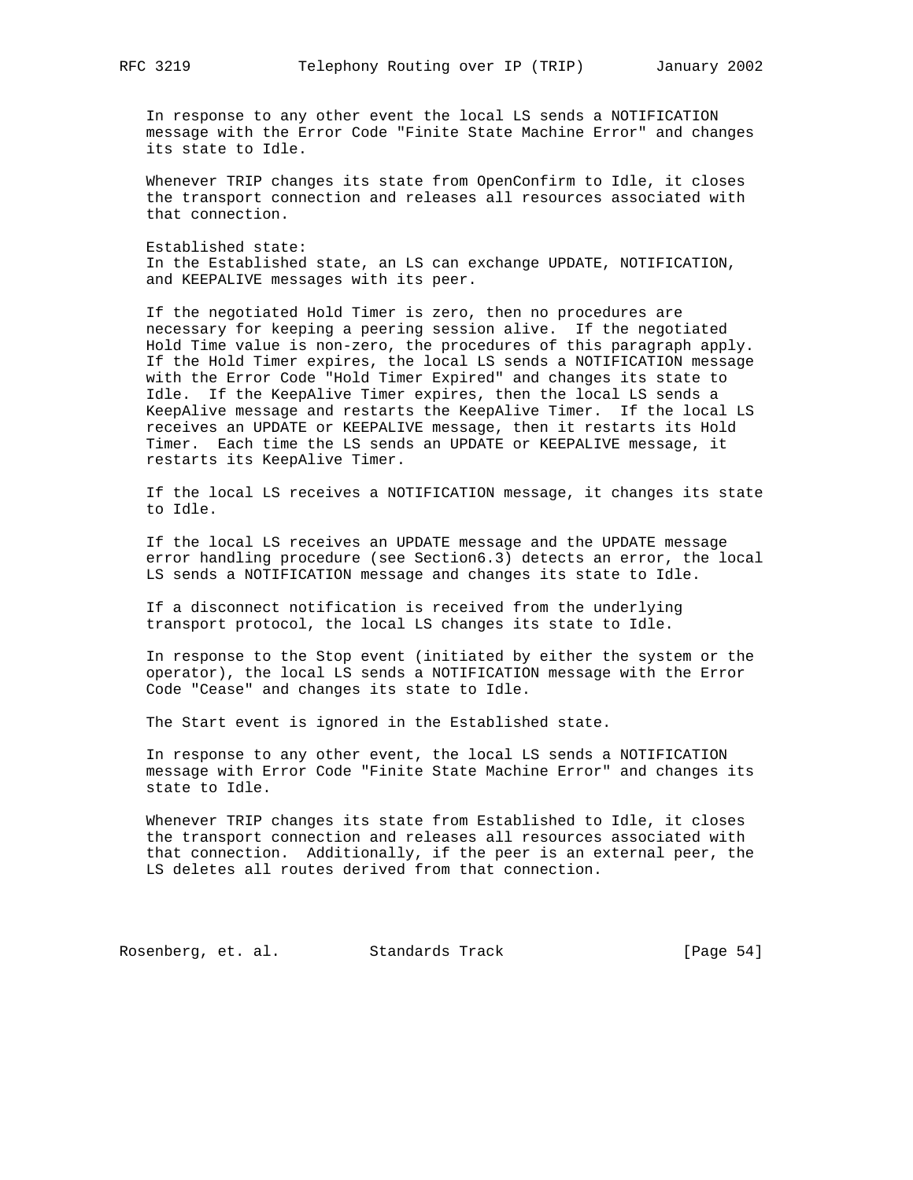In response to any other event the local LS sends a NOTIFICATION message with the Error Code "Finite State Machine Error" and changes its state to Idle.

Whenever TRIP changes its state from OpenConfirm to Idle, it closes the transport connection and releases all resources associated with that connection.

Established state:
In the Established state, an LS can exchange UPDATE, NOTIFICATION, and KEEPALIVE messages with its peer.

If the negotiated Hold Timer is zero, then no procedures are necessary for keeping a peering session alive. If the negotiated Hold Time value is non-zero, the procedures of this paragraph apply. If the Hold Timer expires, the local LS sends a NOTIFICATION message with the Error Code "Hold Timer Expired" and changes its state to Idle. If the KeepAlive Timer expires, then the local LS sends a KeepAlive message and restarts the KeepAlive Timer. If the local LS receives an UPDATE or KEEPALIVE message, then it restarts its Hold Timer. Each time the LS sends an UPDATE or KEEPALIVE message, it restarts its KeepAlive Timer.

If the local LS receives a NOTIFICATION message, it changes its state to Idle.

If the local LS receives an UPDATE message and the UPDATE message error handling procedure (see Section6.3) detects an error, the local LS sends a NOTIFICATION message and changes its state to Idle.

If a disconnect notification is received from the underlying transport protocol, the local LS changes its state to Idle.

In response to the Stop event (initiated by either the system or the operator), the local LS sends a NOTIFICATION message with the Error Code "Cease" and changes its state to Idle.

The Start event is ignored in the Established state.

In response to any other event, the local LS sends a NOTIFICATION message with Error Code "Finite State Machine Error" and changes its state to Idle.

Whenever TRIP changes its state from Established to Idle, it closes the transport connection and releases all resources associated with that connection. Additionally, if the peer is an external peer, the LS deletes all routes derived from that connection.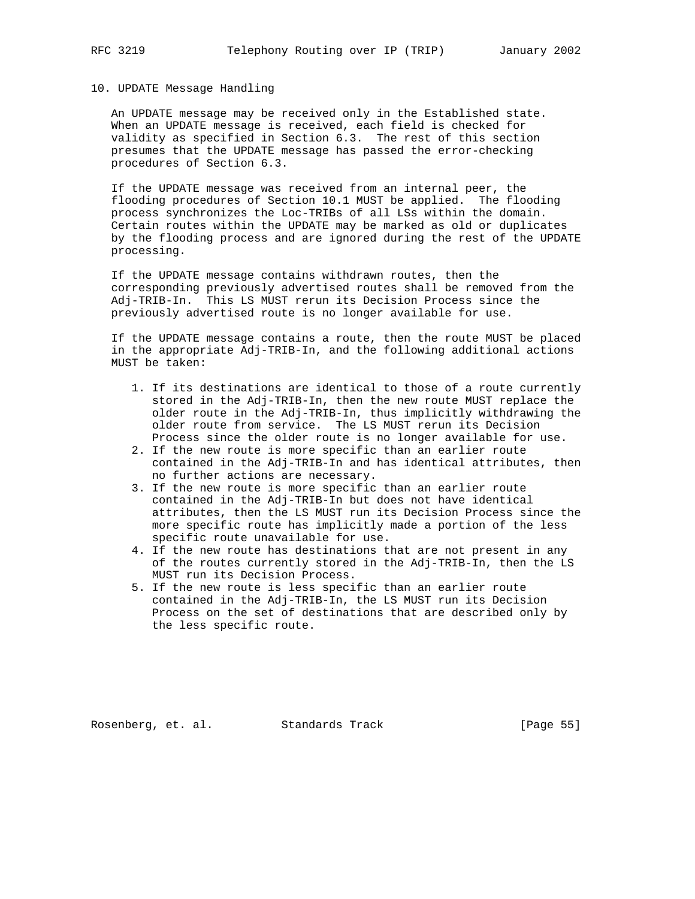## 10. UPDATE Message Handling

An UPDATE message may be received only in the Established state. When an UPDATE message is received, each field is checked for validity as specified in Section 6.3. The rest of this section presumes that the UPDATE message has passed the error-checking procedures of Section 6.3.

If the UPDATE message was received from an internal peer, the flooding procedures of Section 10.1 MUST be applied. The flooding process synchronizes the Loc-TRIBs of all LSs within the domain. Certain routes within the UPDATE may be marked as old or duplicates by the flooding process and are ignored during the rest of the UPDATE processing.

If the UPDATE message contains withdrawn routes, then the corresponding previously advertised routes shall be removed from the Adj-TRIB-In. This LS MUST rerun its Decision Process since the previously advertised route is no longer available for use.

If the UPDATE message contains a route, then the route MUST be placed in the appropriate Adj-TRIB-In, and the following additional actions MUST be taken:

1. If its destinations are identical to those of a route currently stored in the Adj-TRIB-In, then the new route MUST replace the older route in the Adj-TRIB-In, thus implicitly withdrawing the older route from service. The LS MUST rerun its Decision Process since the older route is no longer available for use.
2. If the new route is more specific than an earlier route contained in the Adj-TRIB-In and has identical attributes, then no further actions are necessary.
3. If the new route is more specific than an earlier route contained in the Adj-TRIB-In but does not have identical attributes, then the LS MUST run its Decision Process since the more specific route has implicitly made a portion of the less specific route unavailable for use.
4. If the new route has destinations that are not present in any of the routes currently stored in the Adj-TRIB-In, then the LS MUST run its Decision Process.
5. If the new route is less specific than an earlier route contained in the Adj-TRIB-In, the LS MUST run its Decision Process on the set of destinations that are described only by the less specific route.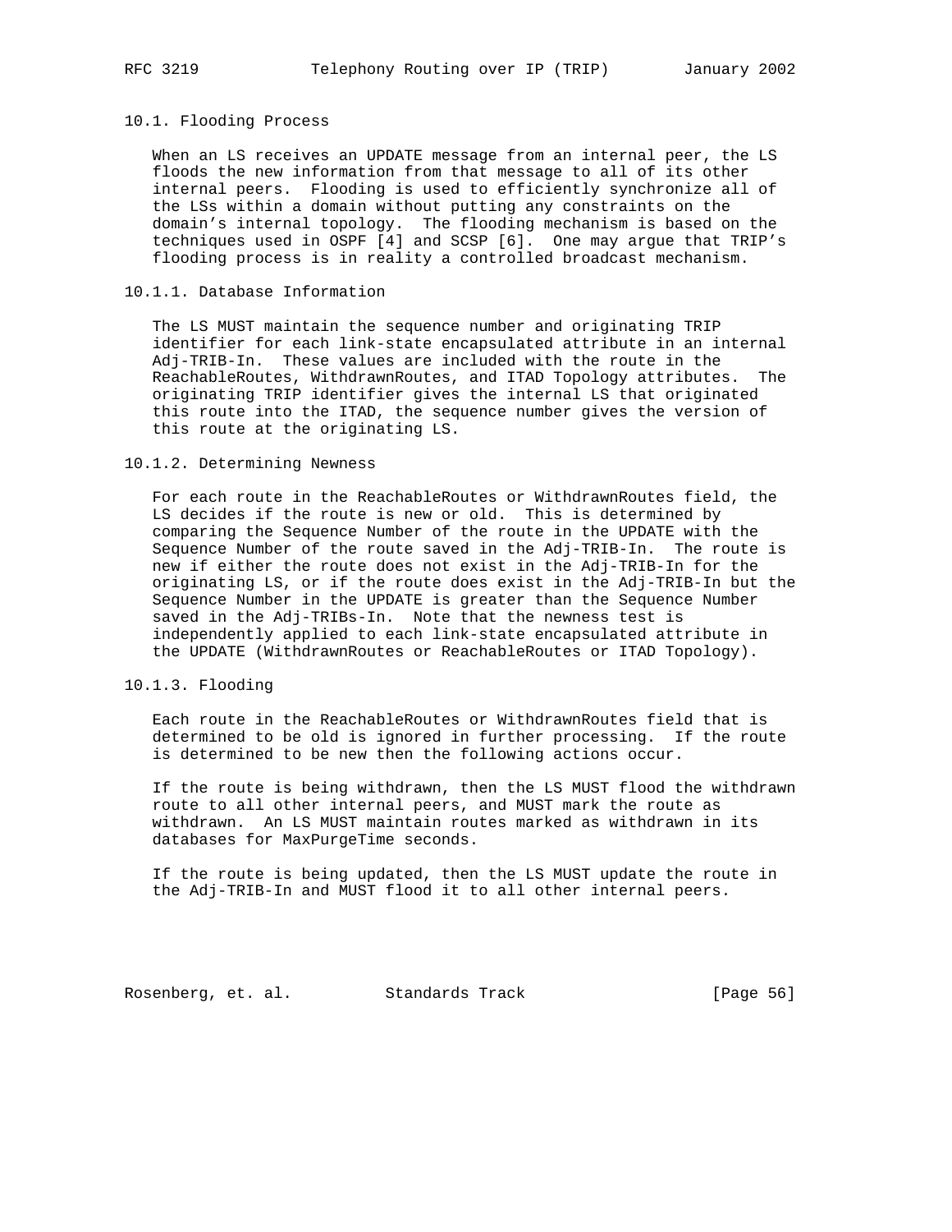### 10.1. Flooding Process

When an LS receives an UPDATE message from an internal peer, the LS floods the new information from that message to all of its other internal peers. Flooding is used to efficiently synchronize all of the LSs within a domain without putting any constraints on the domain's internal topology. The flooding mechanism is based on the techniques used in OSPF [4] and SCSP [6]. One may argue that TRIP's flooding process is in reality a controlled broadcast mechanism.

#### 10.1.1. Database Information

The LS MUST maintain the sequence number and originating TRIP identifier for each link-state encapsulated attribute in an internal Adj-TRIB-In. These values are included with the route in the ReachableRoutes, WithdrawnRoutes, and ITAD Topology attributes. The originating TRIP identifier gives the internal LS that originated this route into the ITAD, the sequence number gives the version of this route at the originating LS.

#### 10.1.2. Determining Newness

For each route in the ReachableRoutes or WithdrawnRoutes field, the LS decides if the route is new or old. This is determined by comparing the Sequence Number of the route in the UPDATE with the Sequence Number of the route saved in the Adj-TRIB-In. The route is new if either the route does not exist in the Adj-TRIB-In for the originating LS, or if the route does exist in the Adj-TRIB-In but the Sequence Number in the UPDATE is greater than the Sequence Number saved in the Adj-TRIBs-In. Note that the newness test is independently applied to each link-state encapsulated attribute in the UPDATE (WithdrawnRoutes or ReachableRoutes or ITAD Topology).

#### 10.1.3. Flooding

Each route in the ReachableRoutes or WithdrawnRoutes field that is determined to be old is ignored in further processing. If the route is determined to be new then the following actions occur.

If the route is being withdrawn, then the LS MUST flood the withdrawn route to all other internal peers, and MUST mark the route as withdrawn. An LS MUST maintain routes marked as withdrawn in its databases for MaxPurgeTime seconds.

If the route is being updated, then the LS MUST update the route in the Adj-TRIB-In and MUST flood it to all other internal peers.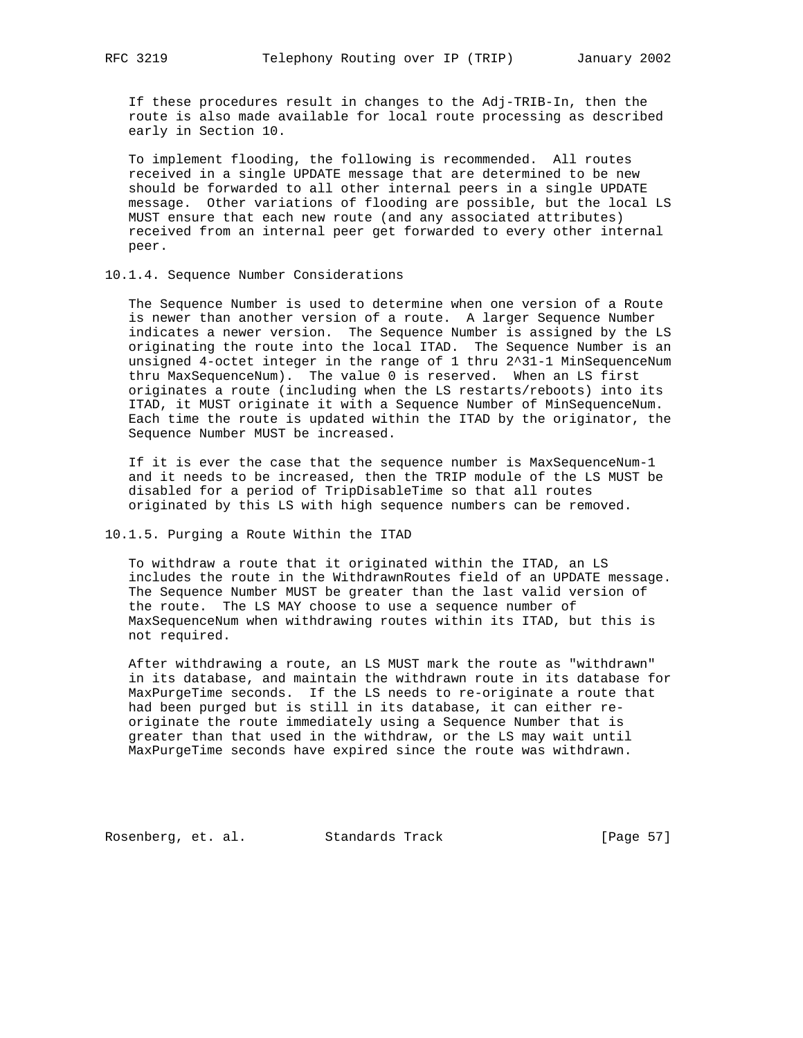If these procedures result in changes to the Adj-TRIB-In, then the route is also made available for local route processing as described early in Section 10.

To implement flooding, the following is recommended. All routes received in a single UPDATE message that are determined to be new should be forwarded to all other internal peers in a single UPDATE message. Other variations of flooding are possible, but the local LS MUST ensure that each new route (and any associated attributes) received from an internal peer get forwarded to every other internal peer.

### 10.1.4. Sequence Number Considerations

The Sequence Number is used to determine when one version of a Route is newer than another version of a route. A larger Sequence Number indicates a newer version. The Sequence Number is assigned by the LS originating the route into the local ITAD. The Sequence Number is an unsigned 4-octet integer in the range of 1 thru 2^31-1 MinSequenceNum thru MaxSequenceNum). The value 0 is reserved. When an LS first originates a route (including when the LS restarts/reboots) into its ITAD, it MUST originate it with a Sequence Number of MinSequenceNum. Each time the route is updated within the ITAD by the originator, the Sequence Number MUST be increased.

If it is ever the case that the sequence number is MaxSequenceNum-1 and it needs to be increased, then the TRIP module of the LS MUST be disabled for a period of TripDisableTime so that all routes originated by this LS with high sequence numbers can be removed.

### 10.1.5. Purging a Route Within the ITAD

To withdraw a route that it originated within the ITAD, an LS includes the route in the WithdrawnRoutes field of an UPDATE message. The Sequence Number MUST be greater than the last valid version of the route. The LS MAY choose to use a sequence number of MaxSequenceNum when withdrawing routes within its ITAD, but this is not required.

After withdrawing a route, an LS MUST mark the route as "withdrawn" in its database, and maintain the withdrawn route in its database for MaxPurgeTime seconds. If the LS needs to re-originate a route that had been purged but is still in its database, it can either re-originate the route immediately using a Sequence Number that is greater than that used in the withdraw, or the LS may wait until MaxPurgeTime seconds have expired since the route was withdrawn.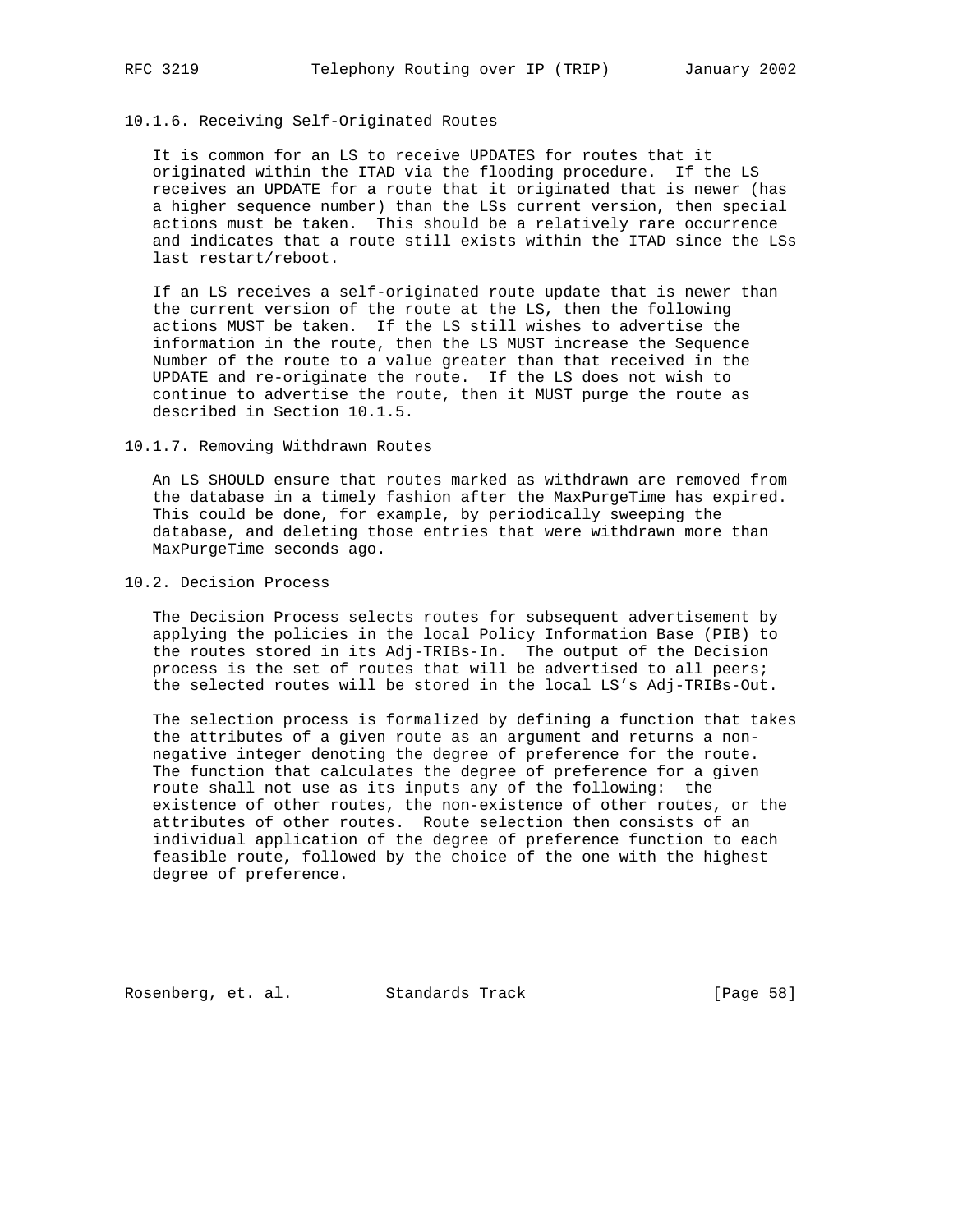### 10.1.6. Receiving Self-Originated Routes

It is common for an LS to receive UPDATES for routes that it originated within the ITAD via the flooding procedure. If the LS receives an UPDATE for a route that it originated that is newer (has a higher sequence number) than the LSs current version, then special actions must be taken. This should be a relatively rare occurrence and indicates that a route still exists within the ITAD since the LSs last restart/reboot.

If an LS receives a self-originated route update that is newer than the current version of the route at the LS, then the following actions MUST be taken. If the LS still wishes to advertise the information in the route, then the LS MUST increase the Sequence Number of the route to a value greater than that received in the UPDATE and re-originate the route. If the LS does not wish to continue to advertise the route, then it MUST purge the route as described in Section 10.1.5.

### 10.1.7. Removing Withdrawn Routes

An LS SHOULD ensure that routes marked as withdrawn are removed from the database in a timely fashion after the MaxPurgeTime has expired. This could be done, for example, by periodically sweeping the database, and deleting those entries that were withdrawn more than MaxPurgeTime seconds ago.

## 10.2. Decision Process

The Decision Process selects routes for subsequent advertisement by applying the policies in the local Policy Information Base (PIB) to the routes stored in its Adj-TRIBs-In. The output of the Decision process is the set of routes that will be advertised to all peers; the selected routes will be stored in the local LS's Adj-TRIBs-Out.

The selection process is formalized by defining a function that takes the attributes of a given route as an argument and returns a non-negative integer denoting the degree of preference for the route. The function that calculates the degree of preference for a given route shall not use as its inputs any of the following: the existence of other routes, the non-existence of other routes, or the attributes of other routes. Route selection then consists of an individual application of the degree of preference function to each feasible route, followed by the choice of the one with the highest degree of preference.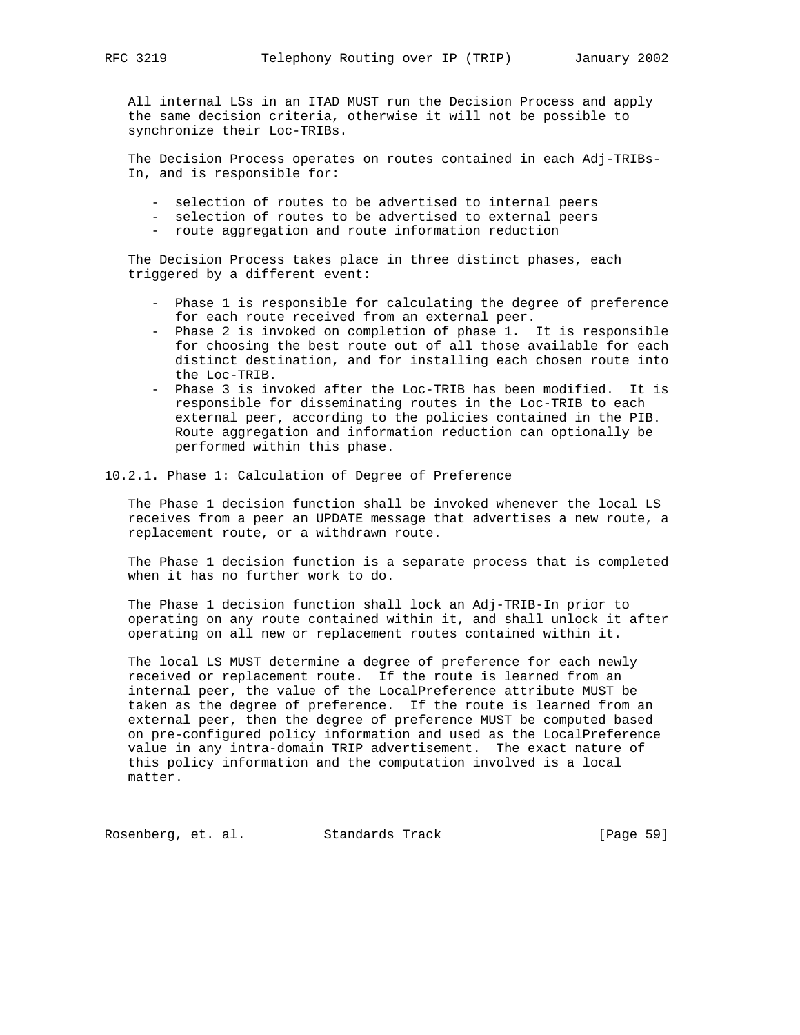All internal LSs in an ITAD MUST run the Decision Process and apply the same decision criteria, otherwise it will not be possible to synchronize their Loc-TRIBs.

The Decision Process operates on routes contained in each Adj-TRIBs-In, and is responsible for:

- selection of routes to be advertised to internal peers
- selection of routes to be advertised to external peers
- route aggregation and route information reduction

The Decision Process takes place in three distinct phases, each triggered by a different event:

- Phase 1 is responsible for calculating the degree of preference for each route received from an external peer.
- Phase 2 is invoked on completion of phase 1. It is responsible for choosing the best route out of all those available for each distinct destination, and for installing each chosen route into the Loc-TRIB.
- Phase 3 is invoked after the Loc-TRIB has been modified. It is responsible for disseminating routes in the Loc-TRIB to each external peer, according to the policies contained in the PIB. Route aggregation and information reduction can optionally be performed within this phase.

### 10.2.1. Phase 1: Calculation of Degree of Preference

The Phase 1 decision function shall be invoked whenever the local LS receives from a peer an UPDATE message that advertises a new route, a replacement route, or a withdrawn route.

The Phase 1 decision function is a separate process that is completed when it has no further work to do.

The Phase 1 decision function shall lock an Adj-TRIB-In prior to operating on any route contained within it, and shall unlock it after operating on all new or replacement routes contained within it.

The local LS MUST determine a degree of preference for each newly received or replacement route. If the route is learned from an internal peer, the value of the LocalPreference attribute MUST be taken as the degree of preference. If the route is learned from an external peer, then the degree of preference MUST be computed based on pre-configured policy information and used as the LocalPreference value in any intra-domain TRIP advertisement. The exact nature of this policy information and the computation involved is a local matter.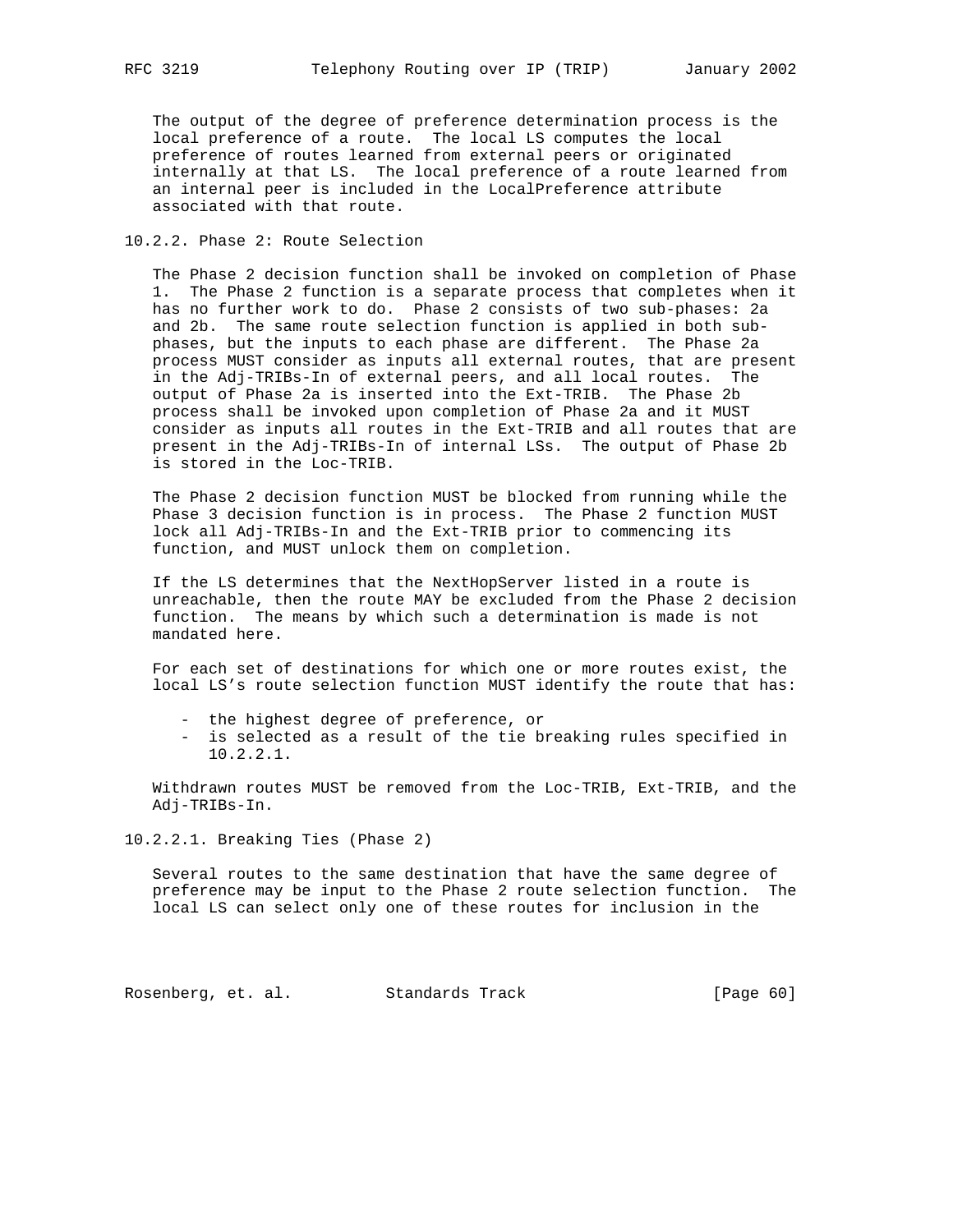The output of the degree of preference determination process is the local preference of a route. The local LS computes the local preference of routes learned from external peers or originated internally at that LS. The local preference of a route learned from an internal peer is included in the LocalPreference attribute associated with that route.

### 10.2.2. Phase 2: Route Selection

The Phase 2 decision function shall be invoked on completion of Phase 1. The Phase 2 function is a separate process that completes when it has no further work to do. Phase 2 consists of two sub-phases: 2a and 2b. The same route selection function is applied in both sub-phases, but the inputs to each phase are different. The Phase 2a process MUST consider as inputs all external routes, that are present in the Adj-TRIBs-In of external peers, and all local routes. The output of Phase 2a is inserted into the Ext-TRIB. The Phase 2b process shall be invoked upon completion of Phase 2a and it MUST consider as inputs all routes in the Ext-TRIB and all routes that are present in the Adj-TRIBs-In of internal LSs. The output of Phase 2b is stored in the Loc-TRIB.

The Phase 2 decision function MUST be blocked from running while the Phase 3 decision function is in process. The Phase 2 function MUST lock all Adj-TRIBs-In and the Ext-TRIB prior to commencing its function, and MUST unlock them on completion.

If the LS determines that the NextHopServer listed in a route is unreachable, then the route MAY be excluded from the Phase 2 decision function. The means by which such a determination is made is not mandated here.

For each set of destinations for which one or more routes exist, the local LS's route selection function MUST identify the route that has:

- the highest degree of preference, or
- is selected as a result of the tie breaking rules specified in 10.2.2.1.

Withdrawn routes MUST be removed from the Loc-TRIB, Ext-TRIB, and the Adj-TRIBs-In.

#### 10.2.2.1. Breaking Ties (Phase 2)

Several routes to the same destination that have the same degree of preference may be input to the Phase 2 route selection function. The local LS can select only one of these routes for inclusion in the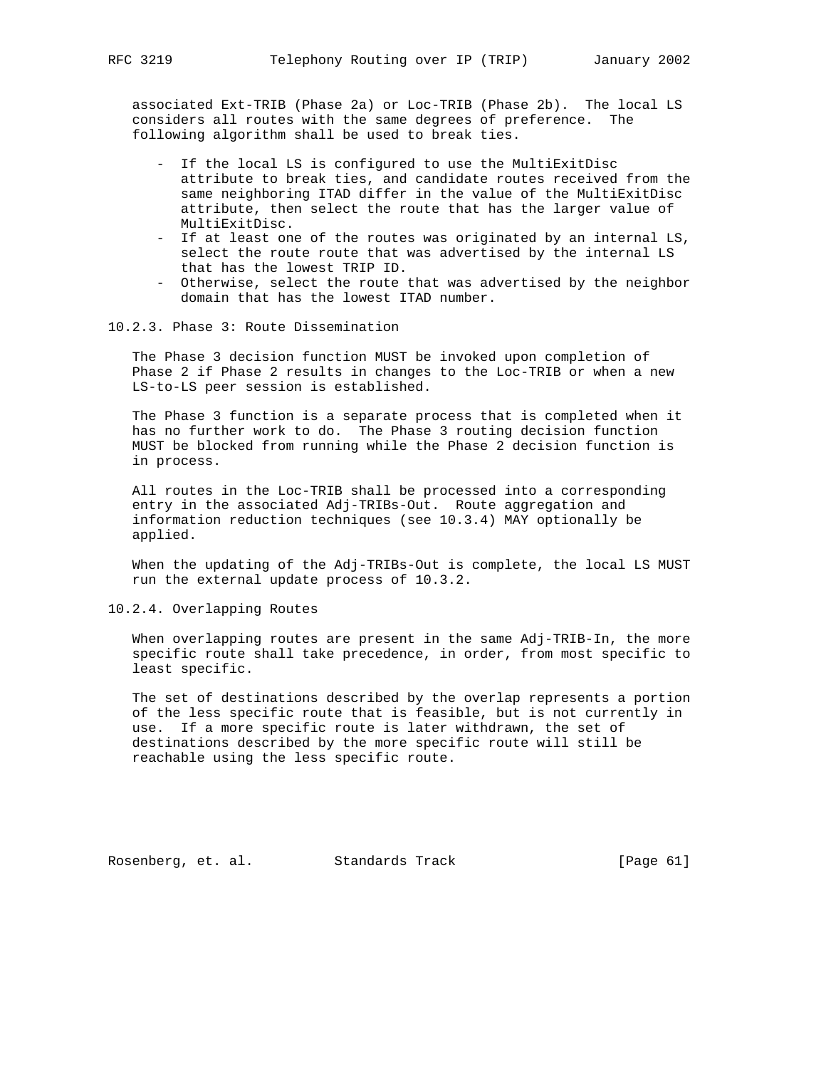associated Ext-TRIB (Phase 2a) or Loc-TRIB (Phase 2b). The local LS considers all routes with the same degrees of preference. The following algorithm shall be used to break ties.

- If the local LS is configured to use the MultiExitDisc attribute to break ties, and candidate routes received from the same neighboring ITAD differ in the value of the MultiExitDisc attribute, then select the route that has the larger value of MultiExitDisc.
- If at least one of the routes was originated by an internal LS, select the route route that was advertised by the internal LS that has the lowest TRIP ID.
- Otherwise, select the route that was advertised by the neighbor domain that has the lowest ITAD number.

### 10.2.3. Phase 3: Route Dissemination

The Phase 3 decision function MUST be invoked upon completion of Phase 2 if Phase 2 results in changes to the Loc-TRIB or when a new LS-to-LS peer session is established.

The Phase 3 function is a separate process that is completed when it has no further work to do. The Phase 3 routing decision function MUST be blocked from running while the Phase 2 decision function is in process.

All routes in the Loc-TRIB shall be processed into a corresponding entry in the associated Adj-TRIBs-Out. Route aggregation and information reduction techniques (see 10.3.4) MAY optionally be applied.

When the updating of the Adj-TRIBs-Out is complete, the local LS MUST run the external update process of 10.3.2.

### 10.2.4. Overlapping Routes

When overlapping routes are present in the same Adj-TRIB-In, the more specific route shall take precedence, in order, from most specific to least specific.

The set of destinations described by the overlap represents a portion of the less specific route that is feasible, but is not currently in use. If a more specific route is later withdrawn, the set of destinations described by the more specific route will still be reachable using the less specific route.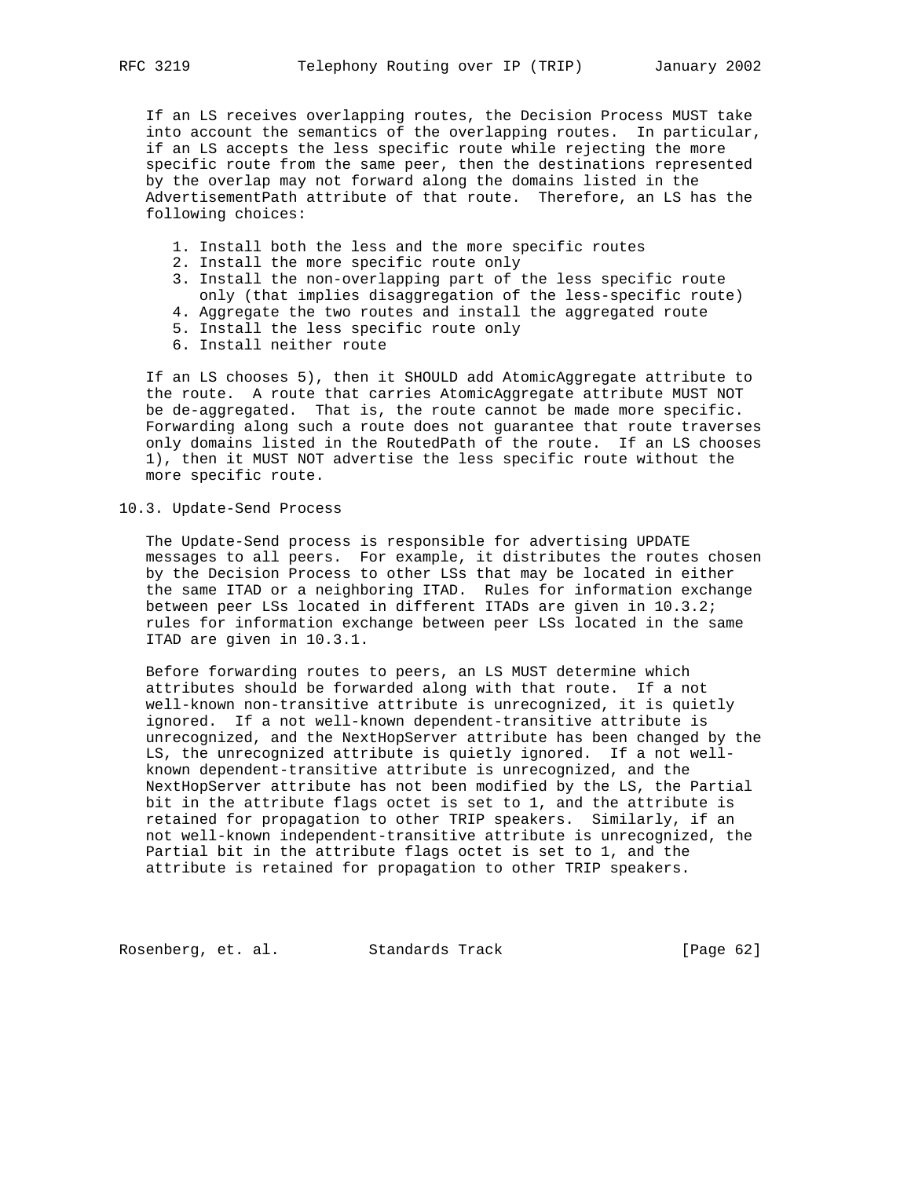If an LS receives overlapping routes, the Decision Process MUST take into account the semantics of the overlapping routes. In particular, if an LS accepts the less specific route while rejecting the more specific route from the same peer, then the destinations represented by the overlap may not forward along the domains listed in the AdvertisementPath attribute of that route. Therefore, an LS has the following choices:

1. Install both the less and the more specific routes
2. Install the more specific route only
3. Install the non-overlapping part of the less specific route only (that implies disaggregation of the less-specific route)
4. Aggregate the two routes and install the aggregated route
5. Install the less specific route only
6. Install neither route

If an LS chooses 5), then it SHOULD add AtomicAggregate attribute to the route. A route that carries AtomicAggregate attribute MUST NOT be de-aggregated. That is, the route cannot be made more specific. Forwarding along such a route does not guarantee that route traverses only domains listed in the RoutedPath of the route. If an LS chooses 1), then it MUST NOT advertise the less specific route without the more specific route.

## 10.3. Update-Send Process

The Update-Send process is responsible for advertising UPDATE messages to all peers. For example, it distributes the routes chosen by the Decision Process to other LSs that may be located in either the same ITAD or a neighboring ITAD. Rules for information exchange between peer LSs located in different ITADs are given in 10.3.2; rules for information exchange between peer LSs located in the same ITAD are given in 10.3.1.

Before forwarding routes to peers, an LS MUST determine which attributes should be forwarded along with that route. If a not well-known non-transitive attribute is unrecognized, it is quietly ignored. If a not well-known dependent-transitive attribute is unrecognized, and the NextHopServer attribute has been changed by the LS, the unrecognized attribute is quietly ignored. If a not well-known dependent-transitive attribute is unrecognized, and the NextHopServer attribute has not been modified by the LS, the Partial bit in the attribute flags octet is set to 1, and the attribute is retained for propagation to other TRIP speakers. Similarly, if an not well-known independent-transitive attribute is unrecognized, the Partial bit in the attribute flags octet is set to 1, and the attribute is retained for propagation to other TRIP speakers.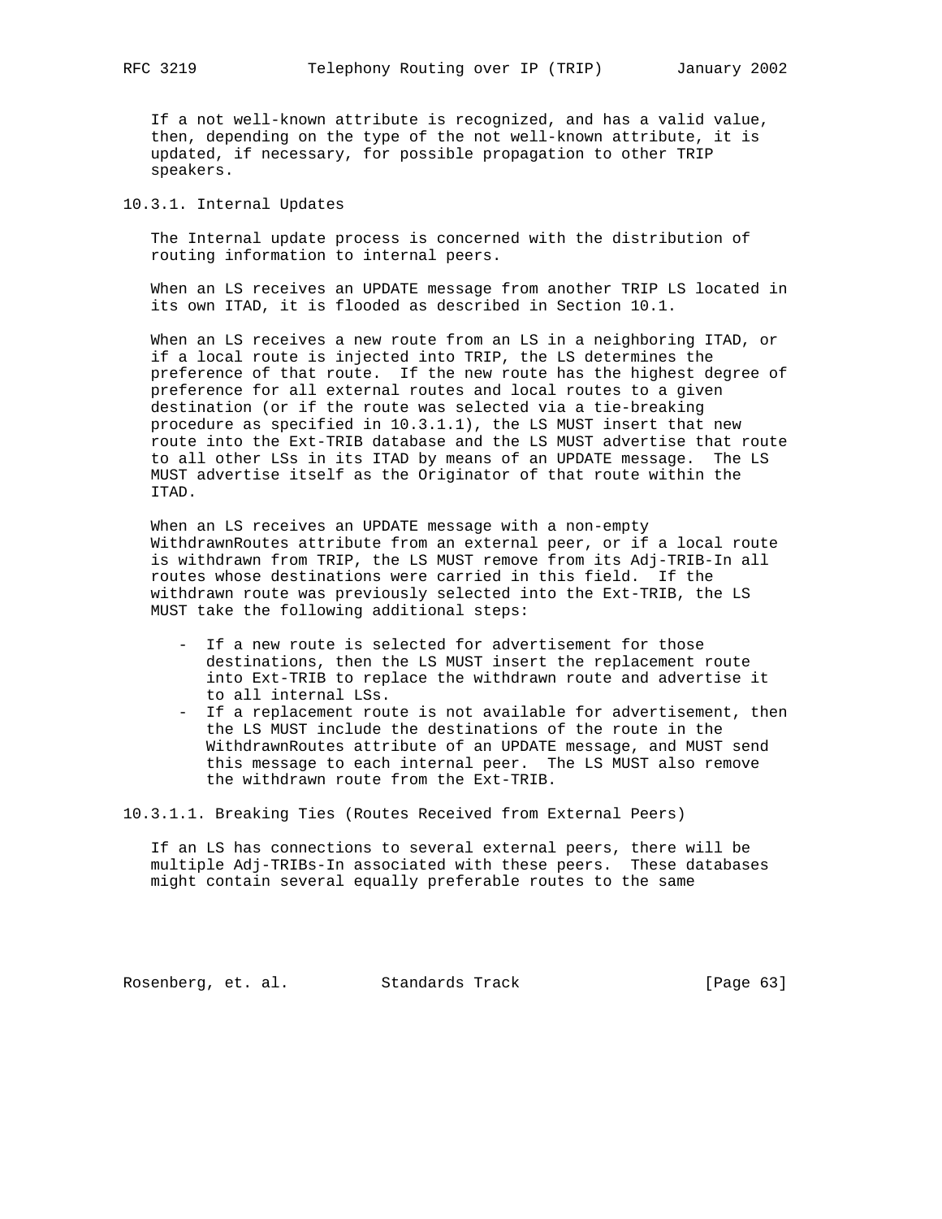If a not well-known attribute is recognized, and has a valid value, then, depending on the type of the not well-known attribute, it is updated, if necessary, for possible propagation to other TRIP speakers.

### 10.3.1. Internal Updates

The Internal update process is concerned with the distribution of routing information to internal peers.

When an LS receives an UPDATE message from another TRIP LS located in its own ITAD, it is flooded as described in Section 10.1.

When an LS receives a new route from an LS in a neighboring ITAD, or if a local route is injected into TRIP, the LS determines the preference of that route. If the new route has the highest degree of preference for all external routes and local routes to a given destination (or if the route was selected via a tie-breaking procedure as specified in 10.3.1.1), the LS MUST insert that new route into the Ext-TRIB database and the LS MUST advertise that route to all other LSs in its ITAD by means of an UPDATE message. The LS MUST advertise itself as the Originator of that route within the ITAD.

When an LS receives an UPDATE message with a non-empty WithdrawnRoutes attribute from an external peer, or if a local route is withdrawn from TRIP, the LS MUST remove from its Adj-TRIB-In all routes whose destinations were carried in this field. If the withdrawn route was previously selected into the Ext-TRIB, the LS MUST take the following additional steps:

- If a new route is selected for advertisement for those destinations, then the LS MUST insert the replacement route into Ext-TRIB to replace the withdrawn route and advertise it to all internal LSs.
- If a replacement route is not available for advertisement, then the LS MUST include the destinations of the route in the WithdrawnRoutes attribute of an UPDATE message, and MUST send this message to each internal peer. The LS MUST also remove the withdrawn route from the Ext-TRIB.

#### 10.3.1.1. Breaking Ties (Routes Received from External Peers)

If an LS has connections to several external peers, there will be multiple Adj-TRIBs-In associated with these peers. These databases might contain several equally preferable routes to the same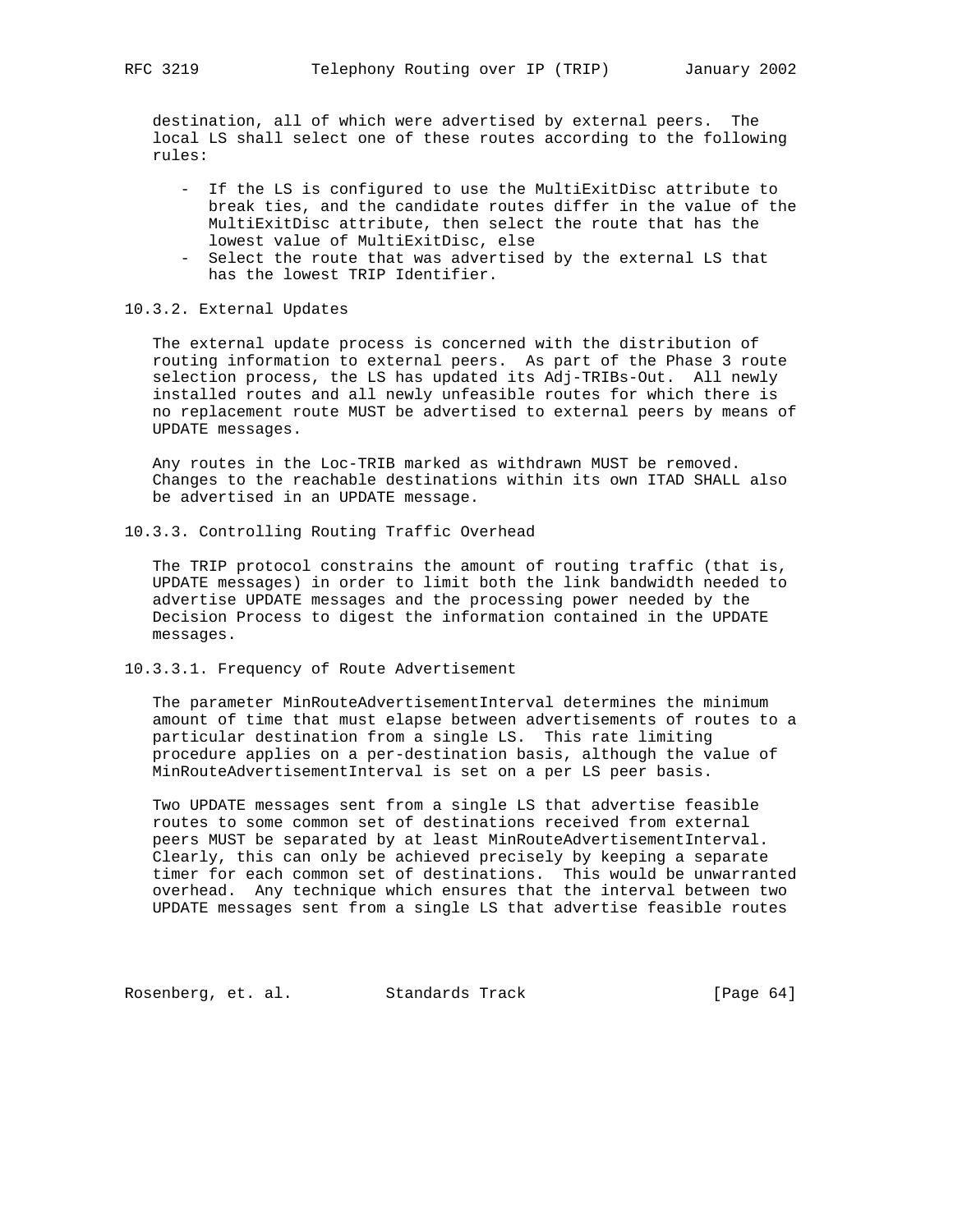destination, all of which were advertised by external peers. The local LS shall select one of these routes according to the following rules:

- If the LS is configured to use the MultiExitDisc attribute to break ties, and the candidate routes differ in the value of the MultiExitDisc attribute, then select the route that has the lowest value of MultiExitDisc, else
- Select the route that was advertised by the external LS that has the lowest TRIP Identifier.

#### 10.3.2. External Updates

The external update process is concerned with the distribution of routing information to external peers. As part of the Phase 3 route selection process, the LS has updated its Adj-TRIBs-Out. All newly installed routes and all newly unfeasible routes for which there is no replacement route MUST be advertised to external peers by means of UPDATE messages.

Any routes in the Loc-TRIB marked as withdrawn MUST be removed. Changes to the reachable destinations within its own ITAD SHALL also be advertised in an UPDATE message.

#### 10.3.3. Controlling Routing Traffic Overhead

The TRIP protocol constrains the amount of routing traffic (that is, UPDATE messages) in order to limit both the link bandwidth needed to advertise UPDATE messages and the processing power needed by the Decision Process to digest the information contained in the UPDATE messages.

##### 10.3.3.1. Frequency of Route Advertisement

The parameter MinRouteAdvertisementInterval determines the minimum amount of time that must elapse between advertisements of routes to a particular destination from a single LS. This rate limiting procedure applies on a per-destination basis, although the value of MinRouteAdvertisementInterval is set on a per LS peer basis.

Two UPDATE messages sent from a single LS that advertise feasible routes to some common set of destinations received from external peers MUST be separated by at least MinRouteAdvertisementInterval. Clearly, this can only be achieved precisely by keeping a separate timer for each common set of destinations. This would be unwarranted overhead. Any technique which ensures that the interval between two UPDATE messages sent from a single LS that advertise feasible routes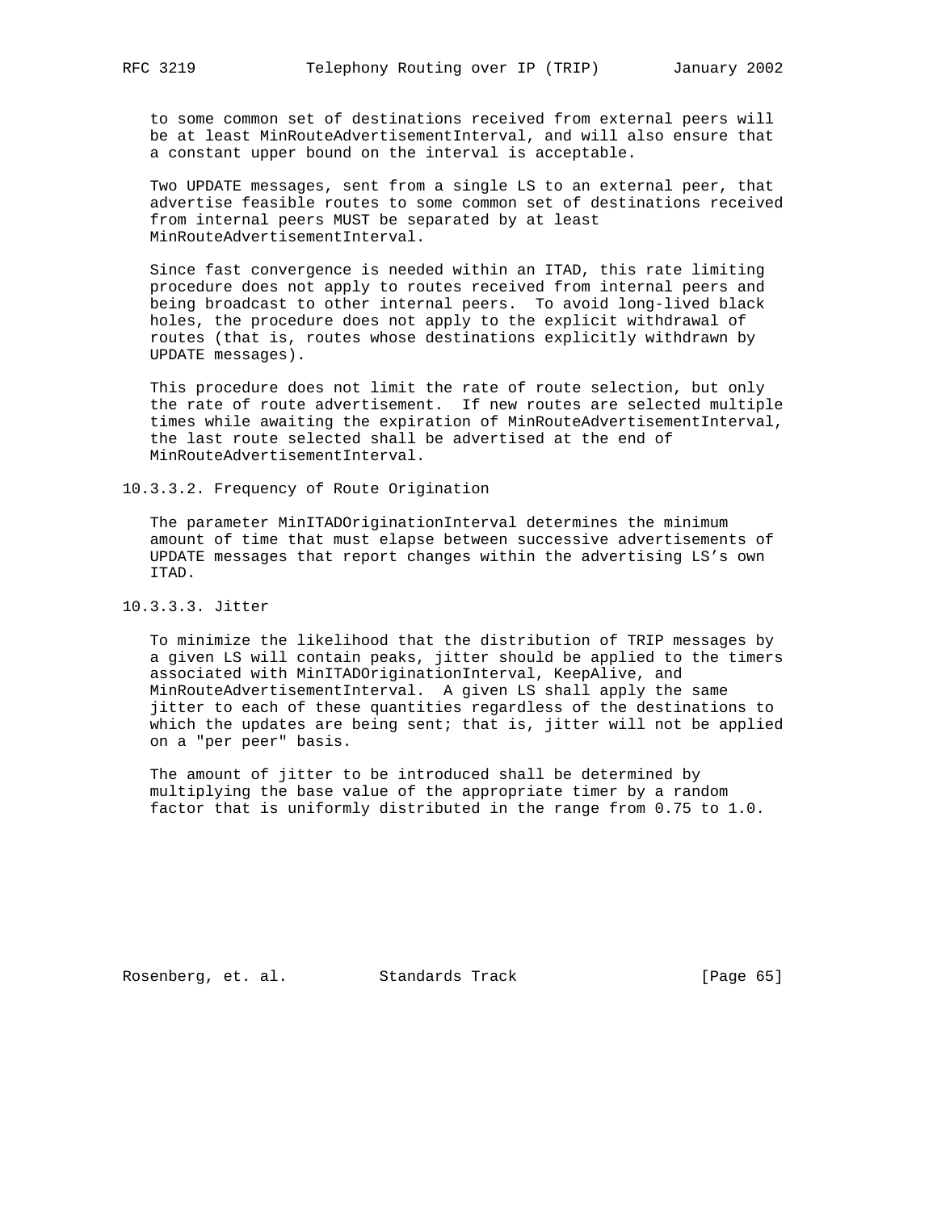to some common set of destinations received from external peers will be at least MinRouteAdvertisementInterval, and will also ensure that a constant upper bound on the interval is acceptable.

Two UPDATE messages, sent from a single LS to an external peer, that advertise feasible routes to some common set of destinations received from internal peers MUST be separated by at least MinRouteAdvertisementInterval.

Since fast convergence is needed within an ITAD, this rate limiting procedure does not apply to routes received from internal peers and being broadcast to other internal peers. To avoid long-lived black holes, the procedure does not apply to the explicit withdrawal of routes (that is, routes whose destinations explicitly withdrawn by UPDATE messages).

This procedure does not limit the rate of route selection, but only the rate of route advertisement. If new routes are selected multiple times while awaiting the expiration of MinRouteAdvertisementInterval, the last route selected shall be advertised at the end of MinRouteAdvertisementInterval.

#### 10.3.3.2. Frequency of Route Origination

The parameter MinITADOriginationInterval determines the minimum amount of time that must elapse between successive advertisements of UPDATE messages that report changes within the advertising LS’s own ITAD.

#### 10.3.3.3. Jitter

To minimize the likelihood that the distribution of TRIP messages by a given LS will contain peaks, jitter should be applied to the timers associated with MinITADOriginationInterval, KeepAlive, and MinRouteAdvertisementInterval. A given LS shall apply the same jitter to each of these quantities regardless of the destinations to which the updates are being sent; that is, jitter will not be applied on a "per peer" basis.

The amount of jitter to be introduced shall be determined by multiplying the base value of the appropriate timer by a random factor that is uniformly distributed in the range from 0.75 to 1.0.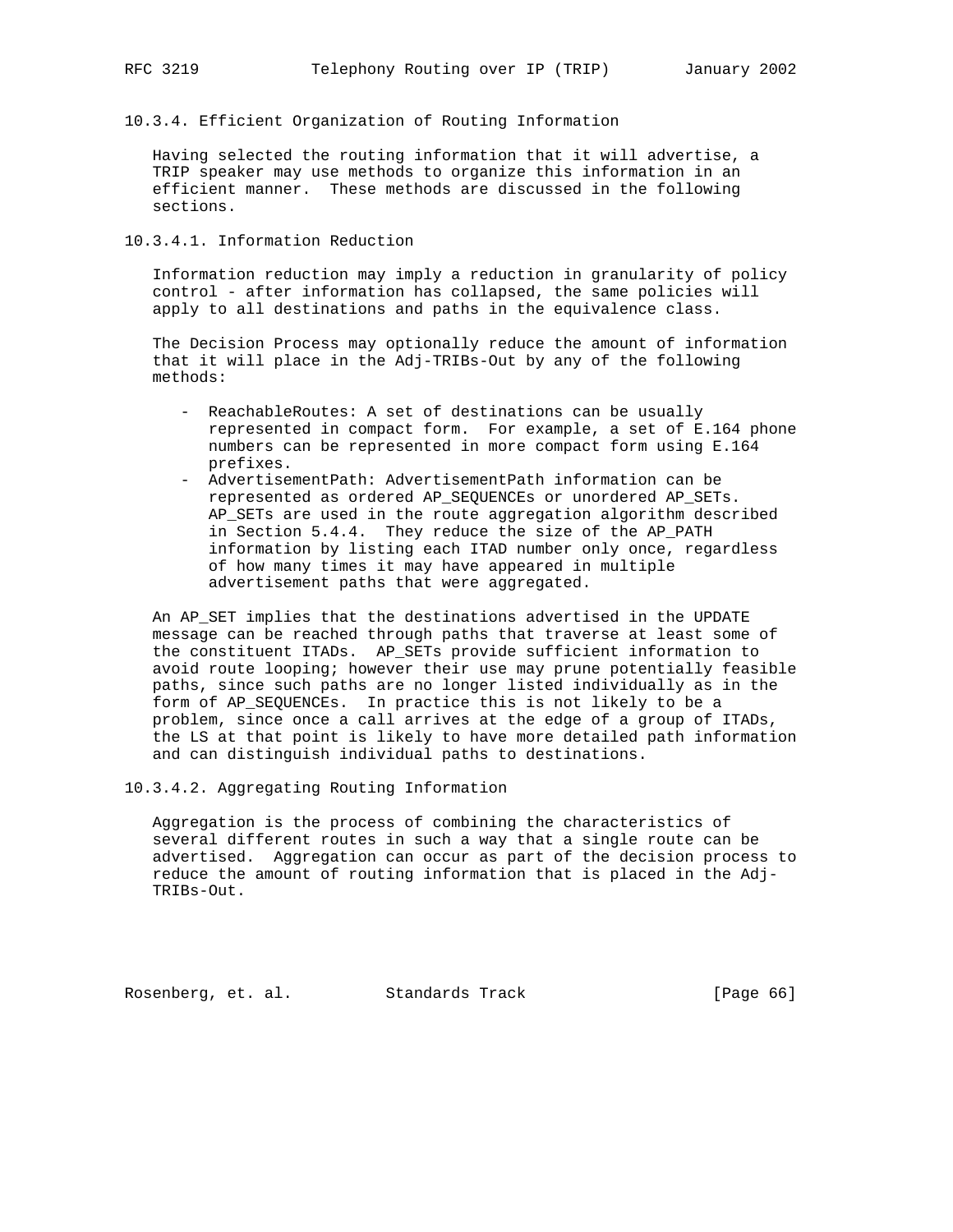### 10.3.4. Efficient Organization of Routing Information

Having selected the routing information that it will advertise, a TRIP speaker may use methods to organize this information in an efficient manner. These methods are discussed in the following sections.

#### 10.3.4.1. Information Reduction

Information reduction may imply a reduction in granularity of policy control - after information has collapsed, the same policies will apply to all destinations and paths in the equivalence class.

The Decision Process may optionally reduce the amount of information that it will place in the Adj-TRIBs-Out by any of the following methods:

- ReachableRoutes: A set of destinations can be usually represented in compact form. For example, a set of E.164 phone numbers can be represented in more compact form using E.164 prefixes.
- AdvertisementPath: AdvertisementPath information can be represented as ordered AP_SEQUENCEs or unordered AP_SETs. AP_SETs are used in the route aggregation algorithm described in Section 5.4.4. They reduce the size of the AP_PATH information by listing each ITAD number only once, regardless of how many times it may have appeared in multiple advertisement paths that were aggregated.

An AP_SET implies that the destinations advertised in the UPDATE message can be reached through paths that traverse at least some of the constituent ITADs. AP_SETs provide sufficient information to avoid route looping; however their use may prune potentially feasible paths, since such paths are no longer listed individually as in the form of AP_SEQUENCEs. In practice this is not likely to be a problem, since once a call arrives at the edge of a group of ITADs, the LS at that point is likely to have more detailed path information and can distinguish individual paths to destinations.

#### 10.3.4.2. Aggregating Routing Information

Aggregation is the process of combining the characteristics of several different routes in such a way that a single route can be advertised. Aggregation can occur as part of the decision process to reduce the amount of routing information that is placed in the Adj-TRIBs-Out.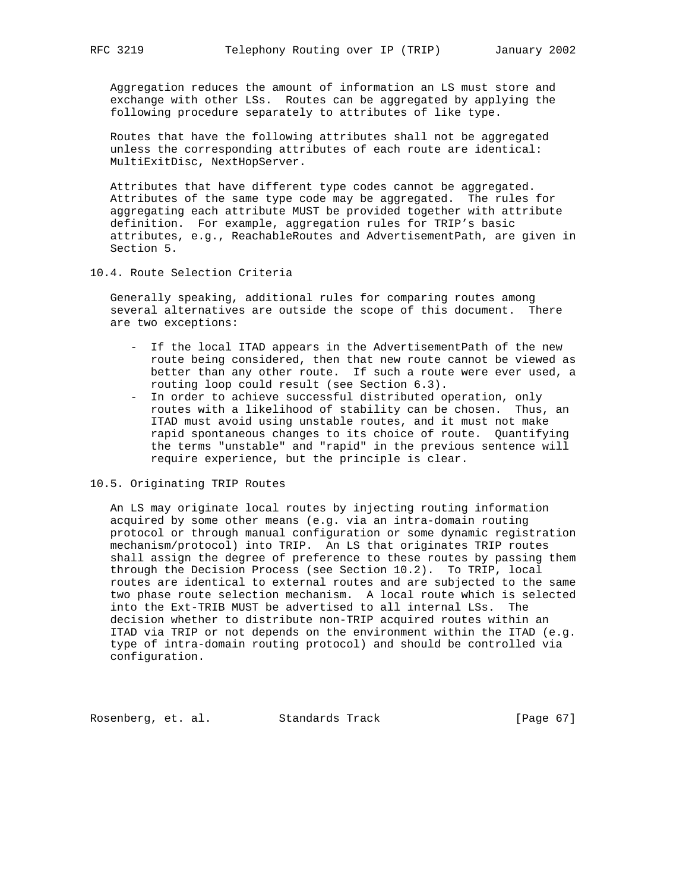Aggregation reduces the amount of information an LS must store and exchange with other LSs. Routes can be aggregated by applying the following procedure separately to attributes of like type.

Routes that have the following attributes shall not be aggregated unless the corresponding attributes of each route are identical: MultiExitDisc, NextHopServer.

Attributes that have different type codes cannot be aggregated. Attributes of the same type code may be aggregated. The rules for aggregating each attribute MUST be provided together with attribute definition. For example, aggregation rules for TRIP's basic attributes, e.g., ReachableRoutes and AdvertisementPath, are given in Section 5.

### 10.4. Route Selection Criteria

Generally speaking, additional rules for comparing routes among several alternatives are outside the scope of this document. There are two exceptions:

- If the local ITAD appears in the AdvertisementPath of the new route being considered, then that new route cannot be viewed as better than any other route. If such a route were ever used, a routing loop could result (see Section 6.3).
- In order to achieve successful distributed operation, only routes with a likelihood of stability can be chosen. Thus, an ITAD must avoid using unstable routes, and it must not make rapid spontaneous changes to its choice of route. Quantifying the terms "unstable" and "rapid" in the previous sentence will require experience, but the principle is clear.

### 10.5. Originating TRIP Routes

An LS may originate local routes by injecting routing information acquired by some other means (e.g. via an intra-domain routing protocol or through manual configuration or some dynamic registration mechanism/protocol) into TRIP. An LS that originates TRIP routes shall assign the degree of preference to these routes by passing them through the Decision Process (see Section 10.2). To TRIP, local routes are identical to external routes and are subjected to the same two phase route selection mechanism. A local route which is selected into the Ext-TRIB MUST be advertised to all internal LSs. The decision whether to distribute non-TRIP acquired routes within an ITAD via TRIP or not depends on the environment within the ITAD (e.g. type of intra-domain routing protocol) and should be controlled via configuration.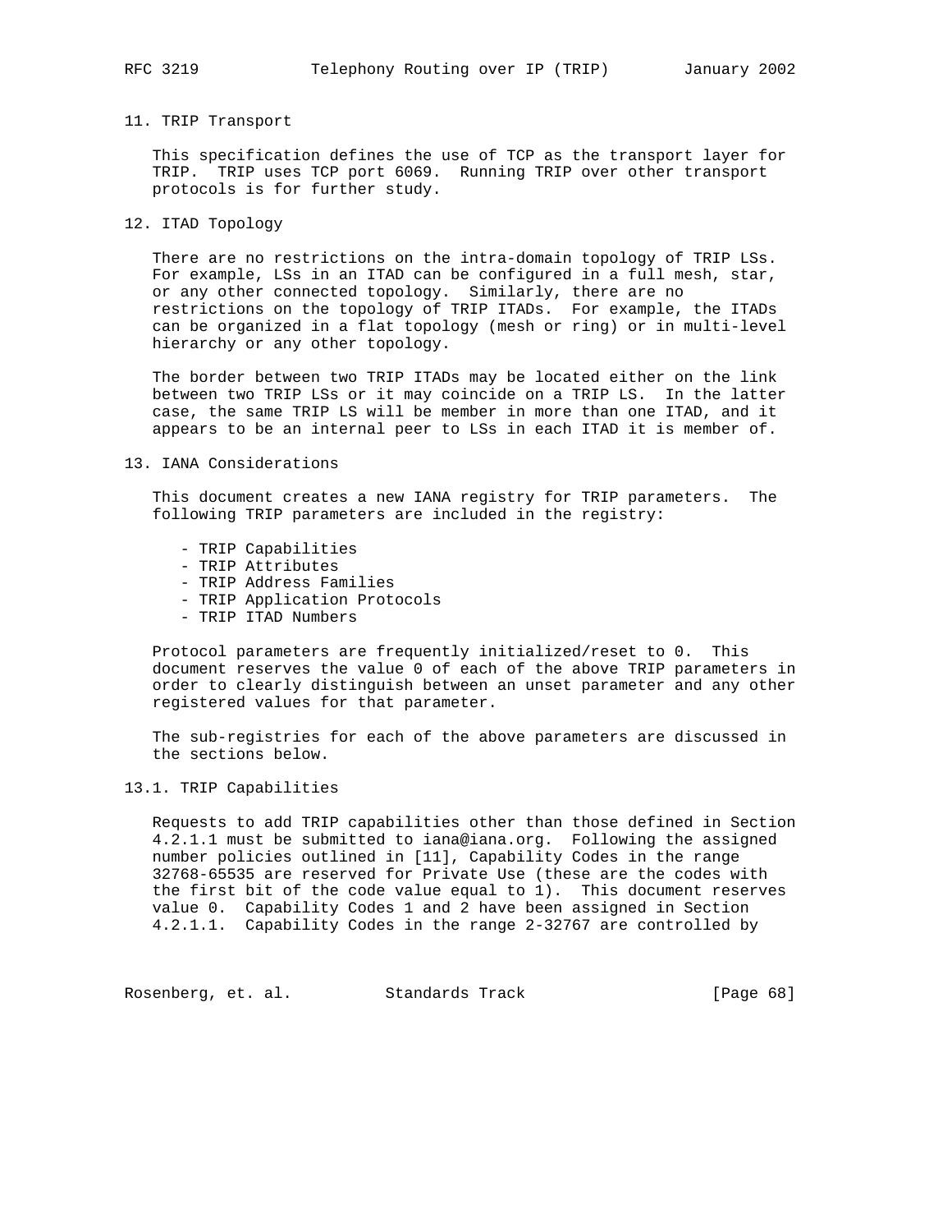## 11. TRIP Transport

This specification defines the use of TCP as the transport layer for TRIP. TRIP uses TCP port 6069. Running TRIP over other transport protocols is for further study.

## 12. ITAD Topology

There are no restrictions on the intra-domain topology of TRIP LSs. For example, LSs in an ITAD can be configured in a full mesh, star, or any other connected topology. Similarly, there are no restrictions on the topology of TRIP ITADs. For example, the ITADs can be organized in a flat topology (mesh or ring) or in multi-level hierarchy or any other topology.

The border between two TRIP ITADs may be located either on the link between two TRIP LSs or it may coincide on a TRIP LS. In the latter case, the same TRIP LS will be member in more than one ITAD, and it appears to be an internal peer to LSs in each ITAD it is member of.

## 13. IANA Considerations

This document creates a new IANA registry for TRIP parameters. The following TRIP parameters are included in the registry:

- TRIP Capabilities
- TRIP Attributes
- TRIP Address Families
- TRIP Application Protocols
- TRIP ITAD Numbers

Protocol parameters are frequently initialized/reset to 0. This document reserves the value 0 of each of the above TRIP parameters in order to clearly distinguish between an unset parameter and any other registered values for that parameter.

The sub-registries for each of the above parameters are discussed in the sections below.

### 13.1. TRIP Capabilities

Requests to add TRIP capabilities other than those defined in Section 4.2.1.1 must be submitted to iana@iana.org. Following the assigned number policies outlined in [11], Capability Codes in the range 32768-65535 are reserved for Private Use (these are the codes with the first bit of the code value equal to 1). This document reserves value 0. Capability Codes 1 and 2 have been assigned in Section 4.2.1.1. Capability Codes in the range 2-32767 are controlled by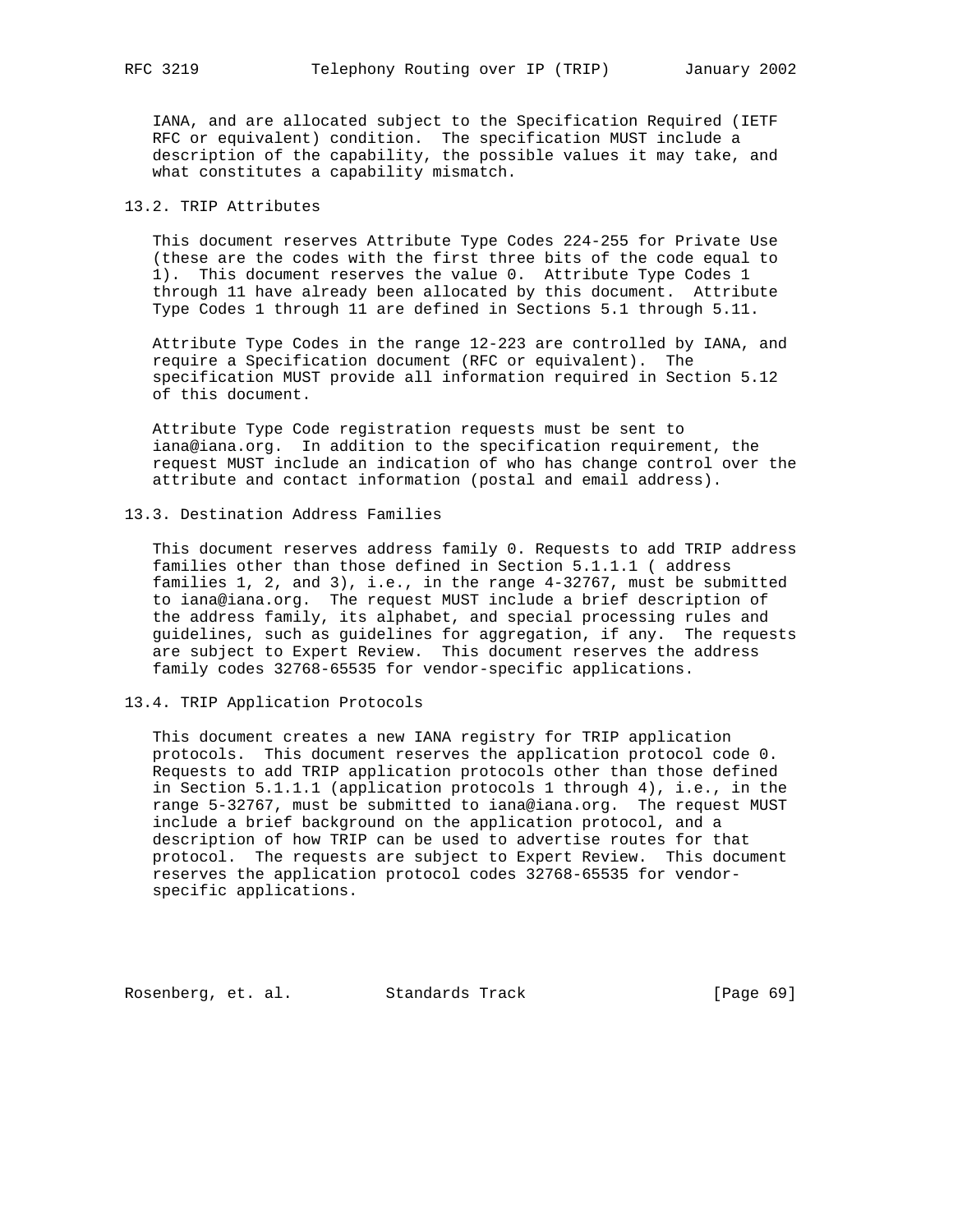IANA, and are allocated subject to the Specification Required (IETF RFC or equivalent) condition. The specification MUST include a description of the capability, the possible values it may take, and what constitutes a capability mismatch.

## 13.2. TRIP Attributes

This document reserves Attribute Type Codes 224-255 for Private Use (these are the codes with the first three bits of the code equal to 1). This document reserves the value 0. Attribute Type Codes 1 through 11 have already been allocated by this document. Attribute Type Codes 1 through 11 are defined in Sections 5.1 through 5.11.

Attribute Type Codes in the range 12-223 are controlled by IANA, and require a Specification document (RFC or equivalent). The specification MUST provide all information required in Section 5.12 of this document.

Attribute Type Code registration requests must be sent to iana@iana.org. In addition to the specification requirement, the request MUST include an indication of who has change control over the attribute and contact information (postal and email address).

## 13.3. Destination Address Families

This document reserves address family 0. Requests to add TRIP address families other than those defined in Section 5.1.1.1 ( address families 1, 2, and 3), i.e., in the range 4-32767, must be submitted to iana@iana.org. The request MUST include a brief description of the address family, its alphabet, and special processing rules and guidelines, such as guidelines for aggregation, if any. The requests are subject to Expert Review. This document reserves the address family codes 32768-65535 for vendor-specific applications.

## 13.4. TRIP Application Protocols

This document creates a new IANA registry for TRIP application protocols. This document reserves the application protocol code 0. Requests to add TRIP application protocols other than those defined in Section 5.1.1.1 (application protocols 1 through 4), i.e., in the range 5-32767, must be submitted to iana@iana.org. The request MUST include a brief background on the application protocol, and a description of how TRIP can be used to advertise routes for that protocol. The requests are subject to Expert Review. This document reserves the application protocol codes 32768-65535 for vendor-specific applications.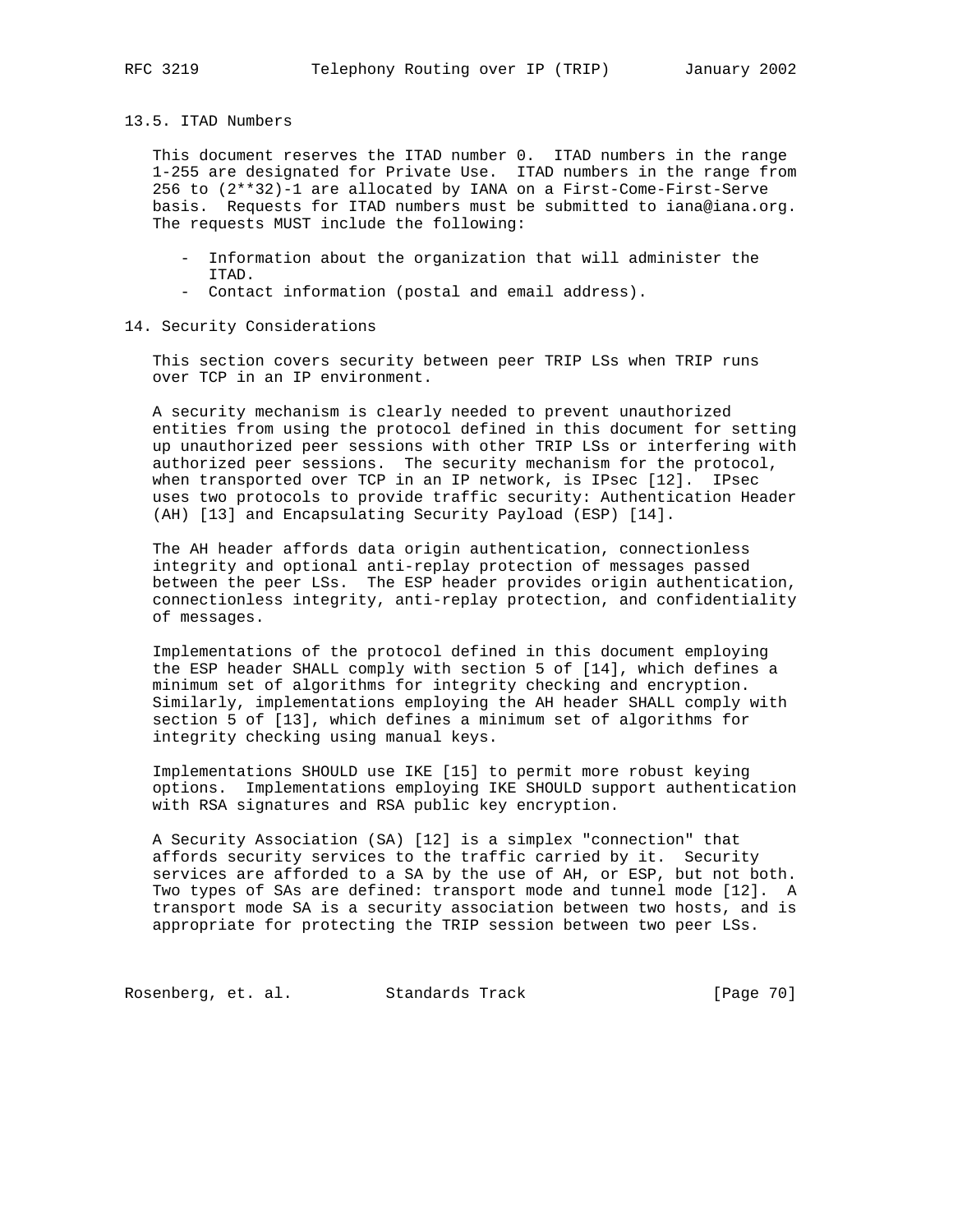### 13.5. ITAD Numbers

This document reserves the ITAD number 0. ITAD numbers in the range 1-255 are designated for Private Use. ITAD numbers in the range from 256 to (2**32)-1 are allocated by IANA on a First-Come-First-Serve basis. Requests for ITAD numbers must be submitted to iana@iana.org. The requests MUST include the following:

- Information about the organization that will administer the ITAD.
- Contact information (postal and email address).

## 14. Security Considerations

This section covers security between peer TRIP LSs when TRIP runs over TCP in an IP environment.

A security mechanism is clearly needed to prevent unauthorized entities from using the protocol defined in this document for setting up unauthorized peer sessions with other TRIP LSs or interfering with authorized peer sessions. The security mechanism for the protocol, when transported over TCP in an IP network, is IPsec [12]. IPsec uses two protocols to provide traffic security: Authentication Header (AH) [13] and Encapsulating Security Payload (ESP) [14].

The AH header affords data origin authentication, connectionless integrity and optional anti-replay protection of messages passed between the peer LSs. The ESP header provides origin authentication, connectionless integrity, anti-replay protection, and confidentiality of messages.

Implementations of the protocol defined in this document employing the ESP header SHALL comply with section 5 of [14], which defines a minimum set of algorithms for integrity checking and encryption. Similarly, implementations employing the AH header SHALL comply with section 5 of [13], which defines a minimum set of algorithms for integrity checking using manual keys.

Implementations SHOULD use IKE [15] to permit more robust keying options. Implementations employing IKE SHOULD support authentication with RSA signatures and RSA public key encryption.

A Security Association (SA) [12] is a simplex "connection" that affords security services to the traffic carried by it. Security services are afforded to a SA by the use of AH, or ESP, but not both. Two types of SAs are defined: transport mode and tunnel mode [12]. A transport mode SA is a security association between two hosts, and is appropriate for protecting the TRIP session between two peer LSs.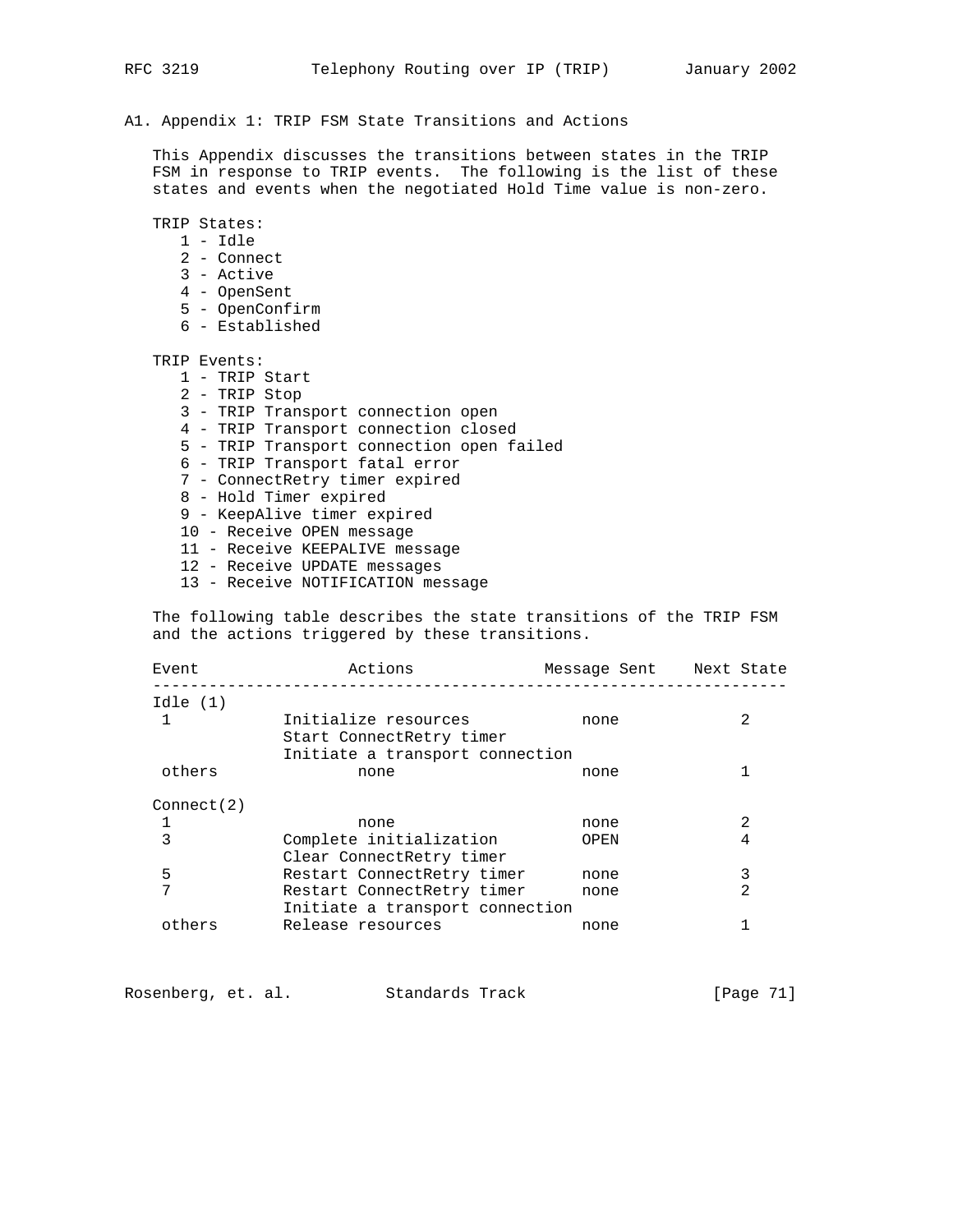## A1. Appendix 1: TRIP FSM State Transitions and Actions

This Appendix discusses the transitions between states in the TRIP FSM in response to TRIP events. The following is the list of these states and events when the negotiated Hold Time value is non-zero.

TRIP States:

1 - Idle
2 - Connect
3 - Active
4 - OpenSent
5 - OpenConfirm
6 - Established

TRIP Events:

1 - TRIP Start
2 - TRIP Stop
3 - TRIP Transport connection open
4 - TRIP Transport connection closed
5 - TRIP Transport connection open failed
6 - TRIP Transport fatal error
7 - ConnectRetry timer expired
8 - Hold Timer expired
9 - KeepAlive timer expired
10 - Receive OPEN message
11 - Receive KEEPALIVE message
12 - Receive UPDATE messages
13 - Receive NOTIFICATION message

The following table describes the state transitions of the TRIP FSM and the actions triggered by these transitions.

```
Event              Actions              Message Sent    Next State
------------------------------------------------------------------
Idle (1)
 1           Initialize resources           none             2
             Start ConnectRetry timer
             Initiate a transport connection
 others             none                    none             1

Connect(2)
 1                  none                    none             2
 3           Complete initialization        OPEN             4
             Clear ConnectRetry timer
 5           Restart ConnectRetry timer     none             3
 7           Restart ConnectRetry timer     none             2
             Initiate a transport connection
 others      Release resources              none             1
```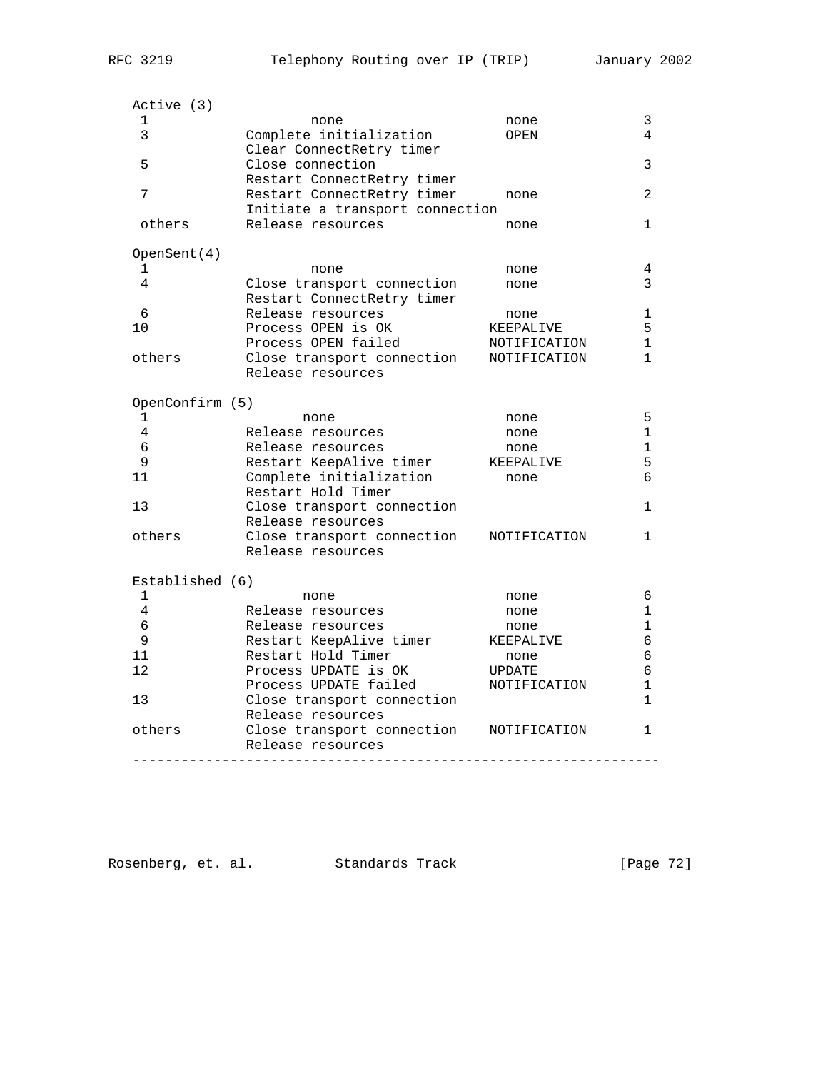```
   Active (3)
    1                 none                    none              3
    3            Complete initialization      OPEN              4
                 Clear ConnectRetry timer
    5            Close connection                               3
                 Restart ConnectRetry timer
    7            Restart ConnectRetry timer    none              2
                 Initiate a transport connection
    others       Release resources             none              1

   OpenSent(4)
    1                 none                    none              4
    4            Close transport connection    none              3
                 Restart ConnectRetry timer
    6            Release resources             none              1
   10            Process OPEN is OK           KEEPALIVE         5
                 Process OPEN failed          NOTIFICATION      1
   others        Close transport connection   NOTIFICATION      1
                 Release resources

   OpenConfirm (5)
    1                 none                    none              5
    4            Release resources             none              1
    6            Release resources             none              1
    9            Restart KeepAlive timer      KEEPALIVE         5
   11            Complete initialization       none              6
                 Restart Hold Timer
   13            Close transport connection                     1
                 Release resources
   others        Close transport connection   NOTIFICATION      1
                 Release resources

   Established (6)
    1                none                     none              6
    4            Release resources             none              1
    6            Release resources             none              1
    9            Restart KeepAlive timer      KEEPALIVE         6
   11            Restart Hold Timer            none              6
   12            Process UPDATE is OK         UPDATE            6
                 Process UPDATE failed        NOTIFICATION      1
   13            Close transport connection                     1
                 Release resources
   others        Close transport connection   NOTIFICATION      1
                 Release resources
   -----------------------------------------------------------------
```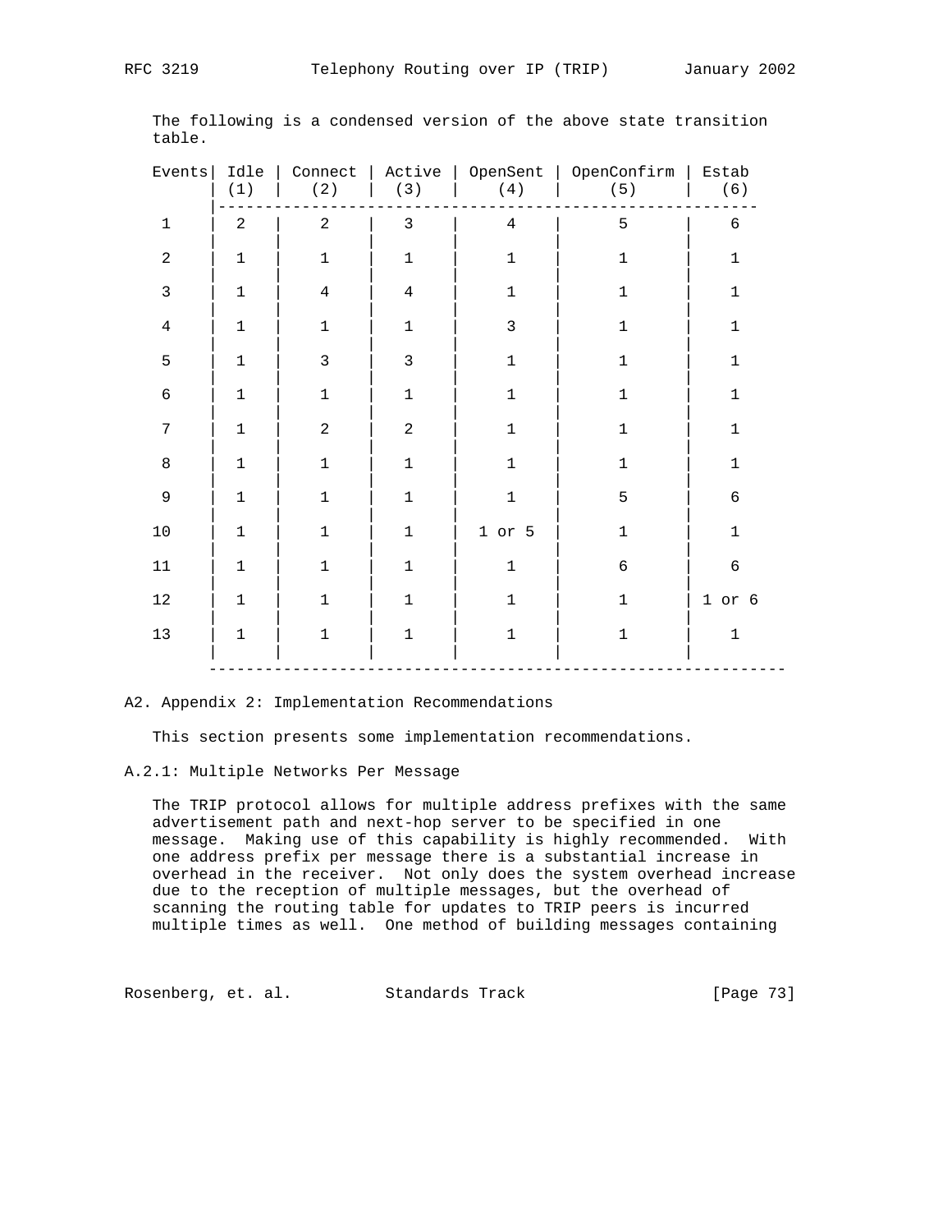The following is a condensed version of the above state transition table.

| Events | Idle (1) | Connect (2) | Active (3) | OpenSent (4) | OpenConfirm (5) | Estab (6) |
|---|---|---|---|---|---|---|
| 1 | 2 | 2 | 3 | 4 | 5 | 6 |
| 2 | 1 | 1 | 1 | 1 | 1 | 1 |
| 3 | 1 | 4 | 4 | 1 | 1 | 1 |
| 4 | 1 | 1 | 1 | 3 | 1 | 1 |
| 5 | 1 | 3 | 3 | 1 | 1 | 1 |
| 6 | 1 | 1 | 1 | 1 | 1 | 1 |
| 7 | 1 | 2 | 2 | 1 | 1 | 1 |
| 8 | 1 | 1 | 1 | 1 | 1 | 1 |
| 9 | 1 | 1 | 1 | 1 | 5 | 6 |
| 10 | 1 | 1 | 1 | 1 or 5 | 1 | 1 |
| 11 | 1 | 1 | 1 | 1 | 6 | 6 |
| 12 | 1 | 1 | 1 | 1 | 1 | 1 or 6 |
| 13 | 1 | 1 | 1 | 1 | 1 | 1 |

## A2. Appendix 2: Implementation Recommendations

This section presents some implementation recommendations.

### A.2.1: Multiple Networks Per Message

The TRIP protocol allows for multiple address prefixes with the same advertisement path and next-hop server to be specified in one message. Making use of this capability is highly recommended. With one address prefix per message there is a substantial increase in overhead in the receiver. Not only does the system overhead increase due to the reception of multiple messages, but the overhead of scanning the routing table for updates to TRIP peers is incurred multiple times as well. One method of building messages containing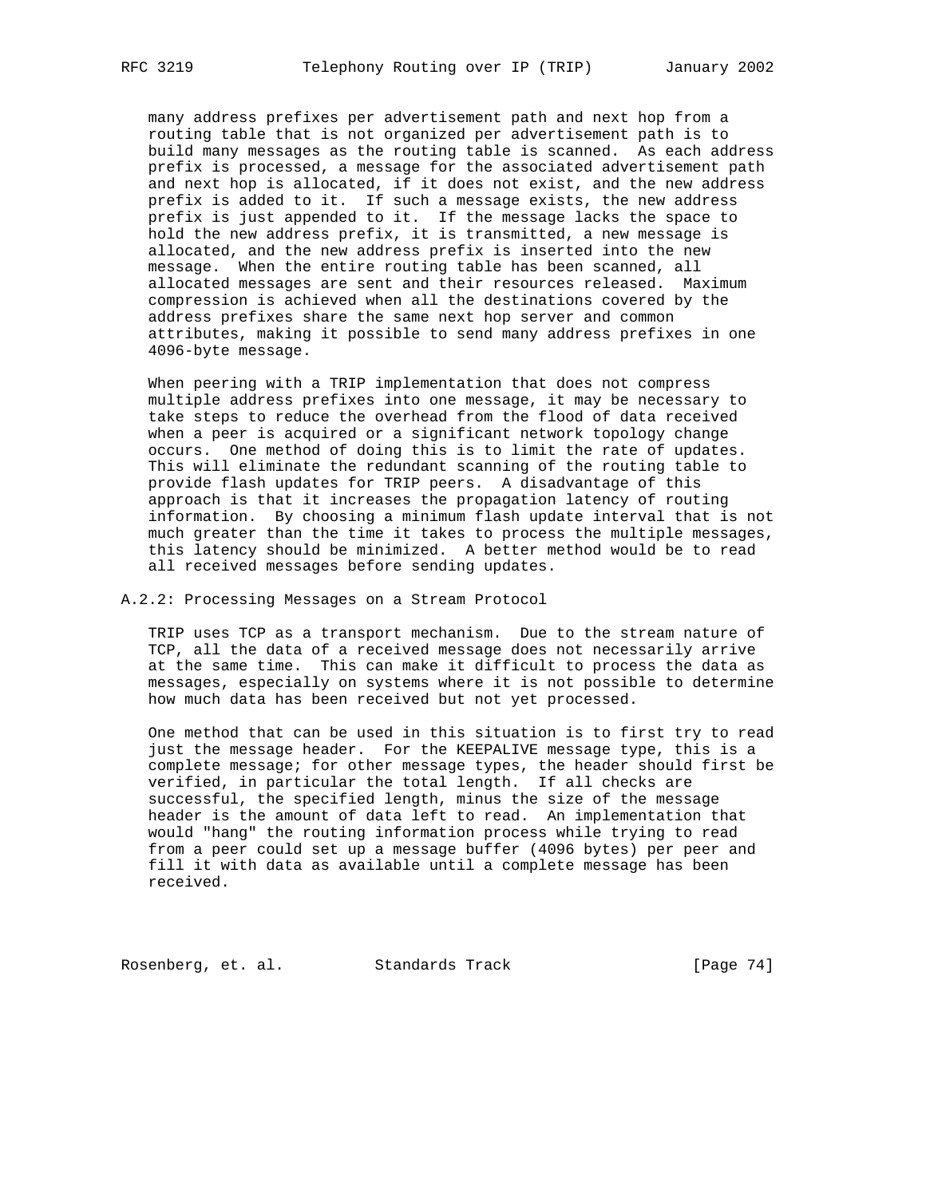many address prefixes per advertisement path and next hop from a routing table that is not organized per advertisement path is to build many messages as the routing table is scanned. As each address prefix is processed, a message for the associated advertisement path and next hop is allocated, if it does not exist, and the new address prefix is added to it. If such a message exists, the new address prefix is just appended to it. If the message lacks the space to hold the new address prefix, it is transmitted, a new message is allocated, and the new address prefix is inserted into the new message. When the entire routing table has been scanned, all allocated messages are sent and their resources released. Maximum compression is achieved when all the destinations covered by the address prefixes share the same next hop server and common attributes, making it possible to send many address prefixes in one 4096-byte message.

When peering with a TRIP implementation that does not compress multiple address prefixes into one message, it may be necessary to take steps to reduce the overhead from the flood of data received when a peer is acquired or a significant network topology change occurs. One method of doing this is to limit the rate of updates. This will eliminate the redundant scanning of the routing table to provide flash updates for TRIP peers. A disadvantage of this approach is that it increases the propagation latency of routing information. By choosing a minimum flash update interval that is not much greater than the time it takes to process the multiple messages, this latency should be minimized. A better method would be to read all received messages before sending updates.

### A.2.2: Processing Messages on a Stream Protocol

TRIP uses TCP as a transport mechanism. Due to the stream nature of TCP, all the data of a received message does not necessarily arrive at the same time. This can make it difficult to process the data as messages, especially on systems where it is not possible to determine how much data has been received but not yet processed.

One method that can be used in this situation is to first try to read just the message header. For the KEEPALIVE message type, this is a complete message; for other message types, the header should first be verified, in particular the total length. If all checks are successful, the specified length, minus the size of the message header is the amount of data left to read. An implementation that would "hang" the routing information process while trying to read from a peer could set up a message buffer (4096 bytes) per peer and fill it with data as available until a complete message has been received.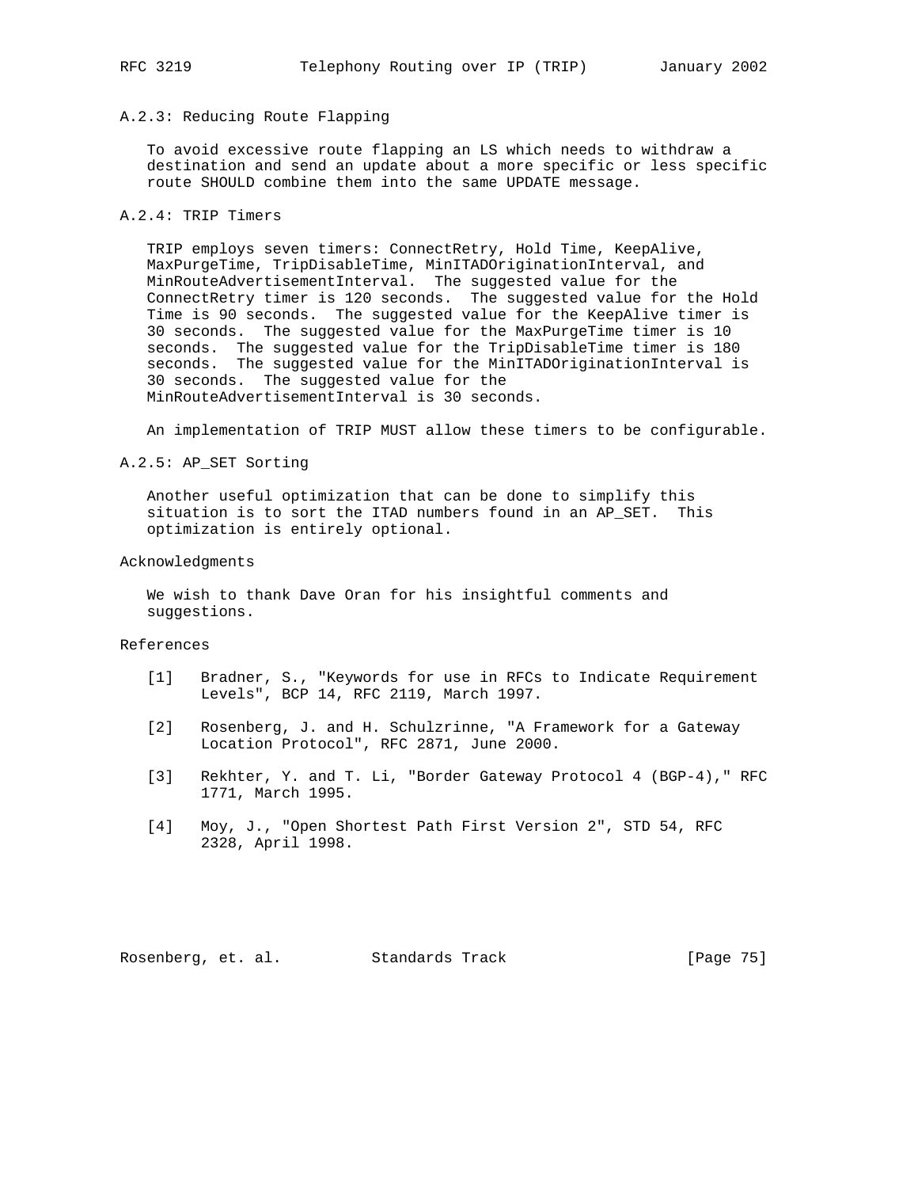### A.2.3: Reducing Route Flapping

To avoid excessive route flapping an LS which needs to withdraw a destination and send an update about a more specific or less specific route SHOULD combine them into the same UPDATE message.

### A.2.4: TRIP Timers

TRIP employs seven timers: ConnectRetry, Hold Time, KeepAlive, MaxPurgeTime, TripDisableTime, MinITADOriginationInterval, and MinRouteAdvertisementInterval. The suggested value for the ConnectRetry timer is 120 seconds. The suggested value for the Hold Time is 90 seconds. The suggested value for the KeepAlive timer is 30 seconds. The suggested value for the MaxPurgeTime timer is 10 seconds. The suggested value for the TripDisableTime timer is 180 seconds. The suggested value for the MinITADOriginationInterval is 30 seconds. The suggested value for the MinRouteAdvertisementInterval is 30 seconds.

An implementation of TRIP MUST allow these timers to be configurable.

### A.2.5: AP_SET Sorting

Another useful optimization that can be done to simplify this situation is to sort the ITAD numbers found in an AP_SET. This optimization is entirely optional.

## Acknowledgments

We wish to thank Dave Oran for his insightful comments and suggestions.

## References

[1] Bradner, S., "Keywords for use in RFCs to Indicate Requirement Levels", BCP 14, RFC 2119, March 1997.

[2] Rosenberg, J. and H. Schulzrinne, "A Framework for a Gateway Location Protocol", RFC 2871, June 2000.

[3] Rekhter, Y. and T. Li, "Border Gateway Protocol 4 (BGP-4)," RFC 1771, March 1995.

[4] Moy, J., "Open Shortest Path First Version 2", STD 54, RFC 2328, April 1998.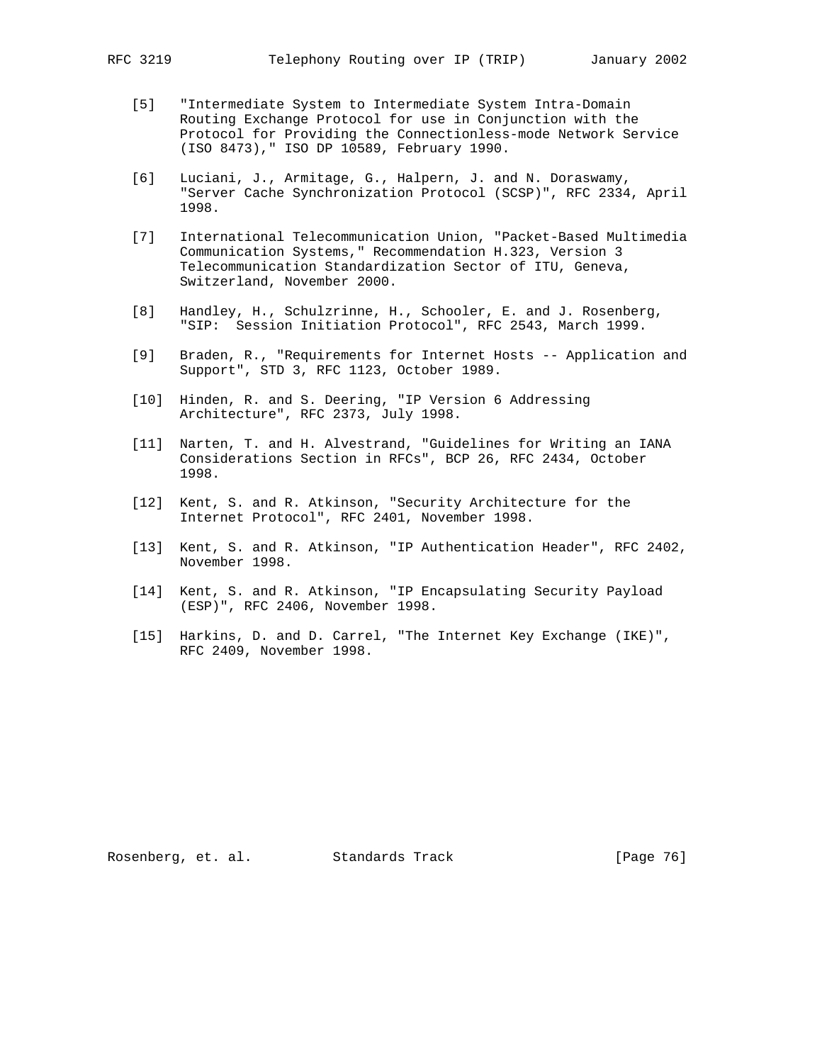[5] "Intermediate System to Intermediate System Intra-Domain Routing Exchange Protocol for use in Conjunction with the Protocol for Providing the Connectionless-mode Network Service (ISO 8473)," ISO DP 10589, February 1990.

[6] Luciani, J., Armitage, G., Halpern, J. and N. Doraswamy, "Server Cache Synchronization Protocol (SCSP)", RFC 2334, April 1998.

[7] International Telecommunication Union, "Packet-Based Multimedia Communication Systems," Recommendation H.323, Version 3 Telecommunication Standardization Sector of ITU, Geneva, Switzerland, November 2000.

[8] Handley, H., Schulzrinne, H., Schooler, E. and J. Rosenberg, "SIP: Session Initiation Protocol", RFC 2543, March 1999.

[9] Braden, R., "Requirements for Internet Hosts -- Application and Support", STD 3, RFC 1123, October 1989.

[10] Hinden, R. and S. Deering, "IP Version 6 Addressing Architecture", RFC 2373, July 1998.

[11] Narten, T. and H. Alvestrand, "Guidelines for Writing an IANA Considerations Section in RFCs", BCP 26, RFC 2434, October 1998.

[12] Kent, S. and R. Atkinson, "Security Architecture for the Internet Protocol", RFC 2401, November 1998.

[13] Kent, S. and R. Atkinson, "IP Authentication Header", RFC 2402, November 1998.

[14] Kent, S. and R. Atkinson, "IP Encapsulating Security Payload (ESP)", RFC 2406, November 1998.

[15] Harkins, D. and D. Carrel, "The Internet Key Exchange (IKE)", RFC 2409, November 1998.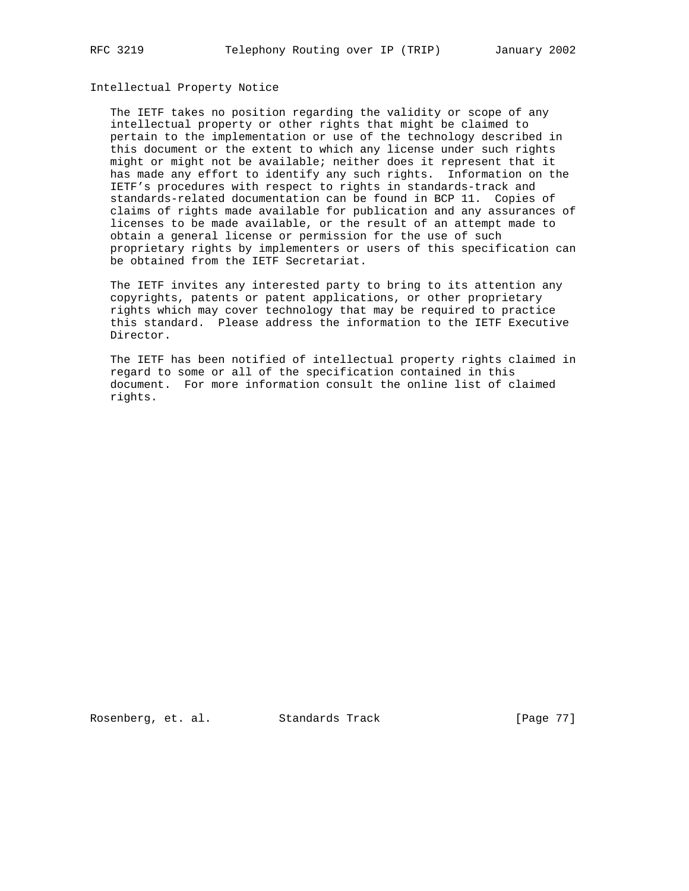## Intellectual Property Notice

The IETF takes no position regarding the validity or scope of any intellectual property or other rights that might be claimed to pertain to the implementation or use of the technology described in this document or the extent to which any license under such rights might or might not be available; neither does it represent that it has made any effort to identify any such rights. Information on the IETF's procedures with respect to rights in standards-track and standards-related documentation can be found in BCP 11. Copies of claims of rights made available for publication and any assurances of licenses to be made available, or the result of an attempt made to obtain a general license or permission for the use of such proprietary rights by implementers or users of this specification can be obtained from the IETF Secretariat.

The IETF invites any interested party to bring to its attention any copyrights, patents or patent applications, or other proprietary rights which may cover technology that may be required to practice this standard. Please address the information to the IETF Executive Director.

The IETF has been notified of intellectual property rights claimed in regard to some or all of the specification contained in this document. For more information consult the online list of claimed rights.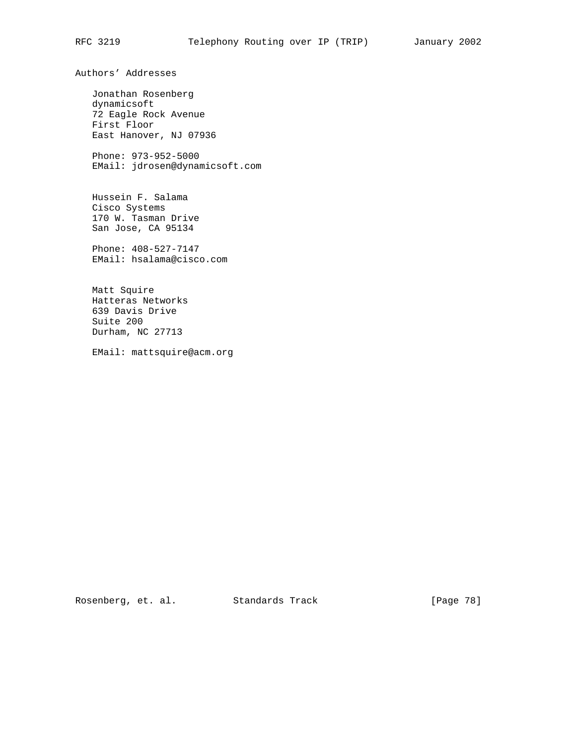## Authors' Addresses

Jonathan Rosenberg
dynamicsoft
72 Eagle Rock Avenue
First Floor
East Hanover, NJ 07936

Phone: 973-952-5000
EMail: jdrosen@dynamicsoft.com

Hussein F. Salama
Cisco Systems
170 W. Tasman Drive
San Jose, CA 95134

Phone: 408-527-7147
EMail: hsalama@cisco.com

Matt Squire
Hatteras Networks
639 Davis Drive
Suite 200
Durham, NC 27713

EMail: mattsquire@acm.org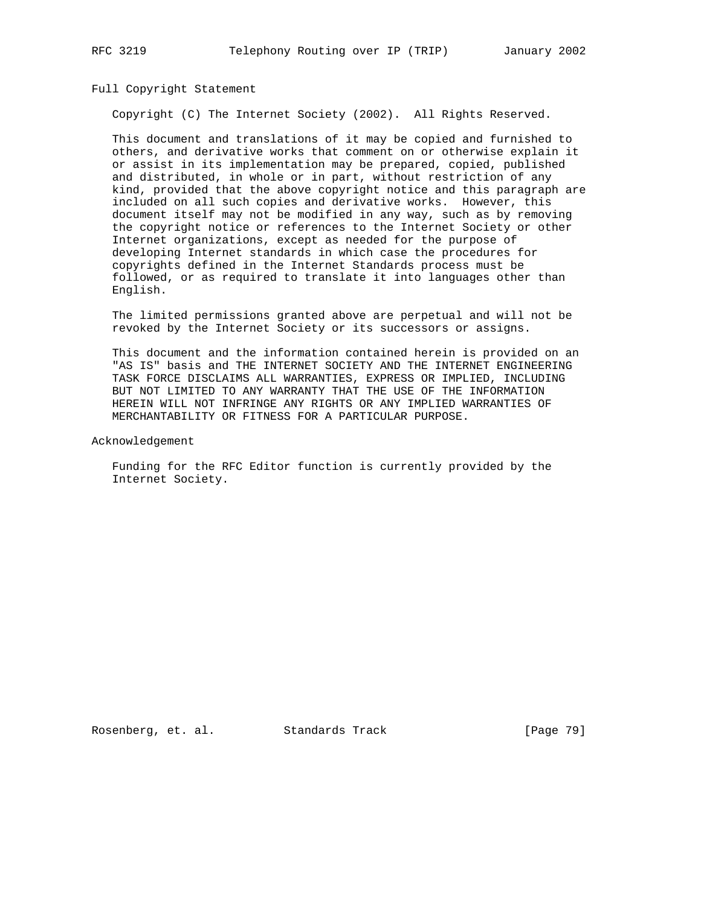## Full Copyright Statement

Copyright (C) The Internet Society (2002). All Rights Reserved.

This document and translations of it may be copied and furnished to others, and derivative works that comment on or otherwise explain it or assist in its implementation may be prepared, copied, published and distributed, in whole or in part, without restriction of any kind, provided that the above copyright notice and this paragraph are included on all such copies and derivative works. However, this document itself may not be modified in any way, such as by removing the copyright notice or references to the Internet Society or other Internet organizations, except as needed for the purpose of developing Internet standards in which case the procedures for copyrights defined in the Internet Standards process must be followed, or as required to translate it into languages other than English.

The limited permissions granted above are perpetual and will not be revoked by the Internet Society or its successors or assigns.

This document and the information contained herein is provided on an "AS IS" basis and THE INTERNET SOCIETY AND THE INTERNET ENGINEERING TASK FORCE DISCLAIMS ALL WARRANTIES, EXPRESS OR IMPLIED, INCLUDING BUT NOT LIMITED TO ANY WARRANTY THAT THE USE OF THE INFORMATION HEREIN WILL NOT INFRINGE ANY RIGHTS OR ANY IMPLIED WARRANTIES OF MERCHANTABILITY OR FITNESS FOR A PARTICULAR PURPOSE.

## Acknowledgement

Funding for the RFC Editor function is currently provided by the Internet Society.